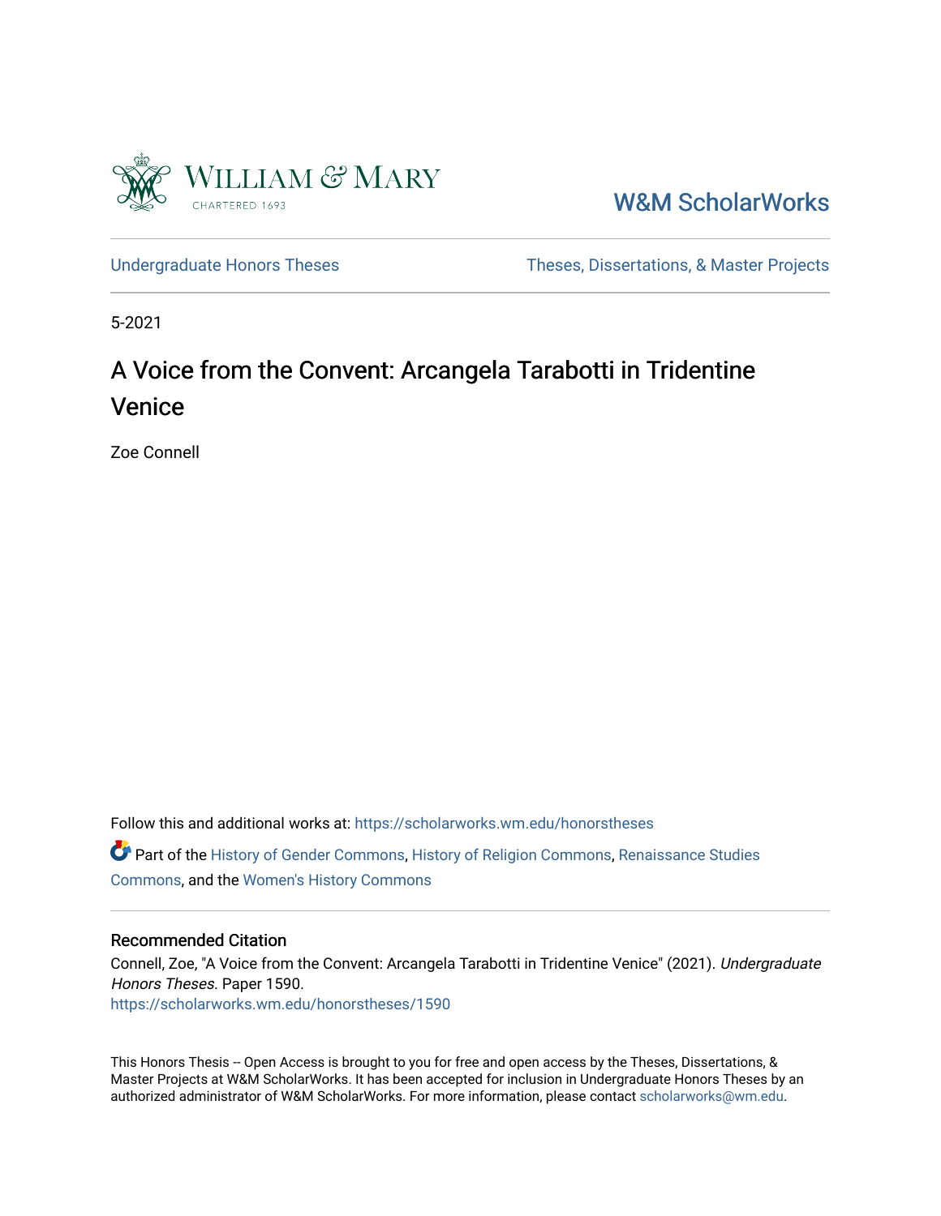William & Mary

CHARTERED 1693

W&M ScholarWorks

Undergraduate Honors Theses

Theses, Dissertations, & Master Projects

5-2021

# A Voice from the Convent: Arcangela Tarabotti in Tridentine Venice

Zoe Connell

Follow this and additional works at: https://scholarworks.wm.edu/honorstheses

Part of the History of Gender Commons, History of Religion Commons, Renaissance Studies Commons, and the Women's History Commons

## Recommended Citation

Connell, Zoe, "A Voice from the Convent: Arcangela Tarabotti in Tridentine Venice" (2021). *Undergraduate Honors Theses.* Paper 1590.
https://scholarworks.wm.edu/honorstheses/1590

This Honors Thesis -- Open Access is brought to you for free and open access by the Theses, Dissertations, & Master Projects at W&M ScholarWorks. It has been accepted for inclusion in Undergraduate Honors Theses by an authorized administrator of W&M ScholarWorks. For more information, please contact scholarworks@wm.edu.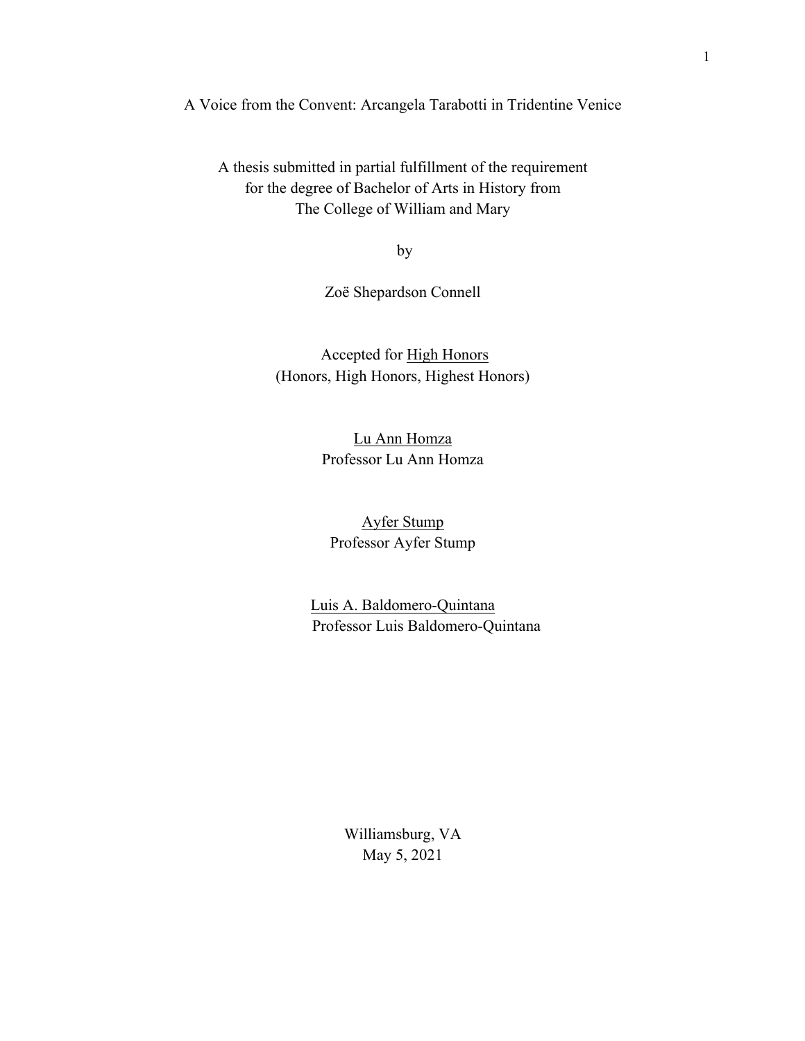A Voice from the Convent: Arcangela Tarabotti in Tridentine Venice

A thesis submitted in partial fulfillment of the requirement
for the degree of Bachelor of Arts in History from
The College of William and Mary

by

Zoë Shepardson Connell

Accepted for High Honors
(Honors, High Honors, Highest Honors)

Lu Ann Homza
Professor Lu Ann Homza

Ayfer Stump
Professor Ayfer Stump

Luis A. Baldomero-Quintana
Professor Luis Baldomero-Quintana

Williamsburg, VA
May 5, 2021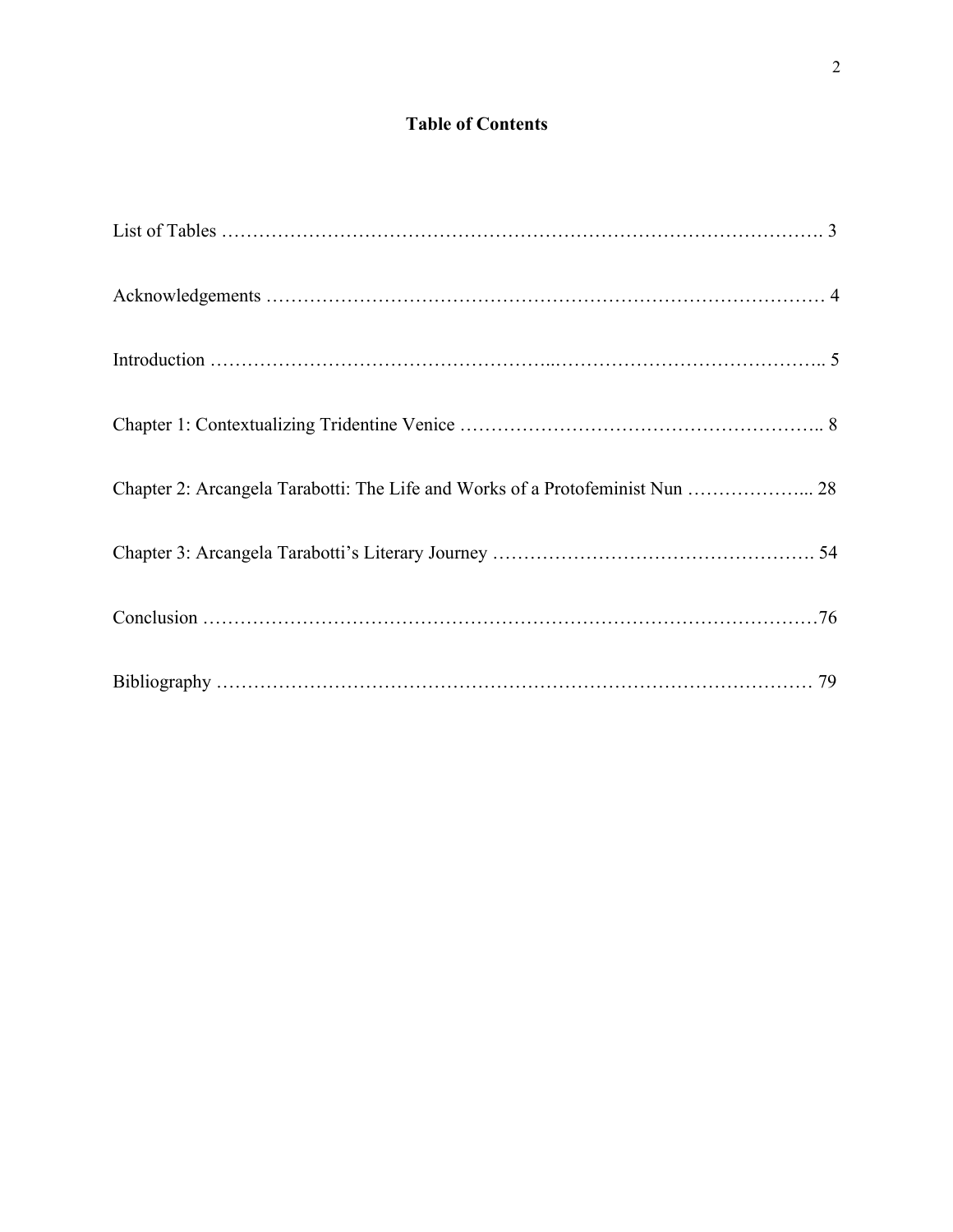# Table of Contents

List of Tables ………………………………………………………………………………. 3

Acknowledgements …………………………………………………………………………… 4

Introduction ……………………………………………...…………………………………….. 5

Chapter 1: Contextualizing Tridentine Venice ………………………………………………….. 8

Chapter 2: Arcangela Tarabotti: The Life and Works of a Protofeminist Nun ………………... 28

Chapter 3: Arcangela Tarabotti's Literary Journey ……………………………………………. 54

Conclusion ………………………………………………………………………………………76

Bibliography …………………………………………………………………………………… 79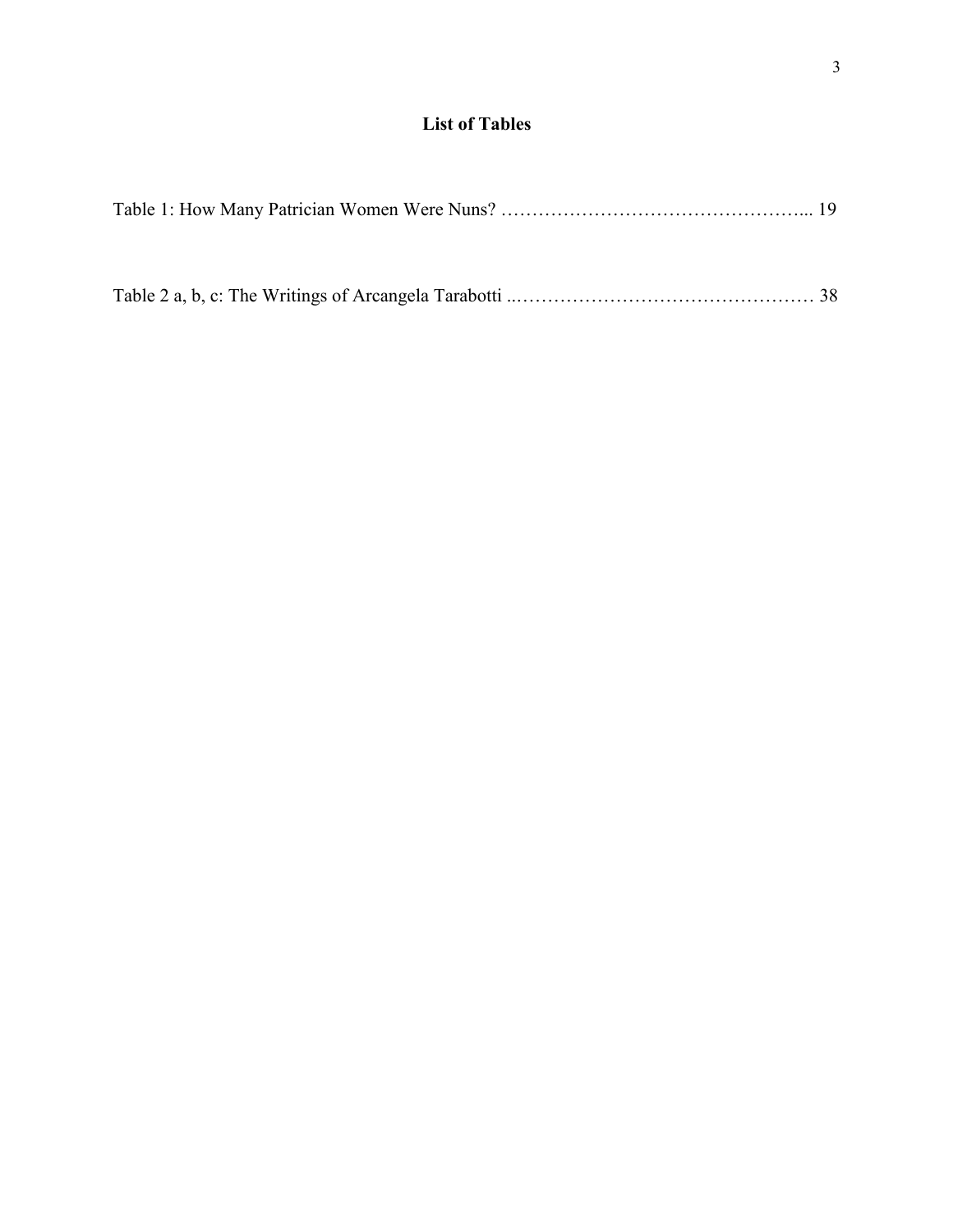## List of Tables

Table 1: How Many Patrician Women Were Nuns? ………………………………………….... 19

Table 2 a, b, c: The Writings of Arcangela Tarabotti ..………………………………………… 38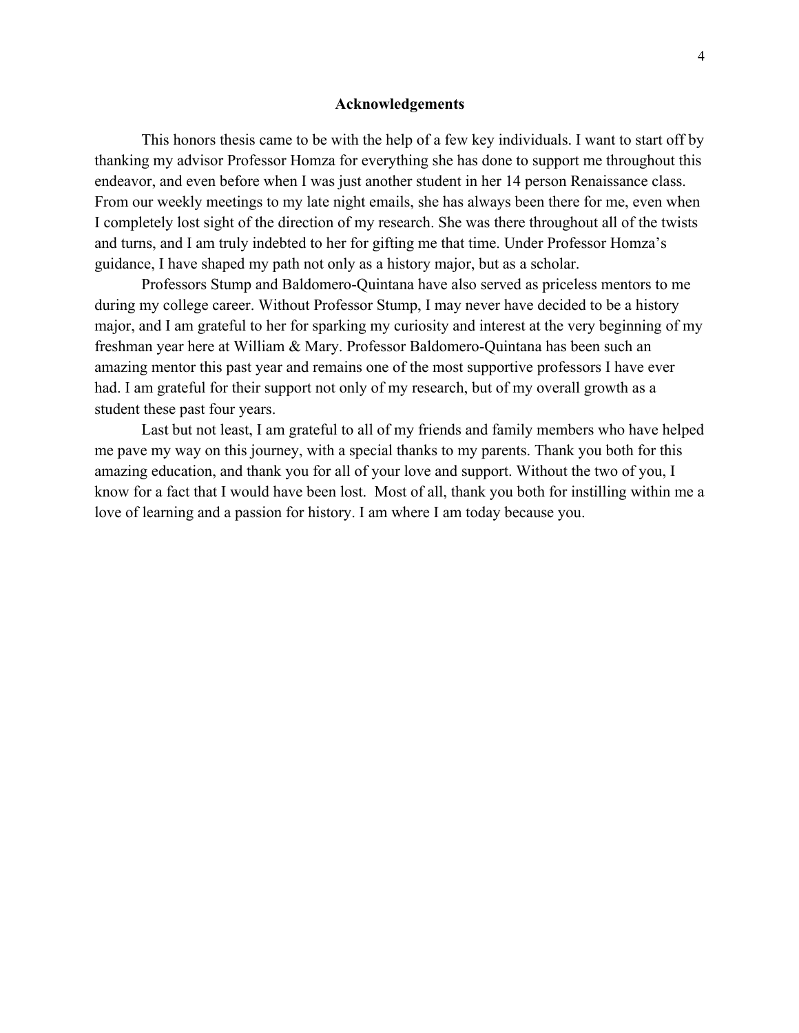# Acknowledgements

This honors thesis came to be with the help of a few key individuals. I want to start off by thanking my advisor Professor Homza for everything she has done to support me throughout this endeavor, and even before when I was just another student in her 14 person Renaissance class. From our weekly meetings to my late night emails, she has always been there for me, even when I completely lost sight of the direction of my research. She was there throughout all of the twists and turns, and I am truly indebted to her for gifting me that time. Under Professor Homza's guidance, I have shaped my path not only as a history major, but as a scholar.

Professors Stump and Baldomero-Quintana have also served as priceless mentors to me during my college career. Without Professor Stump, I may never have decided to be a history major, and I am grateful to her for sparking my curiosity and interest at the very beginning of my freshman year here at William & Mary. Professor Baldomero-Quintana has been such an amazing mentor this past year and remains one of the most supportive professors I have ever had. I am grateful for their support not only of my research, but of my overall growth as a student these past four years.

Last but not least, I am grateful to all of my friends and family members who have helped me pave my way on this journey, with a special thanks to my parents. Thank you both for this amazing education, and thank you for all of your love and support. Without the two of you, I know for a fact that I would have been lost. Most of all, thank you both for instilling within me a love of learning and a passion for history. I am where I am today because you.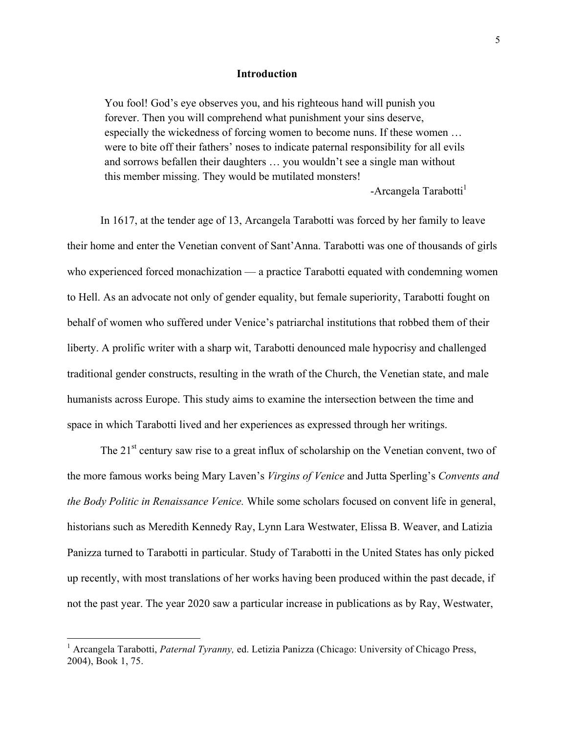## Introduction

> You fool! God's eye observes you, and his righteous hand will punish you forever. Then you will comprehend what punishment your sins deserve, especially the wickedness of forcing women to become nuns. If these women … were to bite off their fathers' noses to indicate paternal responsibility for all evils and sorrows befallen their daughters … you wouldn't see a single man without this member missing. They would be mutilated monsters!
>
> -Arcangela Tarabotti[1]

In 1617, at the tender age of 13, Arcangela Tarabotti was forced by her family to leave their home and enter the Venetian convent of Sant'Anna. Tarabotti was one of thousands of girls who experienced forced monachization — a practice Tarabotti equated with condemning women to Hell. As an advocate not only of gender equality, but female superiority, Tarabotti fought on behalf of women who suffered under Venice's patriarchal institutions that robbed them of their liberty. A prolific writer with a sharp wit, Tarabotti denounced male hypocrisy and challenged traditional gender constructs, resulting in the wrath of the Church, the Venetian state, and male humanists across Europe. This study aims to examine the intersection between the time and space in which Tarabotti lived and her experiences as expressed through her writings.

The 21st century saw rise to a great influx of scholarship on the Venetian convent, two of the more famous works being Mary Laven's *Virgins of Venice* and Jutta Sperling's *Convents and the Body Politic in Renaissance Venice.* While some scholars focused on convent life in general, historians such as Meredith Kennedy Ray, Lynn Lara Westwater, Elissa B. Weaver, and Latizia Panizza turned to Tarabotti in particular. Study of Tarabotti in the United States has only picked up recently, with most translations of her works having been produced within the past decade, if not the past year. The year 2020 saw a particular increase in publications as by Ray, Westwater,

---

[1] Arcangela Tarabotti, *Paternal Tyranny,* ed. Letizia Panizza (Chicago: University of Chicago Press, 2004), Book 1, 75.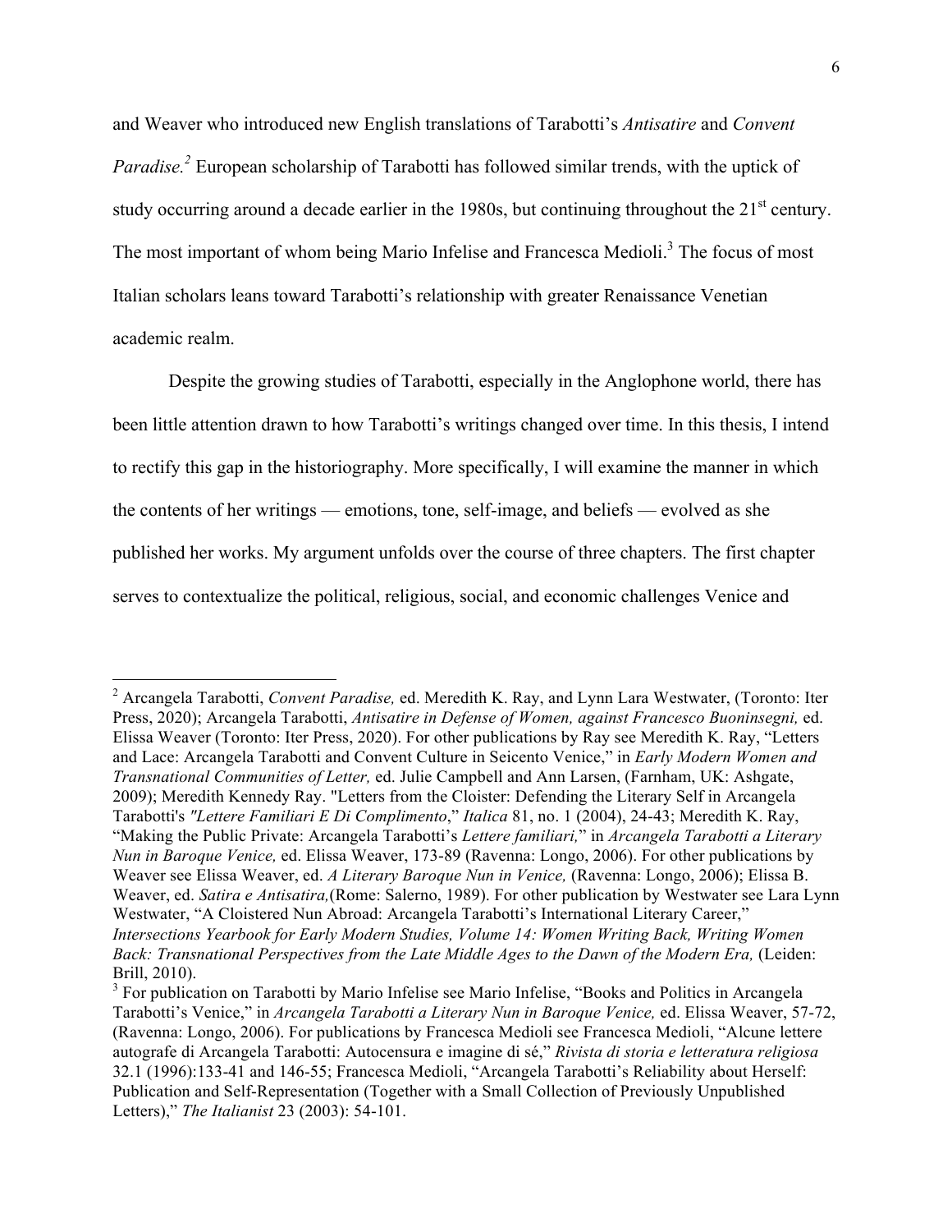and Weaver who introduced new English translations of Tarabotti's *Antisatire* and *Convent Paradise.*[2] European scholarship of Tarabotti has followed similar trends, with the uptick of study occurring around a decade earlier in the 1980s, but continuing throughout the 21st century. The most important of whom being Mario Infelise and Francesca Medioli.[3] The focus of most Italian scholars leans toward Tarabotti's relationship with greater Renaissance Venetian academic realm.

Despite the growing studies of Tarabotti, especially in the Anglophone world, there has been little attention drawn to how Tarabotti's writings changed over time. In this thesis, I intend to rectify this gap in the historiography. More specifically, I will examine the manner in which the contents of her writings — emotions, tone, self-image, and beliefs — evolved as she published her works. My argument unfolds over the course of three chapters. The first chapter serves to contextualize the political, religious, social, and economic challenges Venice and

---

[2] Arcangela Tarabotti, *Convent Paradise,* ed. Meredith K. Ray, and Lynn Lara Westwater, (Toronto: Iter Press, 2020); Arcangela Tarabotti, *Antisatire in Defense of Women, against Francesco Buoninsegni,* ed. Elissa Weaver (Toronto: Iter Press, 2020). For other publications by Ray see Meredith K. Ray, "Letters and Lace: Arcangela Tarabotti and Convent Culture in Seicento Venice," in *Early Modern Women and Transnational Communities of Letter,* ed. Julie Campbell and Ann Larsen, (Farnham, UK: Ashgate, 2009); Meredith Kennedy Ray. "Letters from the Cloister: Defending the Literary Self in Arcangela Tarabotti's *"Lettere Familiari E Di Complimento*," *Italica* 81, no. 1 (2004), 24-43; Meredith K. Ray, "Making the Public Private: Arcangela Tarabotti's *Lettere familiari,*" in *Arcangela Tarabotti a Literary Nun in Baroque Venice,* ed. Elissa Weaver, 173-89 (Ravenna: Longo, 2006). For other publications by Weaver see Elissa Weaver, ed. *A Literary Baroque Nun in Venice,* (Ravenna: Longo, 2006); Elissa B. Weaver, ed. *Satira e Antisatira,*(Rome: Salerno, 1989). For other publication by Westwater see Lara Lynn Westwater, "A Cloistered Nun Abroad: Arcangela Tarabotti's International Literary Career," *Intersections Yearbook for Early Modern Studies, Volume 14: Women Writing Back, Writing Women Back: Transnational Perspectives from the Late Middle Ages to the Dawn of the Modern Era,* (Leiden: Brill, 2010).

[3] For publication on Tarabotti by Mario Infelise see Mario Infelise, "Books and Politics in Arcangela Tarabotti's Venice," in *Arcangela Tarabotti a Literary Nun in Baroque Venice,* ed. Elissa Weaver, 57-72, (Ravenna: Longo, 2006). For publications by Francesca Medioli see Francesca Medioli, "Alcune lettere autografe di Arcangela Tarabotti: Autocensura e imagine di sé," *Rivista di storia e letteratura religiosa* 32.1 (1996):133-41 and 146-55; Francesca Medioli, "Arcangela Tarabotti's Reliability about Herself: Publication and Self-Representation (Together with a Small Collection of Previously Unpublished Letters)," *The Italianist* 23 (2003): 54-101.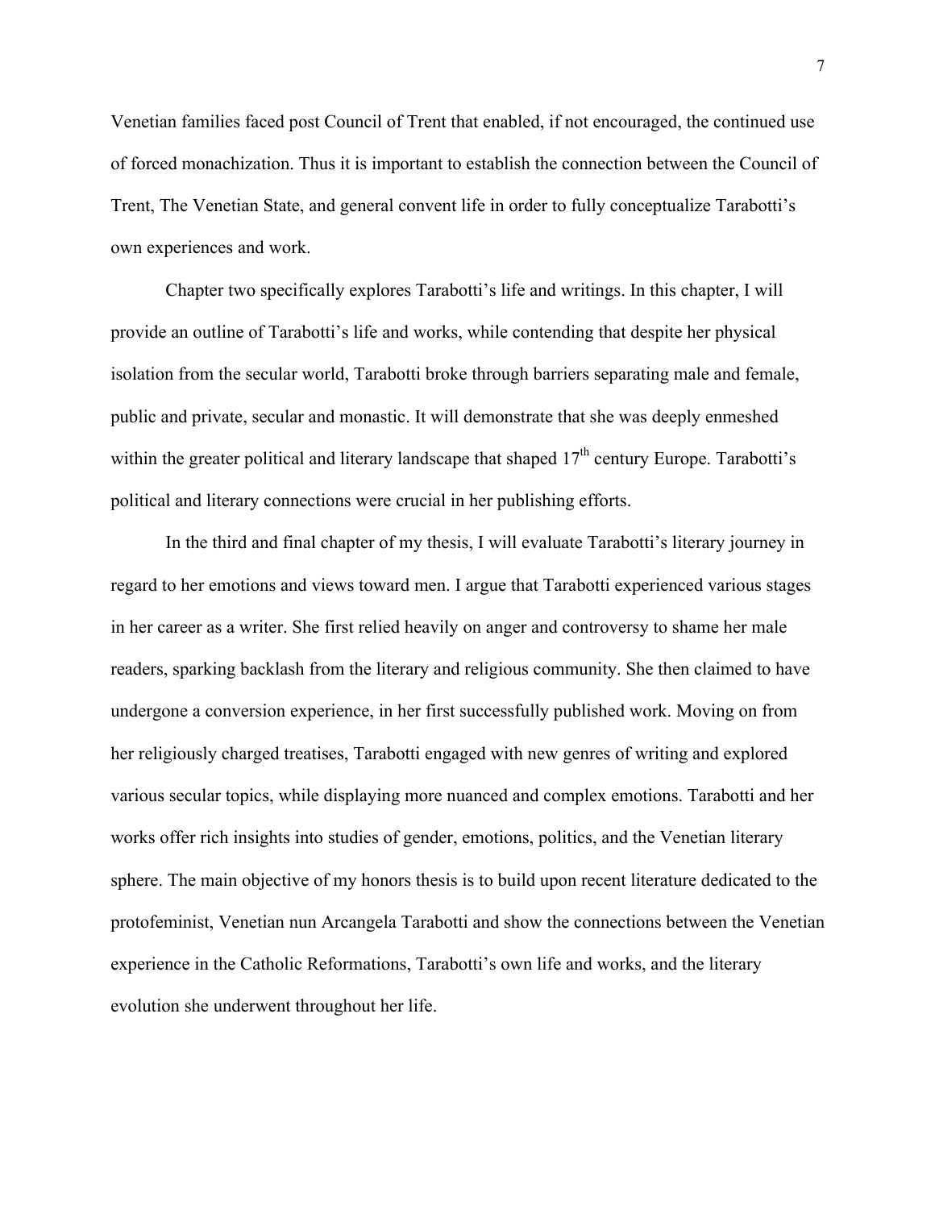Venetian families faced post Council of Trent that enabled, if not encouraged, the continued use of forced monachization. Thus it is important to establish the connection between the Council of Trent, The Venetian State, and general convent life in order to fully conceptualize Tarabotti's own experiences and work.

Chapter two specifically explores Tarabotti's life and writings. In this chapter, I will provide an outline of Tarabotti's life and works, while contending that despite her physical isolation from the secular world, Tarabotti broke through barriers separating male and female, public and private, secular and monastic. It will demonstrate that she was deeply enmeshed within the greater political and literary landscape that shaped 17th century Europe. Tarabotti's political and literary connections were crucial in her publishing efforts.

In the third and final chapter of my thesis, I will evaluate Tarabotti's literary journey in regard to her emotions and views toward men. I argue that Tarabotti experienced various stages in her career as a writer. She first relied heavily on anger and controversy to shame her male readers, sparking backlash from the literary and religious community. She then claimed to have undergone a conversion experience, in her first successfully published work. Moving on from her religiously charged treatises, Tarabotti engaged with new genres of writing and explored various secular topics, while displaying more nuanced and complex emotions. Tarabotti and her works offer rich insights into studies of gender, emotions, politics, and the Venetian literary sphere. The main objective of my honors thesis is to build upon recent literature dedicated to the protofeminist, Venetian nun Arcangela Tarabotti and show the connections between the Venetian experience in the Catholic Reformations, Tarabotti's own life and works, and the literary evolution she underwent throughout her life.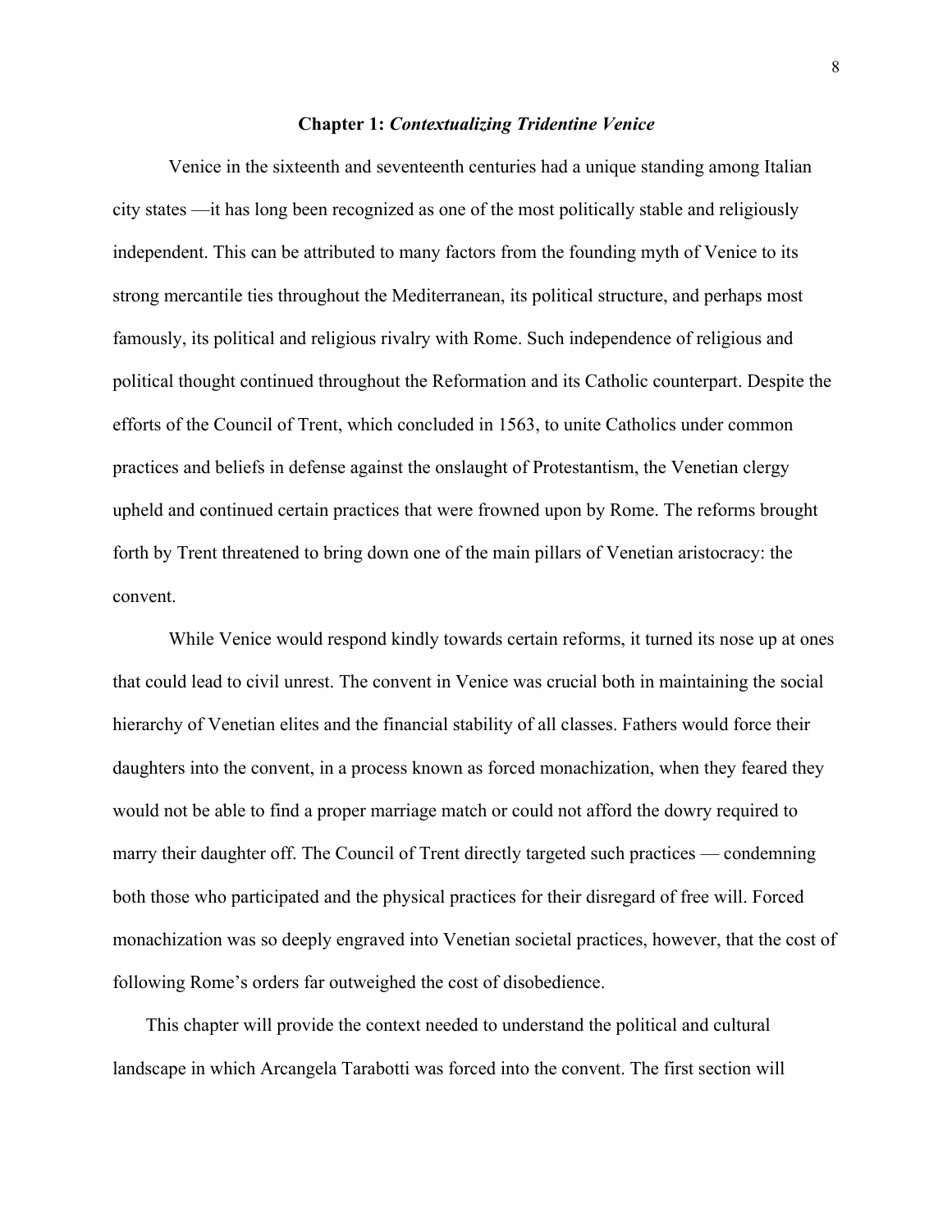# Chapter 1: *Contextualizing Tridentine Venice*

Venice in the sixteenth and seventeenth centuries had a unique standing among Italian city states —it has long been recognized as one of the most politically stable and religiously independent. This can be attributed to many factors from the founding myth of Venice to its strong mercantile ties throughout the Mediterranean, its political structure, and perhaps most famously, its political and religious rivalry with Rome. Such independence of religious and political thought continued throughout the Reformation and its Catholic counterpart. Despite the efforts of the Council of Trent, which concluded in 1563, to unite Catholics under common practices and beliefs in defense against the onslaught of Protestantism, the Venetian clergy upheld and continued certain practices that were frowned upon by Rome. The reforms brought forth by Trent threatened to bring down one of the main pillars of Venetian aristocracy: the convent.

While Venice would respond kindly towards certain reforms, it turned its nose up at ones that could lead to civil unrest. The convent in Venice was crucial both in maintaining the social hierarchy of Venetian elites and the financial stability of all classes. Fathers would force their daughters into the convent, in a process known as forced monachization, when they feared they would not be able to find a proper marriage match or could not afford the dowry required to marry their daughter off. The Council of Trent directly targeted such practices — condemning both those who participated and the physical practices for their disregard of free will. Forced monachization was so deeply engraved into Venetian societal practices, however, that the cost of following Rome's orders far outweighed the cost of disobedience.

This chapter will provide the context needed to understand the political and cultural landscape in which Arcangela Tarabotti was forced into the convent. The first section will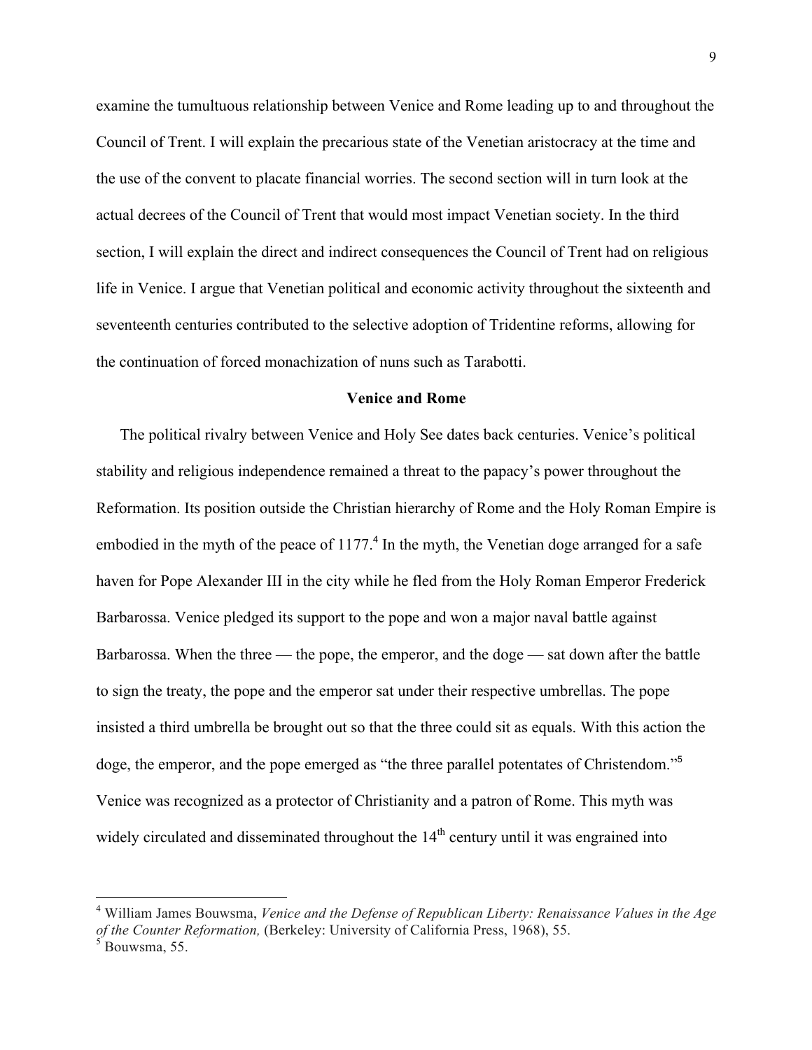examine the tumultuous relationship between Venice and Rome leading up to and throughout the Council of Trent. I will explain the precarious state of the Venetian aristocracy at the time and the use of the convent to placate financial worries. The second section will in turn look at the actual decrees of the Council of Trent that would most impact Venetian society. In the third section, I will explain the direct and indirect consequences the Council of Trent had on religious life in Venice. I argue that Venetian political and economic activity throughout the sixteenth and seventeenth centuries contributed to the selective adoption of Tridentine reforms, allowing for the continuation of forced monachization of nuns such as Tarabotti.

## Venice and Rome

The political rivalry between Venice and Holy See dates back centuries. Venice's political stability and religious independence remained a threat to the papacy's power throughout the Reformation. Its position outside the Christian hierarchy of Rome and the Holy Roman Empire is embodied in the myth of the peace of 1177.[4] In the myth, the Venetian doge arranged for a safe haven for Pope Alexander III in the city while he fled from the Holy Roman Emperor Frederick Barbarossa. Venice pledged its support to the pope and won a major naval battle against Barbarossa. When the three — the pope, the emperor, and the doge — sat down after the battle to sign the treaty, the pope and the emperor sat under their respective umbrellas. The pope insisted a third umbrella be brought out so that the three could sit as equals. With this action the doge, the emperor, and the pope emerged as "the three parallel potentates of Christendom."[5] Venice was recognized as a protector of Christianity and a patron of Rome. This myth was widely circulated and disseminated throughout the 14th century until it was engrained into

---

[4] William James Bouwsma, *Venice and the Defense of Republican Liberty: Renaissance Values in the Age of the Counter Reformation,* (Berkeley: University of California Press, 1968), 55.

[5] Bouwsma, 55.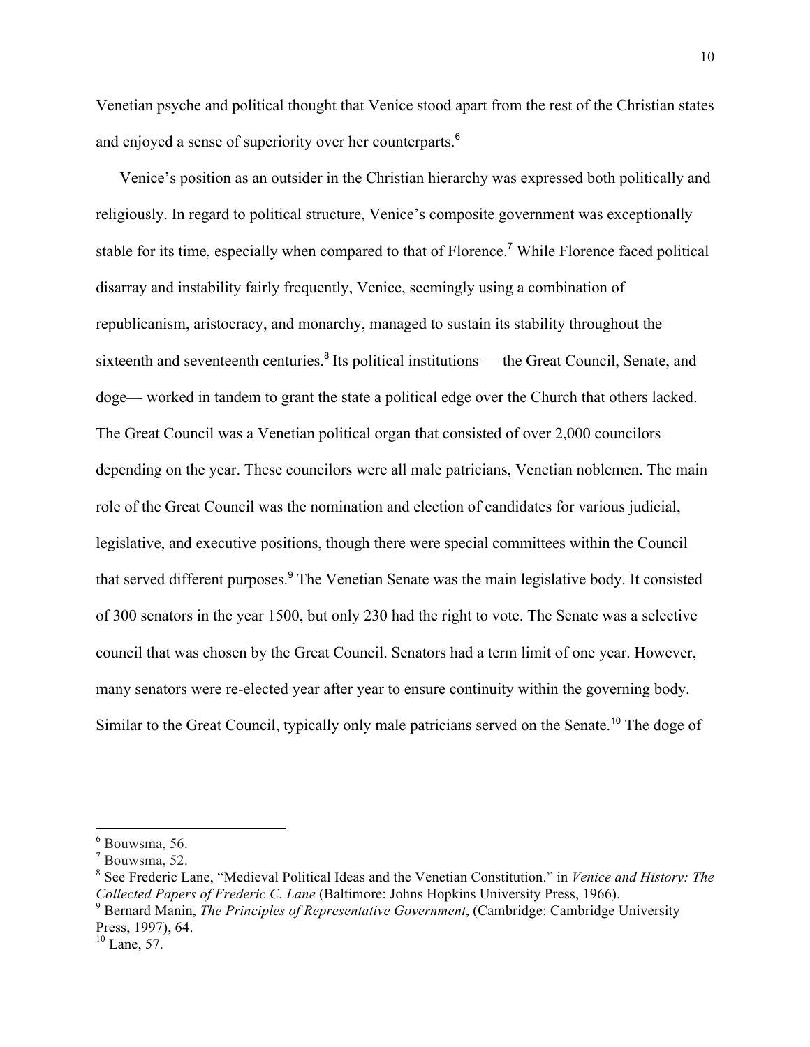Venetian psyche and political thought that Venice stood apart from the rest of the Christian states and enjoyed a sense of superiority over her counterparts.[6]

Venice's position as an outsider in the Christian hierarchy was expressed both politically and religiously. In regard to political structure, Venice's composite government was exceptionally stable for its time, especially when compared to that of Florence.[7] While Florence faced political disarray and instability fairly frequently, Venice, seemingly using a combination of republicanism, aristocracy, and monarchy, managed to sustain its stability throughout the sixteenth and seventeenth centuries.[8] Its political institutions — the Great Council, Senate, and doge— worked in tandem to grant the state a political edge over the Church that others lacked. The Great Council was a Venetian political organ that consisted of over 2,000 councilors depending on the year. These councilors were all male patricians, Venetian noblemen. The main role of the Great Council was the nomination and election of candidates for various judicial, legislative, and executive positions, though there were special committees within the Council that served different purposes.[9] The Venetian Senate was the main legislative body. It consisted of 300 senators in the year 1500, but only 230 had the right to vote. The Senate was a selective council that was chosen by the Great Council. Senators had a term limit of one year. However, many senators were re-elected year after year to ensure continuity within the governing body. Similar to the Great Council, typically only male patricians served on the Senate.[10] The doge of

---

[6] Bouwsma, 56.

[7] Bouwsma, 52.

[8] See Frederic Lane, "Medieval Political Ideas and the Venetian Constitution." in *Venice and History: The Collected Papers of Frederic C. Lane* (Baltimore: Johns Hopkins University Press, 1966).

[9] Bernard Manin, *The Principles of Representative Government*, (Cambridge: Cambridge University Press, 1997), 64.

[10] Lane, 57.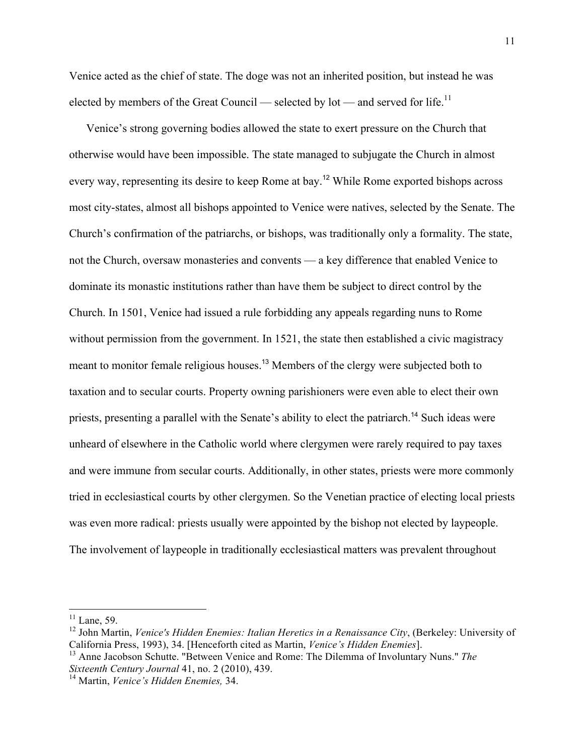Venice acted as the chief of state. The doge was not an inherited position, but instead he was elected by members of the Great Council — selected by lot — and served for life.[11]

Venice's strong governing bodies allowed the state to exert pressure on the Church that otherwise would have been impossible. The state managed to subjugate the Church in almost every way, representing its desire to keep Rome at bay.[12] While Rome exported bishops across most city-states, almost all bishops appointed to Venice were natives, selected by the Senate. The Church's confirmation of the patriarchs, or bishops, was traditionally only a formality. The state, not the Church, oversaw monasteries and convents — a key difference that enabled Venice to dominate its monastic institutions rather than have them be subject to direct control by the Church. In 1501, Venice had issued a rule forbidding any appeals regarding nuns to Rome without permission from the government. In 1521, the state then established a civic magistracy meant to monitor female religious houses.[13] Members of the clergy were subjected both to taxation and to secular courts. Property owning parishioners were even able to elect their own priests, presenting a parallel with the Senate's ability to elect the patriarch.[14] Such ideas were unheard of elsewhere in the Catholic world where clergymen were rarely required to pay taxes and were immune from secular courts. Additionally, in other states, priests were more commonly tried in ecclesiastical courts by other clergymen. So the Venetian practice of electing local priests was even more radical: priests usually were appointed by the bishop not elected by laypeople. The involvement of laypeople in traditionally ecclesiastical matters was prevalent throughout

---

[11] Lane, 59.

[12] John Martin, *Venice's Hidden Enemies: Italian Heretics in a Renaissance City*, (Berkeley: University of California Press, 1993), 34. [Henceforth cited as Martin, *Venice's Hidden Enemies*].

[13] Anne Jacobson Schutte. "Between Venice and Rome: The Dilemma of Involuntary Nuns." *The Sixteenth Century Journal* 41, no. 2 (2010), 439.

[14] Martin, *Venice's Hidden Enemies,* 34.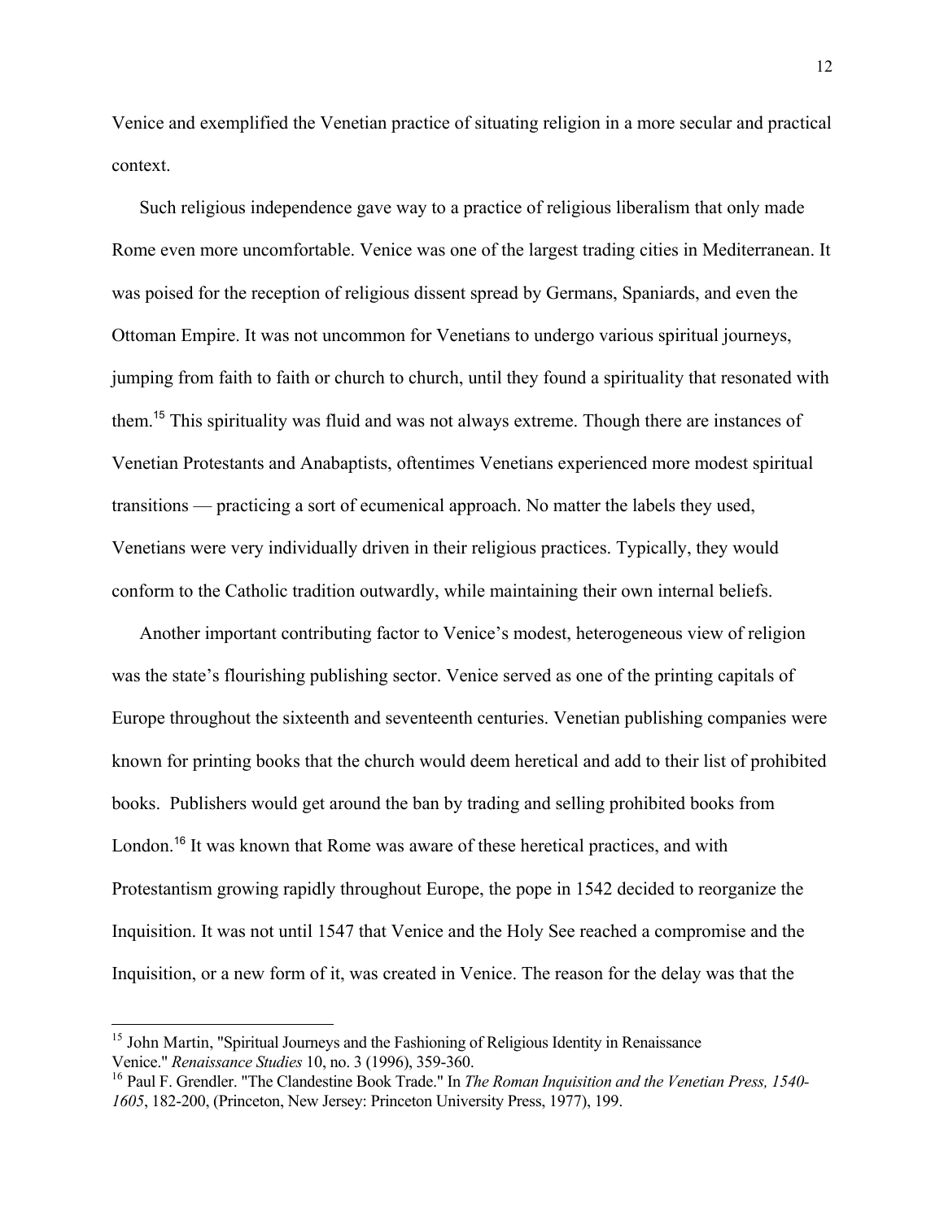Venice and exemplified the Venetian practice of situating religion in a more secular and practical context.

Such religious independence gave way to a practice of religious liberalism that only made Rome even more uncomfortable. Venice was one of the largest trading cities in Mediterranean. It was poised for the reception of religious dissent spread by Germans, Spaniards, and even the Ottoman Empire. It was not uncommon for Venetians to undergo various spiritual journeys, jumping from faith to faith or church to church, until they found a spirituality that resonated with them.[15] This spirituality was fluid and was not always extreme. Though there are instances of Venetian Protestants and Anabaptists, oftentimes Venetians experienced more modest spiritual transitions — practicing a sort of ecumenical approach. No matter the labels they used, Venetians were very individually driven in their religious practices. Typically, they would conform to the Catholic tradition outwardly, while maintaining their own internal beliefs.

Another important contributing factor to Venice's modest, heterogeneous view of religion was the state's flourishing publishing sector. Venice served as one of the printing capitals of Europe throughout the sixteenth and seventeenth centuries. Venetian publishing companies were known for printing books that the church would deem heretical and add to their list of prohibited books. Publishers would get around the ban by trading and selling prohibited books from London.[16] It was known that Rome was aware of these heretical practices, and with Protestantism growing rapidly throughout Europe, the pope in 1542 decided to reorganize the Inquisition. It was not until 1547 that Venice and the Holy See reached a compromise and the Inquisition, or a new form of it, was created in Venice. The reason for the delay was that the

---

[15] John Martin, "Spiritual Journeys and the Fashioning of Religious Identity in Renaissance Venice." *Renaissance Studies* 10, no. 3 (1996), 359-360.

[16] Paul F. Grendler. "The Clandestine Book Trade." In *The Roman Inquisition and the Venetian Press, 1540-1605*, 182-200, (Princeton, New Jersey: Princeton University Press, 1977), 199.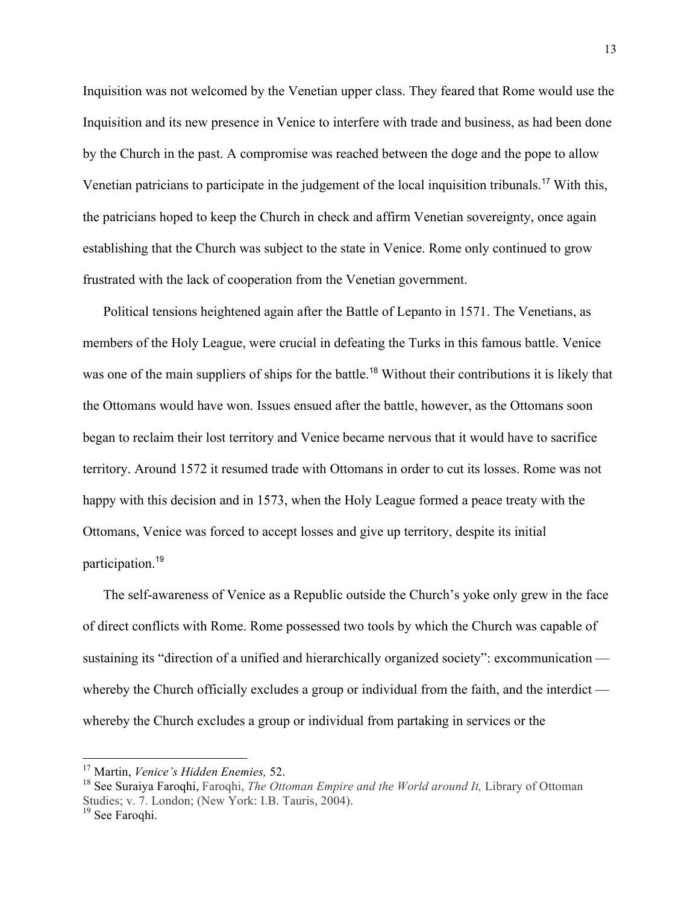Inquisition was not welcomed by the Venetian upper class. They feared that Rome would use the Inquisition and its new presence in Venice to interfere with trade and business, as had been done by the Church in the past. A compromise was reached between the doge and the pope to allow Venetian patricians to participate in the judgement of the local inquisition tribunals.[17] With this, the patricians hoped to keep the Church in check and affirm Venetian sovereignty, once again establishing that the Church was subject to the state in Venice. Rome only continued to grow frustrated with the lack of cooperation from the Venetian government.

Political tensions heightened again after the Battle of Lepanto in 1571. The Venetians, as members of the Holy League, were crucial in defeating the Turks in this famous battle. Venice was one of the main suppliers of ships for the battle.[18] Without their contributions it is likely that the Ottomans would have won. Issues ensued after the battle, however, as the Ottomans soon began to reclaim their lost territory and Venice became nervous that it would have to sacrifice territory. Around 1572 it resumed trade with Ottomans in order to cut its losses. Rome was not happy with this decision and in 1573, when the Holy League formed a peace treaty with the Ottomans, Venice was forced to accept losses and give up territory, despite its initial participation.[19]

The self-awareness of Venice as a Republic outside the Church's yoke only grew in the face of direct conflicts with Rome. Rome possessed two tools by which the Church was capable of sustaining its "direction of a unified and hierarchically organized society": excommunication — whereby the Church officially excludes a group or individual from the faith, and the interdict — whereby the Church excludes a group or individual from partaking in services or the

---

[17] Martin, *Venice's Hidden Enemies,* 52.

[18] See Suraiya Faroqhi, Faroqhi, *The Ottoman Empire and the World around It,* Library of Ottoman Studies; v. 7. London; (New York: I.B. Tauris, 2004).

[19] See Faroqhi.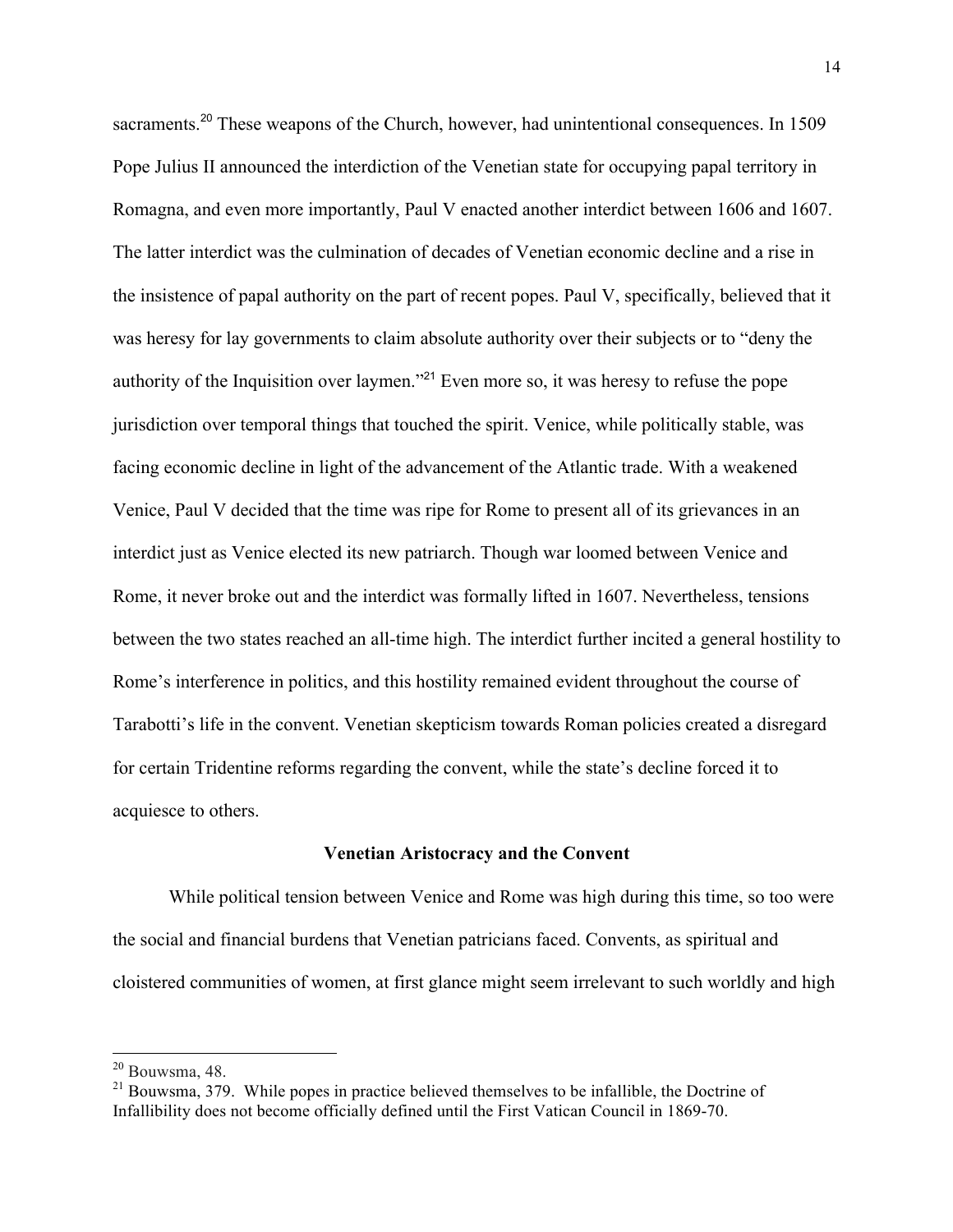sacraments.[20] These weapons of the Church, however, had unintentional consequences. In 1509 Pope Julius II announced the interdiction of the Venetian state for occupying papal territory in Romagna, and even more importantly, Paul V enacted another interdict between 1606 and 1607. The latter interdict was the culmination of decades of Venetian economic decline and a rise in the insistence of papal authority on the part of recent popes. Paul V, specifically, believed that it was heresy for lay governments to claim absolute authority over their subjects or to "deny the authority of the Inquisition over laymen."[21] Even more so, it was heresy to refuse the pope jurisdiction over temporal things that touched the spirit. Venice, while politically stable, was facing economic decline in light of the advancement of the Atlantic trade. With a weakened Venice, Paul V decided that the time was ripe for Rome to present all of its grievances in an interdict just as Venice elected its new patriarch. Though war loomed between Venice and Rome, it never broke out and the interdict was formally lifted in 1607. Nevertheless, tensions between the two states reached an all-time high. The interdict further incited a general hostility to Rome's interference in politics, and this hostility remained evident throughout the course of Tarabotti's life in the convent. Venetian skepticism towards Roman policies created a disregard for certain Tridentine reforms regarding the convent, while the state's decline forced it to acquiesce to others.

### Venetian Aristocracy and the Convent

While political tension between Venice and Rome was high during this time, so too were the social and financial burdens that Venetian patricians faced. Convents, as spiritual and cloistered communities of women, at first glance might seem irrelevant to such worldly and high

---

[20] Bouwsma, 48.

[21] Bouwsma, 379. While popes in practice believed themselves to be infallible, the Doctrine of Infallibility does not become officially defined until the First Vatican Council in 1869-70.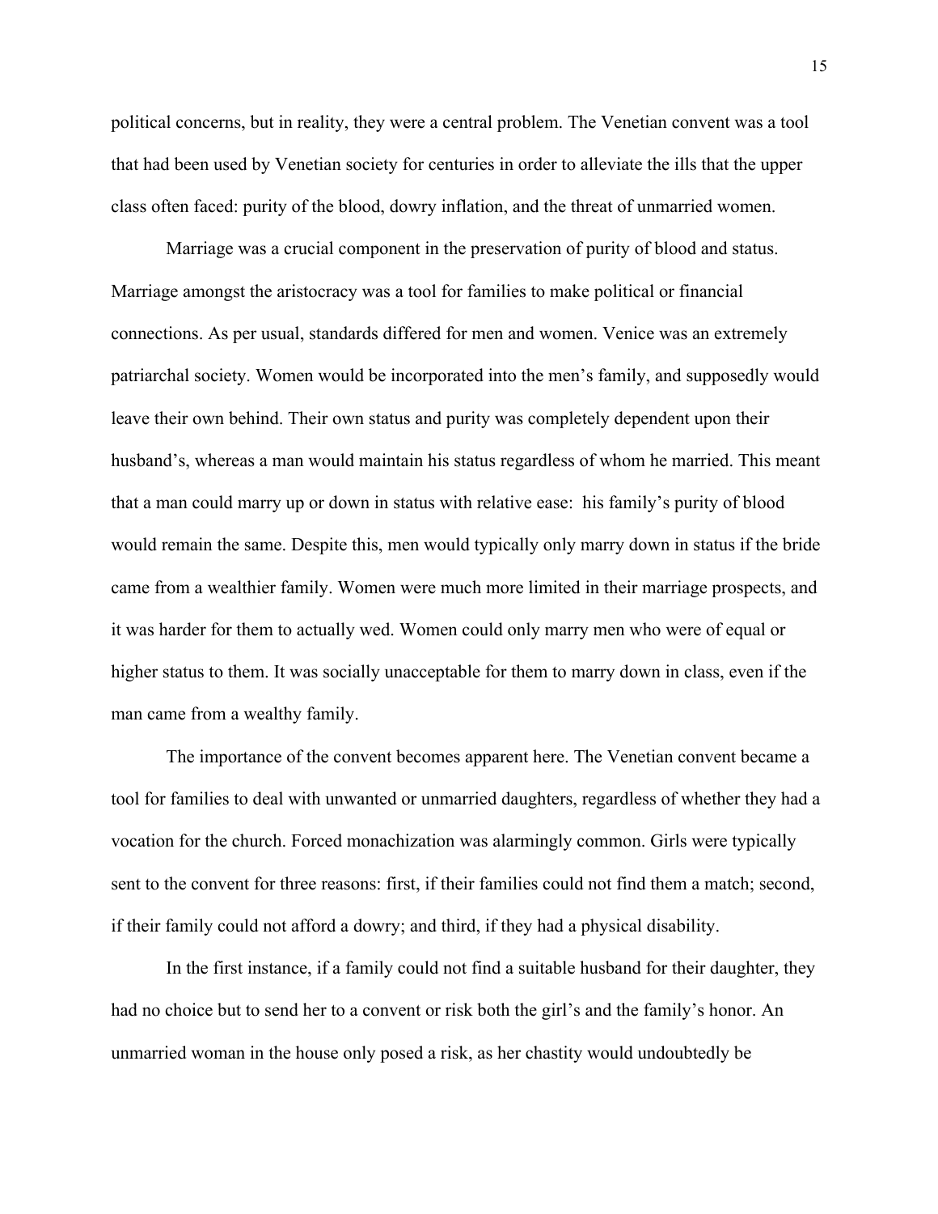political concerns, but in reality, they were a central problem. The Venetian convent was a tool that had been used by Venetian society for centuries in order to alleviate the ills that the upper class often faced: purity of the blood, dowry inflation, and the threat of unmarried women.

Marriage was a crucial component in the preservation of purity of blood and status. Marriage amongst the aristocracy was a tool for families to make political or financial connections. As per usual, standards differed for men and women. Venice was an extremely patriarchal society. Women would be incorporated into the men's family, and supposedly would leave their own behind. Their own status and purity was completely dependent upon their husband's, whereas a man would maintain his status regardless of whom he married. This meant that a man could marry up or down in status with relative ease: his family's purity of blood would remain the same. Despite this, men would typically only marry down in status if the bride came from a wealthier family. Women were much more limited in their marriage prospects, and it was harder for them to actually wed. Women could only marry men who were of equal or higher status to them. It was socially unacceptable for them to marry down in class, even if the man came from a wealthy family.

The importance of the convent becomes apparent here. The Venetian convent became a tool for families to deal with unwanted or unmarried daughters, regardless of whether they had a vocation for the church. Forced monachization was alarmingly common. Girls were typically sent to the convent for three reasons: first, if their families could not find them a match; second, if their family could not afford a dowry; and third, if they had a physical disability.

In the first instance, if a family could not find a suitable husband for their daughter, they had no choice but to send her to a convent or risk both the girl's and the family's honor. An unmarried woman in the house only posed a risk, as her chastity would undoubtedly be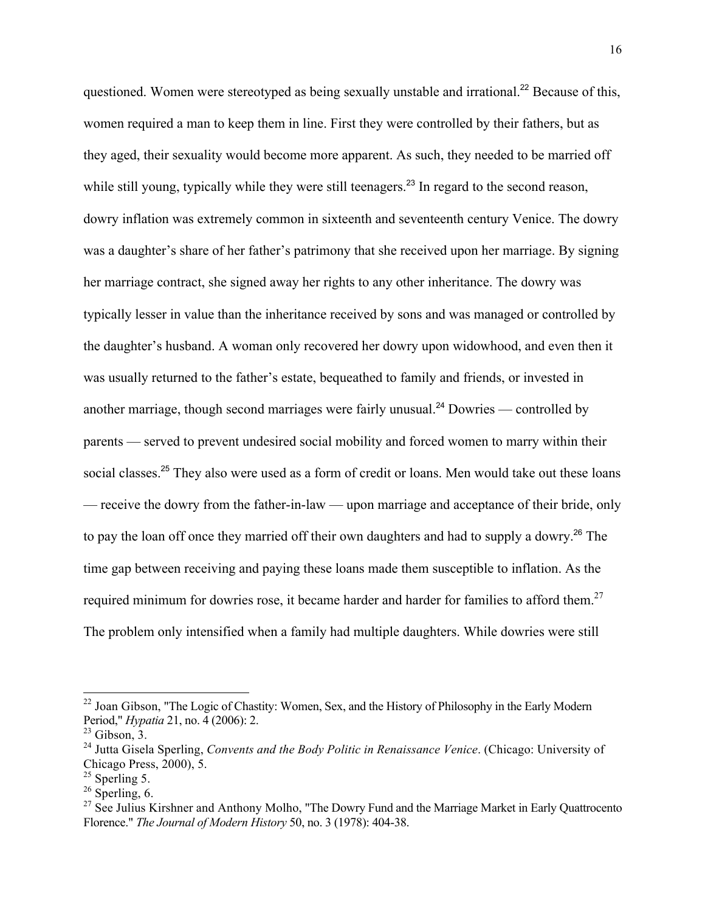questioned. Women were stereotyped as being sexually unstable and irrational.[22] Because of this, women required a man to keep them in line. First they were controlled by their fathers, but as they aged, their sexuality would become more apparent. As such, they needed to be married off while still young, typically while they were still teenagers.[23] In regard to the second reason, dowry inflation was extremely common in sixteenth and seventeenth century Venice. The dowry was a daughter's share of her father's patrimony that she received upon her marriage. By signing her marriage contract, she signed away her rights to any other inheritance. The dowry was typically lesser in value than the inheritance received by sons and was managed or controlled by the daughter's husband. A woman only recovered her dowry upon widowhood, and even then it was usually returned to the father's estate, bequeathed to family and friends, or invested in another marriage, though second marriages were fairly unusual.[24] Dowries — controlled by parents — served to prevent undesired social mobility and forced women to marry within their social classes.[25] They also were used as a form of credit or loans. Men would take out these loans — receive the dowry from the father-in-law — upon marriage and acceptance of their bride, only to pay the loan off once they married off their own daughters and had to supply a dowry.[26] The time gap between receiving and paying these loans made them susceptible to inflation. As the required minimum for dowries rose, it became harder and harder for families to afford them.[27] The problem only intensified when a family had multiple daughters. While dowries were still

---

[22] Joan Gibson, "The Logic of Chastity: Women, Sex, and the History of Philosophy in the Early Modern Period," *Hypatia* 21, no. 4 (2006): 2.

[23] Gibson, 3.

[24] Jutta Gisela Sperling, *Convents and the Body Politic in Renaissance Venice*. (Chicago: University of Chicago Press, 2000), 5.

[25] Sperling 5.

[26] Sperling, 6.

[27] See Julius Kirshner and Anthony Molho, "The Dowry Fund and the Marriage Market in Early Quattrocento Florence." *The Journal of Modern History* 50, no. 3 (1978): 404-38.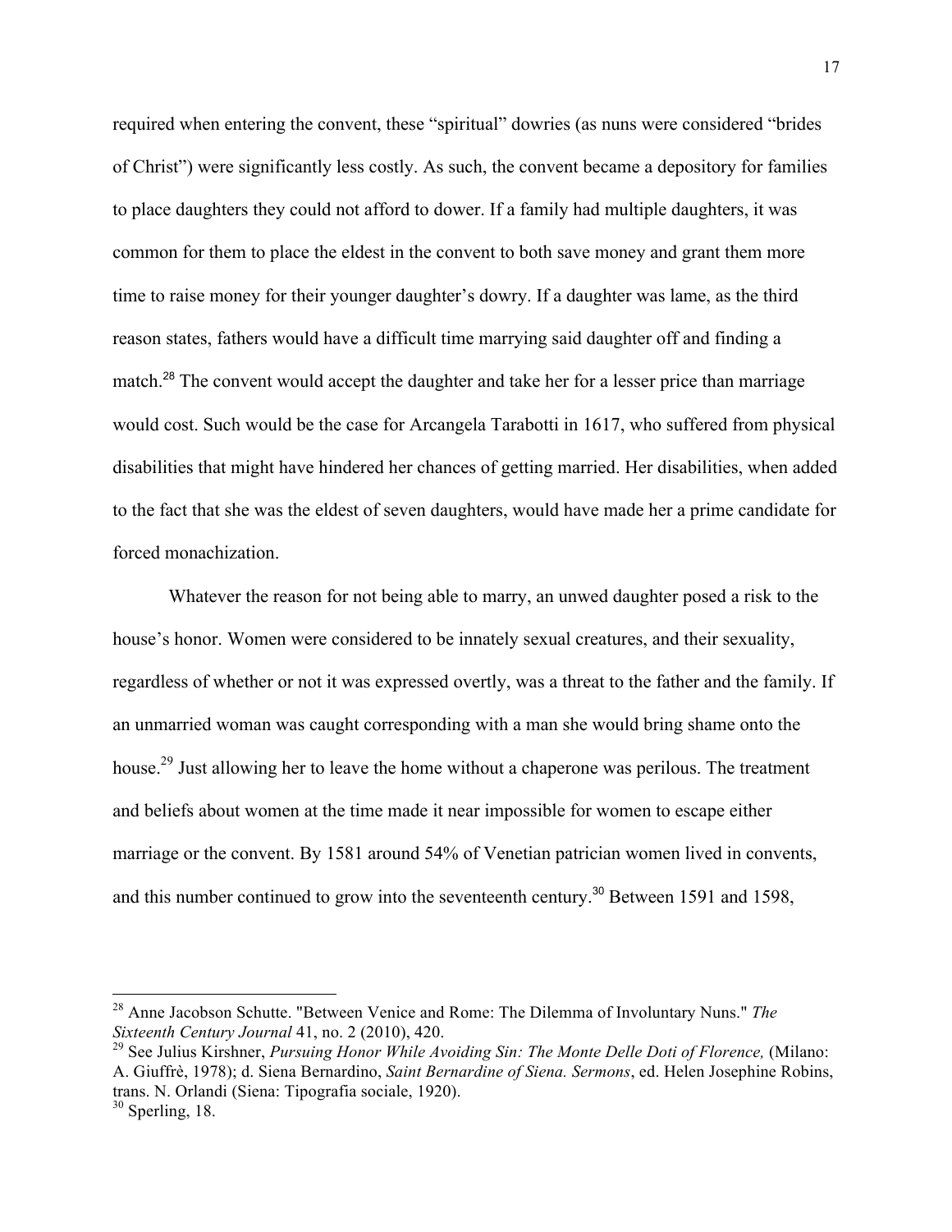required when entering the convent, these "spiritual" dowries (as nuns were considered "brides of Christ") were significantly less costly. As such, the convent became a depository for families to place daughters they could not afford to dower. If a family had multiple daughters, it was common for them to place the eldest in the convent to both save money and grant them more time to raise money for their younger daughter's dowry. If a daughter was lame, as the third reason states, fathers would have a difficult time marrying said daughter off and finding a match.[28] The convent would accept the daughter and take her for a lesser price than marriage would cost. Such would be the case for Arcangela Tarabotti in 1617, who suffered from physical disabilities that might have hindered her chances of getting married. Her disabilities, when added to the fact that she was the eldest of seven daughters, would have made her a prime candidate for forced monachization.

Whatever the reason for not being able to marry, an unwed daughter posed a risk to the house's honor. Women were considered to be innately sexual creatures, and their sexuality, regardless of whether or not it was expressed overtly, was a threat to the father and the family. If an unmarried woman was caught corresponding with a man she would bring shame onto the house.[29] Just allowing her to leave the home without a chaperone was perilous. The treatment and beliefs about women at the time made it near impossible for women to escape either marriage or the convent. By 1581 around 54% of Venetian patrician women lived in convents, and this number continued to grow into the seventeenth century.[30] Between 1591 and 1598,

---

[28] Anne Jacobson Schutte. "Between Venice and Rome: The Dilemma of Involuntary Nuns." *The Sixteenth Century Journal* 41, no. 2 (2010), 420.

[29] See Julius Kirshner, *Pursuing Honor While Avoiding Sin: The Monte Delle Doti of Florence,* (Milano: A. Giuffrè, 1978); d. Siena Bernardino, *Saint Bernardine of Siena. Sermons*, ed. Helen Josephine Robins, trans. N. Orlandi (Siena: Tipografia sociale, 1920).

[30] Sperling, 18.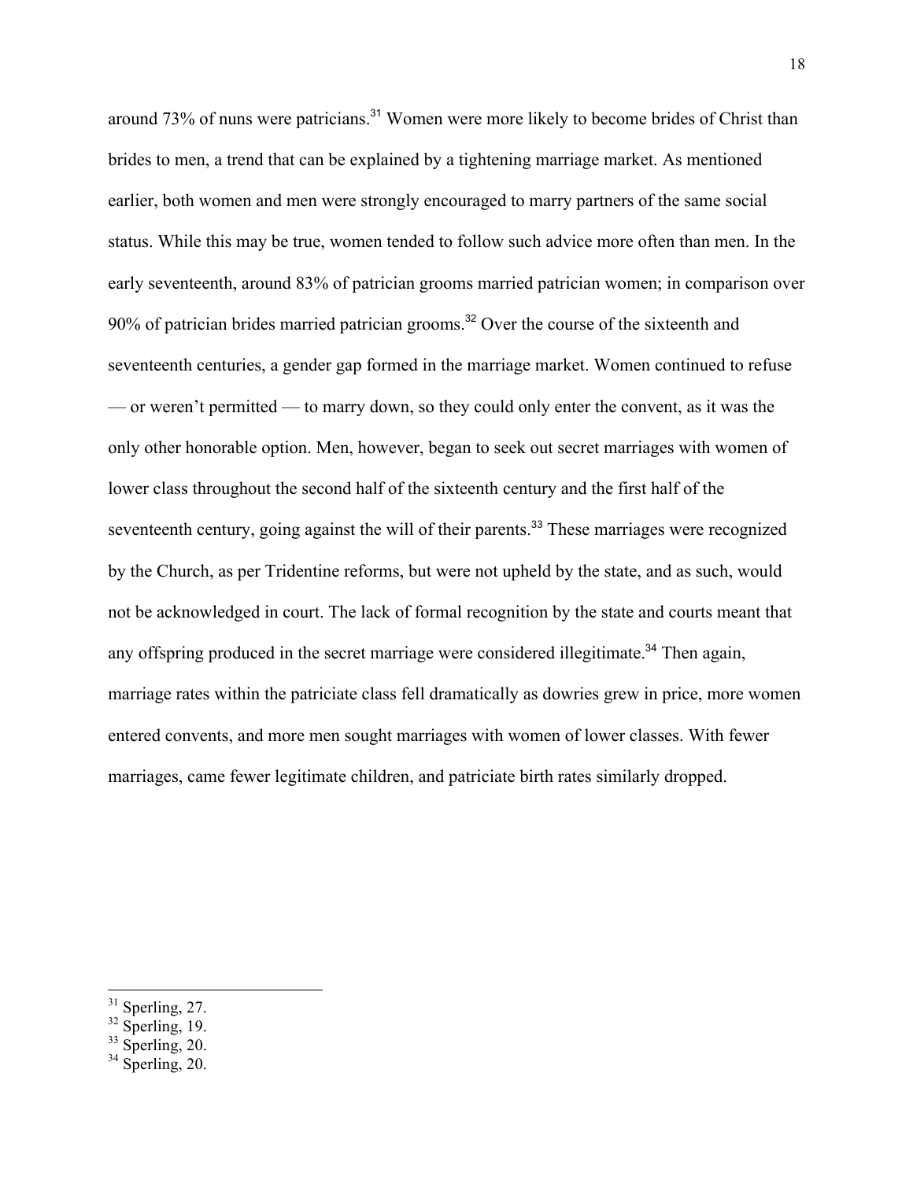around 73% of nuns were patricians.[31] Women were more likely to become brides of Christ than brides to men, a trend that can be explained by a tightening marriage market. As mentioned earlier, both women and men were strongly encouraged to marry partners of the same social status. While this may be true, women tended to follow such advice more often than men. In the early seventeenth, around 83% of patrician grooms married patrician women; in comparison over 90% of patrician brides married patrician grooms.[32] Over the course of the sixteenth and seventeenth centuries, a gender gap formed in the marriage market. Women continued to refuse — or weren't permitted — to marry down, so they could only enter the convent, as it was the only other honorable option. Men, however, began to seek out secret marriages with women of lower class throughout the second half of the sixteenth century and the first half of the seventeenth century, going against the will of their parents.[33] These marriages were recognized by the Church, as per Tridentine reforms, but were not upheld by the state, and as such, would not be acknowledged in court. The lack of formal recognition by the state and courts meant that any offspring produced in the secret marriage were considered illegitimate.[34] Then again, marriage rates within the patriciate class fell dramatically as dowries grew in price, more women entered convents, and more men sought marriages with women of lower classes. With fewer marriages, came fewer legitimate children, and patriciate birth rates similarly dropped.

---

[31] Sperling, 27.
[32] Sperling, 19.
[33] Sperling, 20.
[34] Sperling, 20.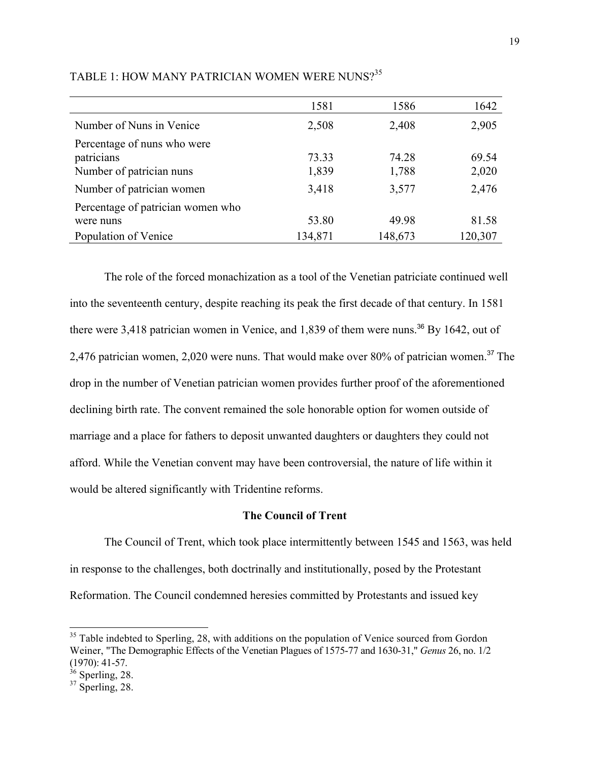TABLE 1: HOW MANY PATRICIAN WOMEN WERE NUNS?[35]

| | 1581 | 1586 | 1642 |
|---|---|---|---|
| Number of Nuns in Venice | 2,508 | 2,408 | 2,905 |
| Percentage of nuns who were patricians | 73.33 | 74.28 | 69.54 |
| Number of patrician nuns | 1,839 | 1,788 | 2,020 |
| Number of patrician women | 3,418 | 3,577 | 2,476 |
| Percentage of patrician women who were nuns | 53.80 | 49.98 | 81.58 |
| Population of Venice | 134,871 | 148,673 | 120,307 |

The role of the forced monachization as a tool of the Venetian patriciate continued well into the seventeenth century, despite reaching its peak the first decade of that century. In 1581 there were 3,418 patrician women in Venice, and 1,839 of them were nuns.[36] By 1642, out of 2,476 patrician women, 2,020 were nuns. That would make over 80% of patrician women.[37] The drop in the number of Venetian patrician women provides further proof of the aforementioned declining birth rate. The convent remained the sole honorable option for women outside of marriage and a place for fathers to deposit unwanted daughters or daughters they could not afford. While the Venetian convent may have been controversial, the nature of life within it would be altered significantly with Tridentine reforms.

## The Council of Trent

The Council of Trent, which took place intermittently between 1545 and 1563, was held in response to the challenges, both doctrinally and institutionally, posed by the Protestant Reformation. The Council condemned heresies committed by Protestants and issued key

---

[35] Table indebted to Sperling, 28, with additions on the population of Venice sourced from Gordon Weiner, "The Demographic Effects of the Venetian Plagues of 1575-77 and 1630-31," *Genus* 26, no. 1/2 (1970): 41-57.

[36] Sperling, 28.

[37] Sperling, 28.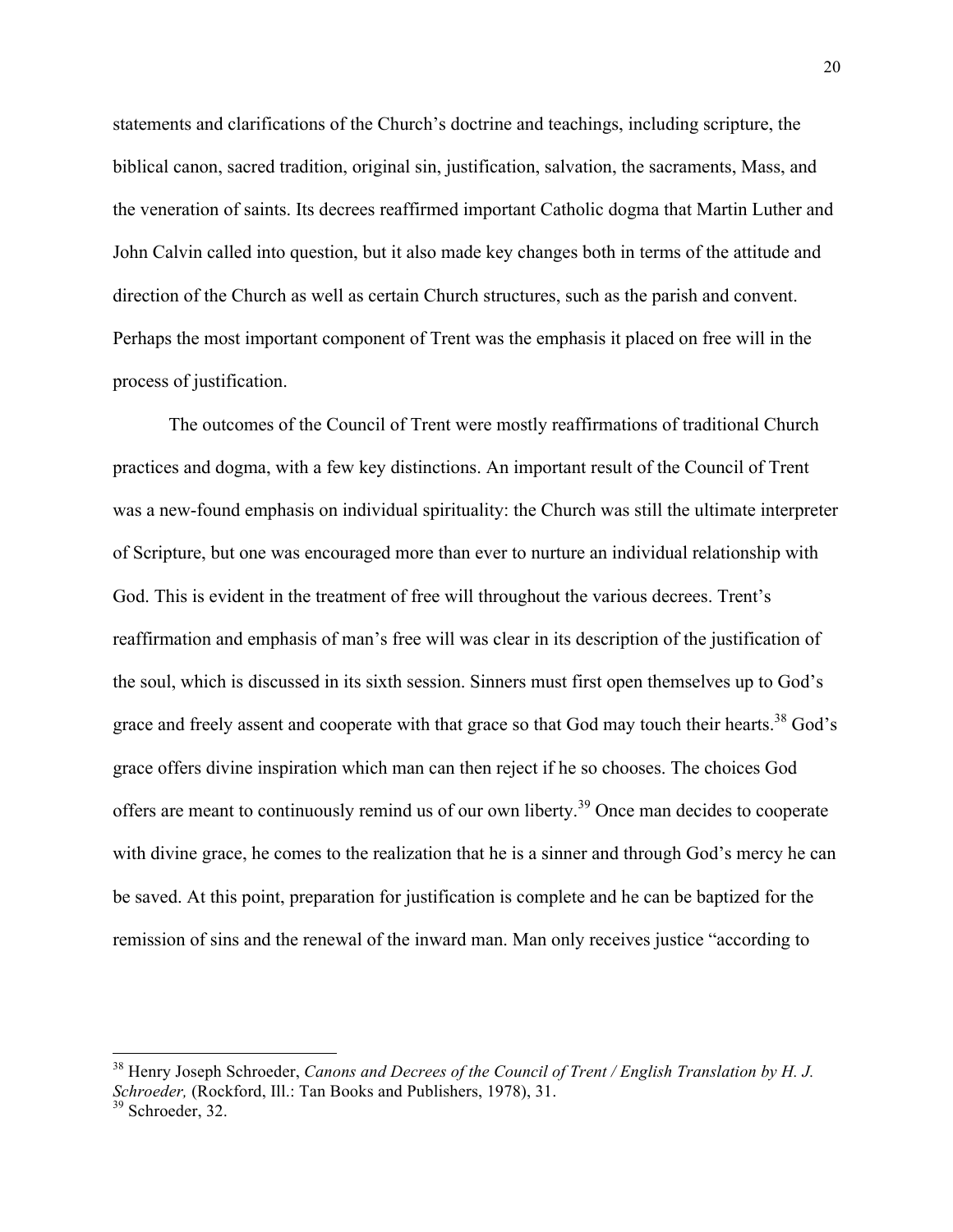statements and clarifications of the Church's doctrine and teachings, including scripture, the biblical canon, sacred tradition, original sin, justification, salvation, the sacraments, Mass, and the veneration of saints. Its decrees reaffirmed important Catholic dogma that Martin Luther and John Calvin called into question, but it also made key changes both in terms of the attitude and direction of the Church as well as certain Church structures, such as the parish and convent. Perhaps the most important component of Trent was the emphasis it placed on free will in the process of justification.

The outcomes of the Council of Trent were mostly reaffirmations of traditional Church practices and dogma, with a few key distinctions. An important result of the Council of Trent was a new-found emphasis on individual spirituality: the Church was still the ultimate interpreter of Scripture, but one was encouraged more than ever to nurture an individual relationship with God. This is evident in the treatment of free will throughout the various decrees. Trent's reaffirmation and emphasis of man's free will was clear in its description of the justification of the soul, which is discussed in its sixth session. Sinners must first open themselves up to God's grace and freely assent and cooperate with that grace so that God may touch their hearts.[38] God's grace offers divine inspiration which man can then reject if he so chooses. The choices God offers are meant to continuously remind us of our own liberty.[39] Once man decides to cooperate with divine grace, he comes to the realization that he is a sinner and through God's mercy he can be saved. At this point, preparation for justification is complete and he can be baptized for the remission of sins and the renewal of the inward man. Man only receives justice "according to

---

[38] Henry Joseph Schroeder, *Canons and Decrees of the Council of Trent / English Translation by H. J. Schroeder,* (Rockford, Ill.: Tan Books and Publishers, 1978), 31.

[39] Schroeder, 32.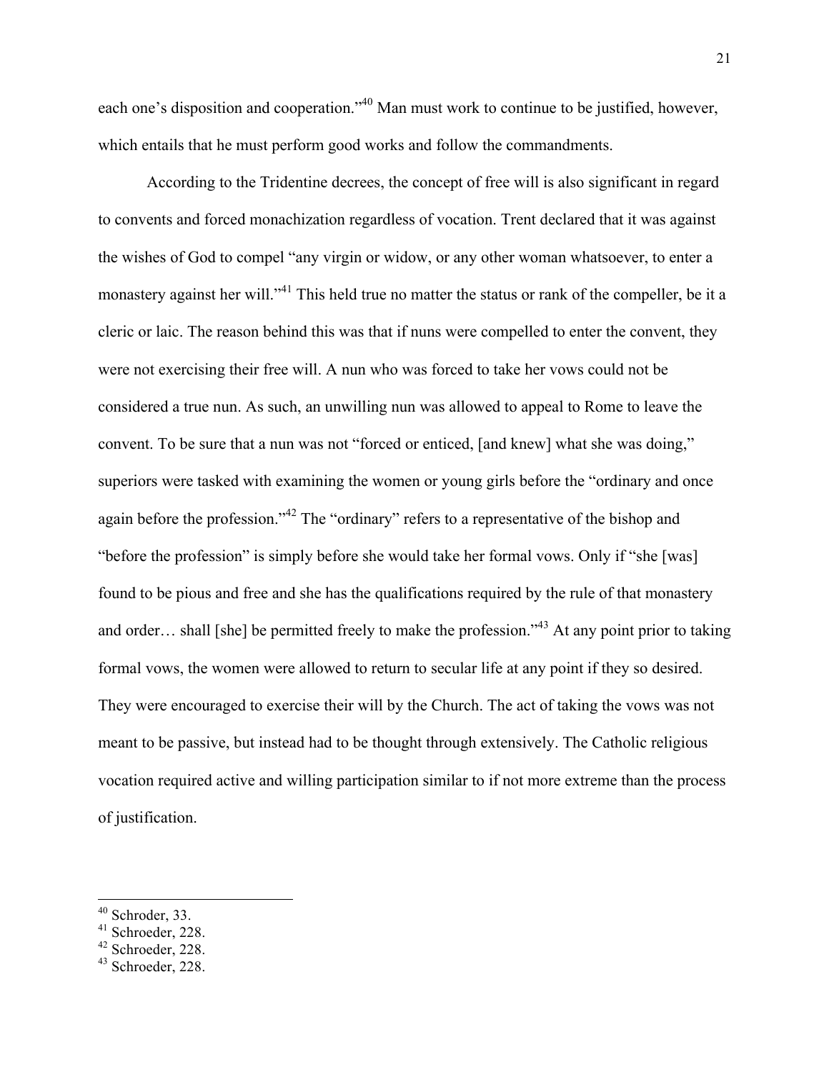each one's disposition and cooperation."[40] Man must work to continue to be justified, however, which entails that he must perform good works and follow the commandments.

According to the Tridentine decrees, the concept of free will is also significant in regard to convents and forced monachization regardless of vocation. Trent declared that it was against the wishes of God to compel "any virgin or widow, or any other woman whatsoever, to enter a monastery against her will."[41] This held true no matter the status or rank of the compeller, be it a cleric or laic. The reason behind this was that if nuns were compelled to enter the convent, they were not exercising their free will. A nun who was forced to take her vows could not be considered a true nun. As such, an unwilling nun was allowed to appeal to Rome to leave the convent. To be sure that a nun was not "forced or enticed, [and knew] what she was doing," superiors were tasked with examining the women or young girls before the "ordinary and once again before the profession."[42] The "ordinary" refers to a representative of the bishop and "before the profession" is simply before she would take her formal vows. Only if "she [was] found to be pious and free and she has the qualifications required by the rule of that monastery and order… shall [she] be permitted freely to make the profession."[43] At any point prior to taking formal vows, the women were allowed to return to secular life at any point if they so desired. They were encouraged to exercise their will by the Church. The act of taking the vows was not meant to be passive, but instead had to be thought through extensively. The Catholic religious vocation required active and willing participation similar to if not more extreme than the process of justification.

---

[40] Schroder, 33.
[41] Schroeder, 228.
[42] Schroeder, 228.
[43] Schroeder, 228.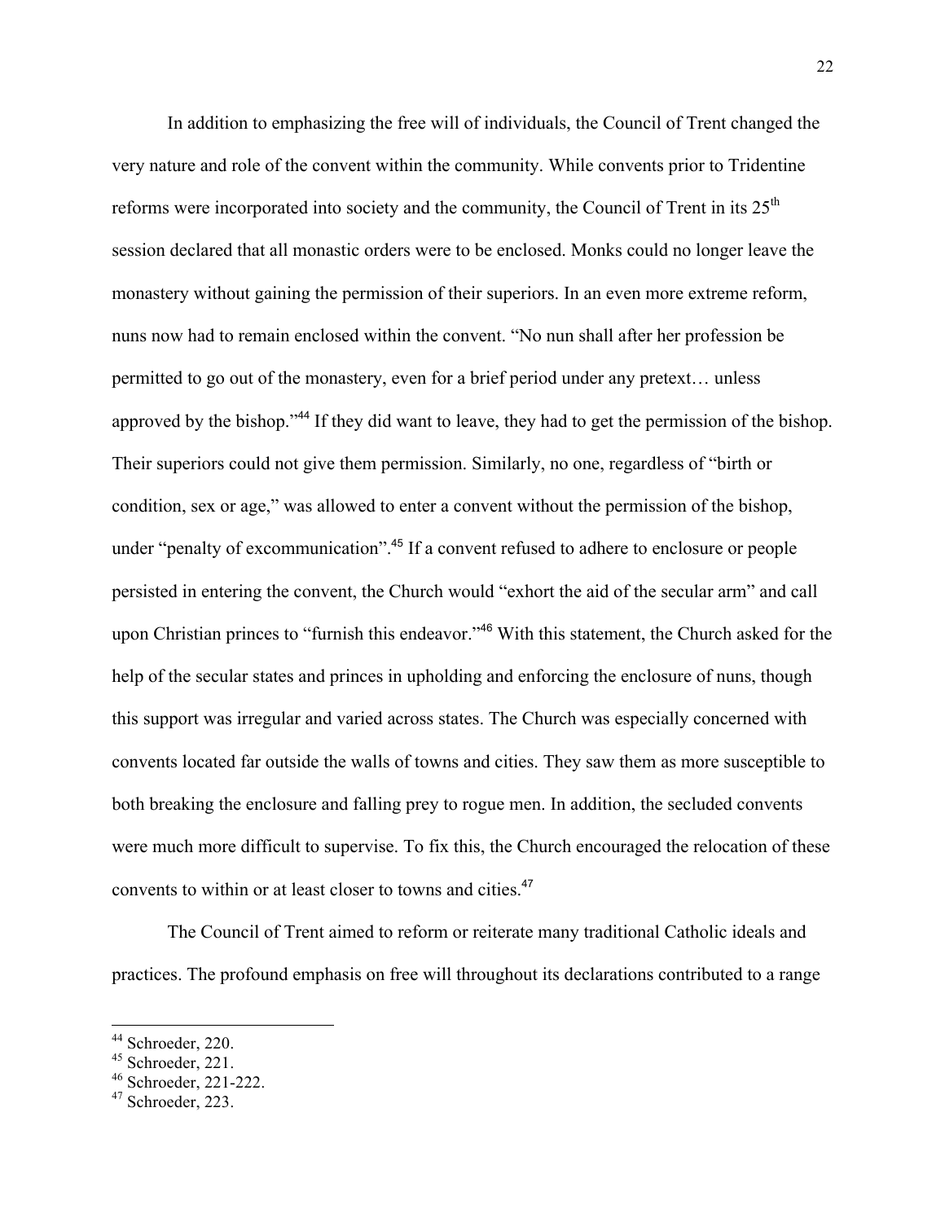In addition to emphasizing the free will of individuals, the Council of Trent changed the very nature and role of the convent within the community. While convents prior to Tridentine reforms were incorporated into society and the community, the Council of Trent in its 25th session declared that all monastic orders were to be enclosed. Monks could no longer leave the monastery without gaining the permission of their superiors. In an even more extreme reform, nuns now had to remain enclosed within the convent. "No nun shall after her profession be permitted to go out of the monastery, even for a brief period under any pretext… unless approved by the bishop."[44] If they did want to leave, they had to get the permission of the bishop. Their superiors could not give them permission. Similarly, no one, regardless of "birth or condition, sex or age," was allowed to enter a convent without the permission of the bishop, under "penalty of excommunication".[45] If a convent refused to adhere to enclosure or people persisted in entering the convent, the Church would "exhort the aid of the secular arm" and call upon Christian princes to "furnish this endeavor."[46] With this statement, the Church asked for the help of the secular states and princes in upholding and enforcing the enclosure of nuns, though this support was irregular and varied across states. The Church was especially concerned with convents located far outside the walls of towns and cities. They saw them as more susceptible to both breaking the enclosure and falling prey to rogue men. In addition, the secluded convents were much more difficult to supervise. To fix this, the Church encouraged the relocation of these convents to within or at least closer to towns and cities.[47]

The Council of Trent aimed to reform or reiterate many traditional Catholic ideals and practices. The profound emphasis on free will throughout its declarations contributed to a range

---

[44] Schroeder, 220.
[45] Schroeder, 221.
[46] Schroeder, 221-222.
[47] Schroeder, 223.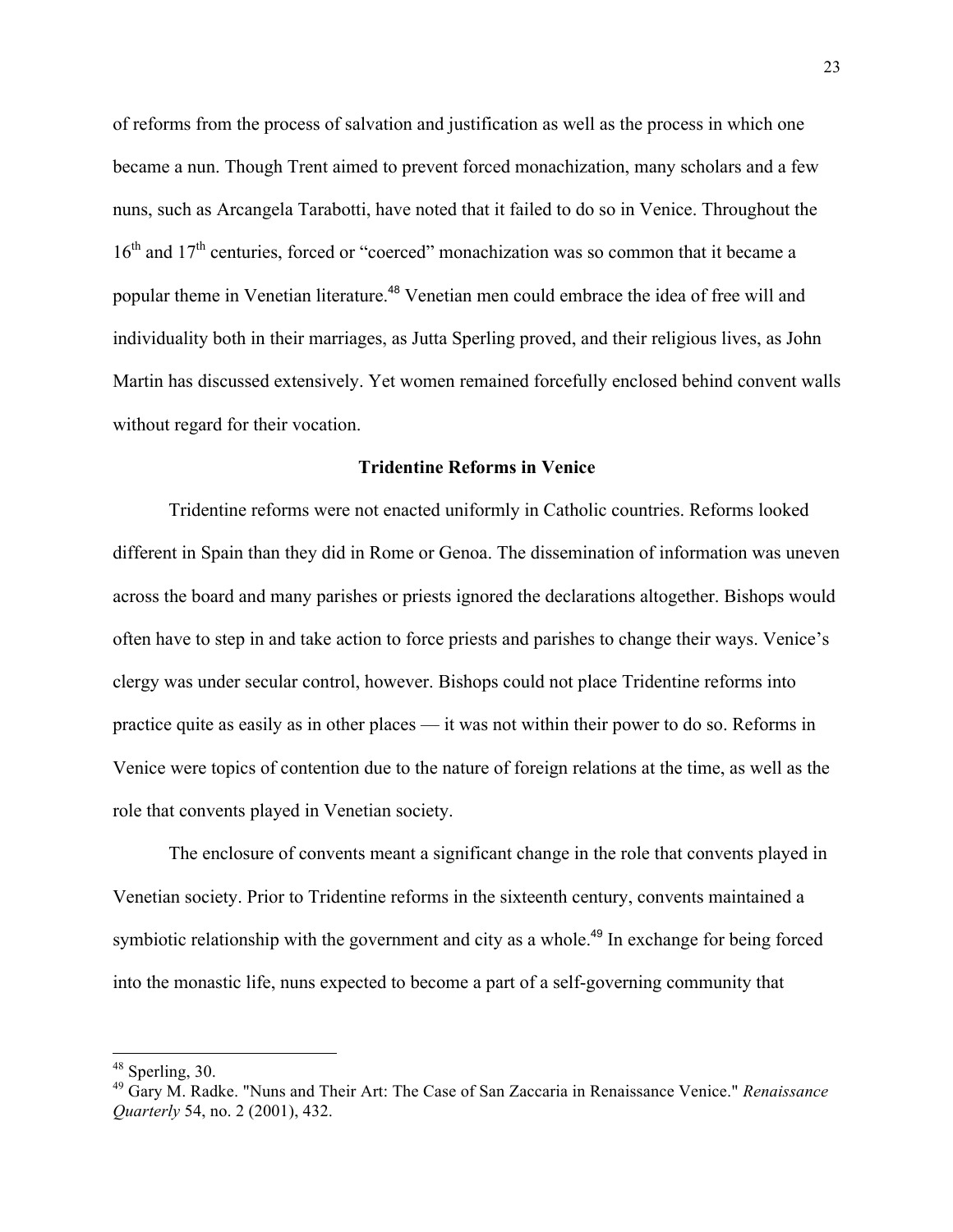of reforms from the process of salvation and justification as well as the process in which one became a nun. Though Trent aimed to prevent forced monachization, many scholars and a few nuns, such as Arcangela Tarabotti, have noted that it failed to do so in Venice. Throughout the 16th and 17th centuries, forced or "coerced" monachization was so common that it became a popular theme in Venetian literature.[48] Venetian men could embrace the idea of free will and individuality both in their marriages, as Jutta Sperling proved, and their religious lives, as John Martin has discussed extensively. Yet women remained forcefully enclosed behind convent walls without regard for their vocation.

### Tridentine Reforms in Venice

Tridentine reforms were not enacted uniformly in Catholic countries. Reforms looked different in Spain than they did in Rome or Genoa. The dissemination of information was uneven across the board and many parishes or priests ignored the declarations altogether. Bishops would often have to step in and take action to force priests and parishes to change their ways. Venice's clergy was under secular control, however. Bishops could not place Tridentine reforms into practice quite as easily as in other places — it was not within their power to do so. Reforms in Venice were topics of contention due to the nature of foreign relations at the time, as well as the role that convents played in Venetian society.

The enclosure of convents meant a significant change in the role that convents played in Venetian society. Prior to Tridentine reforms in the sixteenth century, convents maintained a symbiotic relationship with the government and city as a whole.[49] In exchange for being forced into the monastic life, nuns expected to become a part of a self-governing community that

---

[48] Sperling, 30.

[49] Gary M. Radke. "Nuns and Their Art: The Case of San Zaccaria in Renaissance Venice." *Renaissance Quarterly* 54, no. 2 (2001), 432.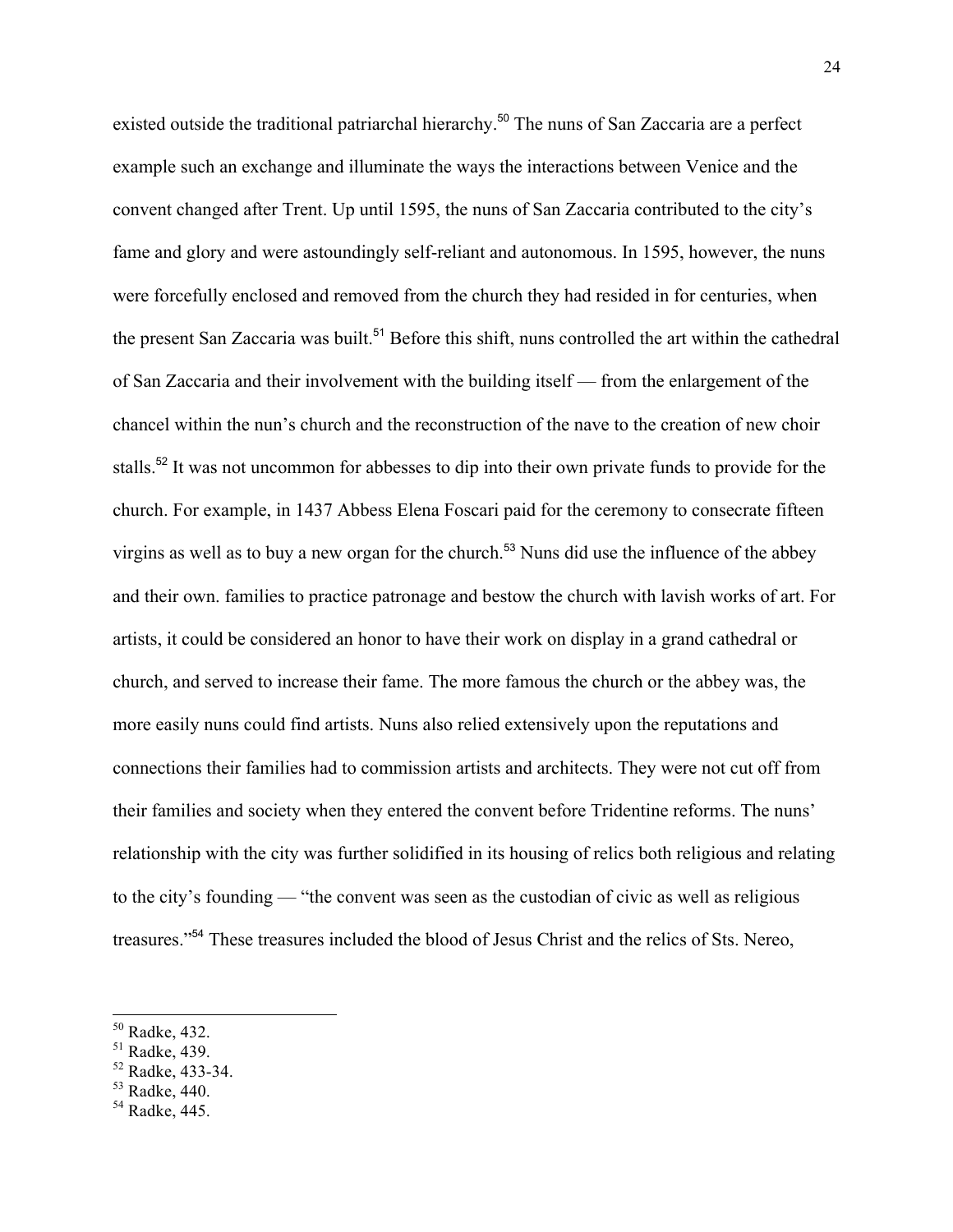existed outside the traditional patriarchal hierarchy.[50] The nuns of San Zaccaria are a perfect example such an exchange and illuminate the ways the interactions between Venice and the convent changed after Trent. Up until 1595, the nuns of San Zaccaria contributed to the city's fame and glory and were astoundingly self-reliant and autonomous. In 1595, however, the nuns were forcefully enclosed and removed from the church they had resided in for centuries, when the present San Zaccaria was built.[51] Before this shift, nuns controlled the art within the cathedral of San Zaccaria and their involvement with the building itself — from the enlargement of the chancel within the nun's church and the reconstruction of the nave to the creation of new choir stalls.[52] It was not uncommon for abbesses to dip into their own private funds to provide for the church. For example, in 1437 Abbess Elena Foscari paid for the ceremony to consecrate fifteen virgins as well as to buy a new organ for the church.[53] Nuns did use the influence of the abbey and their own. families to practice patronage and bestow the church with lavish works of art. For artists, it could be considered an honor to have their work on display in a grand cathedral or church, and served to increase their fame. The more famous the church or the abbey was, the more easily nuns could find artists. Nuns also relied extensively upon the reputations and connections their families had to commission artists and architects. They were not cut off from their families and society when they entered the convent before Tridentine reforms. The nuns' relationship with the city was further solidified in its housing of relics both religious and relating to the city's founding — "the convent was seen as the custodian of civic as well as religious treasures."[54] These treasures included the blood of Jesus Christ and the relics of Sts. Nereo,

---

[50] Radke, 432.
[51] Radke, 439.
[52] Radke, 433-34.
[53] Radke, 440.
[54] Radke, 445.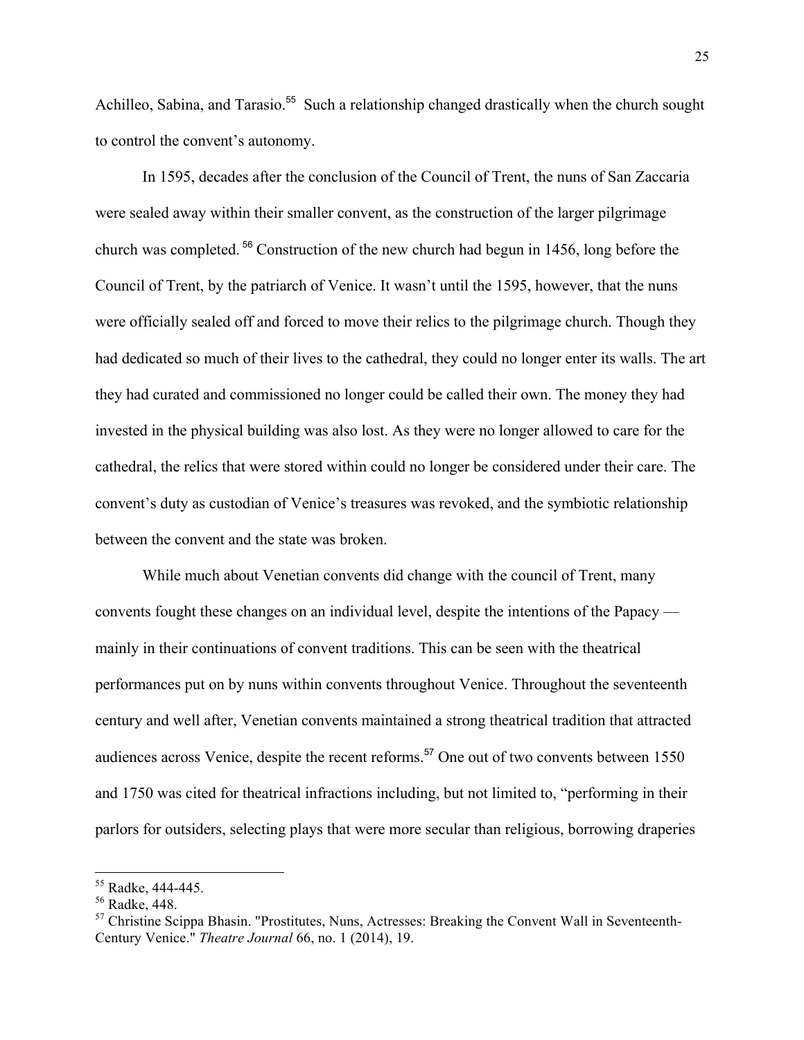Achilleo, Sabina, and Tarasio.[55] Such a relationship changed drastically when the church sought to control the convent's autonomy.

In 1595, decades after the conclusion of the Council of Trent, the nuns of San Zaccaria were sealed away within their smaller convent, as the construction of the larger pilgrimage church was completed.[56] Construction of the new church had begun in 1456, long before the Council of Trent, by the patriarch of Venice. It wasn't until the 1595, however, that the nuns were officially sealed off and forced to move their relics to the pilgrimage church. Though they had dedicated so much of their lives to the cathedral, they could no longer enter its walls. The art they had curated and commissioned no longer could be called their own. The money they had invested in the physical building was also lost. As they were no longer allowed to care for the cathedral, the relics that were stored within could no longer be considered under their care. The convent's duty as custodian of Venice's treasures was revoked, and the symbiotic relationship between the convent and the state was broken.

While much about Venetian convents did change with the council of Trent, many convents fought these changes on an individual level, despite the intentions of the Papacy — mainly in their continuations of convent traditions. This can be seen with the theatrical performances put on by nuns within convents throughout Venice. Throughout the seventeenth century and well after, Venetian convents maintained a strong theatrical tradition that attracted audiences across Venice, despite the recent reforms.[57] One out of two convents between 1550 and 1750 was cited for theatrical infractions including, but not limited to, "performing in their parlors for outsiders, selecting plays that were more secular than religious, borrowing draperies

---

[55] Radke, 444-445.

[56] Radke, 448.

[57] Christine Scippa Bhasin. "Prostitutes, Nuns, Actresses: Breaking the Convent Wall in Seventeenth-Century Venice." *Theatre Journal* 66, no. 1 (2014), 19.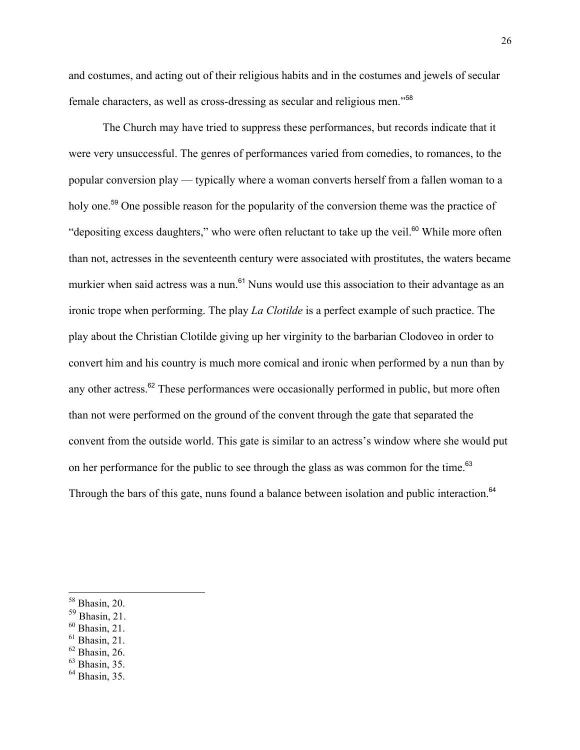and costumes, and acting out of their religious habits and in the costumes and jewels of secular female characters, as well as cross-dressing as secular and religious men."[58]

The Church may have tried to suppress these performances, but records indicate that it were very unsuccessful. The genres of performances varied from comedies, to romances, to the popular conversion play — typically where a woman converts herself from a fallen woman to a holy one.[59] One possible reason for the popularity of the conversion theme was the practice of "depositing excess daughters," who were often reluctant to take up the veil.[60] While more often than not, actresses in the seventeenth century were associated with prostitutes, the waters became murkier when said actress was a nun.[61] Nuns would use this association to their advantage as an ironic trope when performing. The play *La Clotilde* is a perfect example of such practice. The play about the Christian Clotilde giving up her virginity to the barbarian Clodoveo in order to convert him and his country is much more comical and ironic when performed by a nun than by any other actress.[62] These performances were occasionally performed in public, but more often than not were performed on the ground of the convent through the gate that separated the convent from the outside world. This gate is similar to an actress's window where she would put on her performance for the public to see through the glass as was common for the time.[63] Through the bars of this gate, nuns found a balance between isolation and public interaction.[64]

---

[58] Bhasin, 20.
[59] Bhasin, 21.
[60] Bhasin, 21.
[61] Bhasin, 21.
[62] Bhasin, 26.
[63] Bhasin, 35.
[64] Bhasin, 35.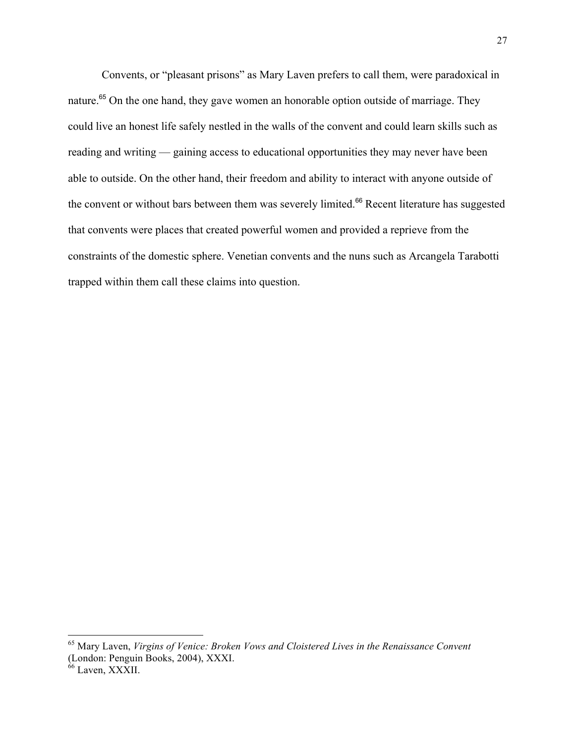Convents, or "pleasant prisons" as Mary Laven prefers to call them, were paradoxical in nature.[65] On the one hand, they gave women an honorable option outside of marriage. They could live an honest life safely nestled in the walls of the convent and could learn skills such as reading and writing — gaining access to educational opportunities they may never have been able to outside. On the other hand, their freedom and ability to interact with anyone outside of the convent or without bars between them was severely limited.[66] Recent literature has suggested that convents were places that created powerful women and provided a reprieve from the constraints of the domestic sphere. Venetian convents and the nuns such as Arcangela Tarabotti trapped within them call these claims into question.

---

[65] Mary Laven, *Virgins of Venice: Broken Vows and Cloistered Lives in the Renaissance Convent* (London: Penguin Books, 2004), XXXI.

[66] Laven, XXXII.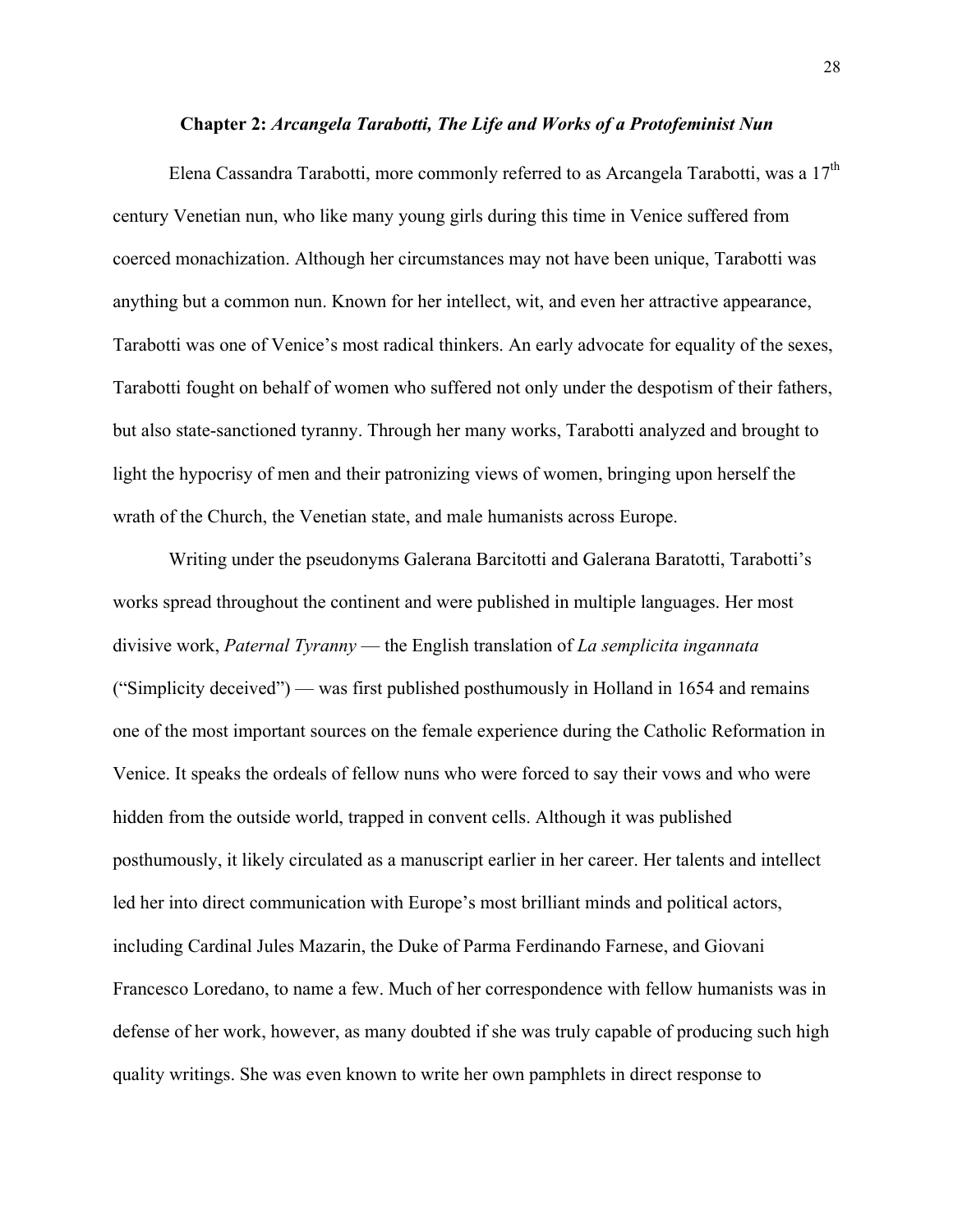### **Chapter 2:** *Arcangela Tarabotti, The Life and Works of a Protofeminist Nun*

Elena Cassandra Tarabotti, more commonly referred to as Arcangela Tarabotti, was a 17th century Venetian nun, who like many young girls during this time in Venice suffered from coerced monachization. Although her circumstances may not have been unique, Tarabotti was anything but a common nun. Known for her intellect, wit, and even her attractive appearance, Tarabotti was one of Venice's most radical thinkers. An early advocate for equality of the sexes, Tarabotti fought on behalf of women who suffered not only under the despotism of their fathers, but also state-sanctioned tyranny. Through her many works, Tarabotti analyzed and brought to light the hypocrisy of men and their patronizing views of women, bringing upon herself the wrath of the Church, the Venetian state, and male humanists across Europe.

Writing under the pseudonyms Galerana Barcitotti and Galerana Baratotti, Tarabotti's works spread throughout the continent and were published in multiple languages. Her most divisive work, *Paternal Tyranny* — the English translation of *La semplicita ingannata* ("Simplicity deceived") — was first published posthumously in Holland in 1654 and remains one of the most important sources on the female experience during the Catholic Reformation in Venice. It speaks the ordeals of fellow nuns who were forced to say their vows and who were hidden from the outside world, trapped in convent cells. Although it was published posthumously, it likely circulated as a manuscript earlier in her career. Her talents and intellect led her into direct communication with Europe's most brilliant minds and political actors, including Cardinal Jules Mazarin, the Duke of Parma Ferdinando Farnese, and Giovani Francesco Loredano, to name a few. Much of her correspondence with fellow humanists was in defense of her work, however, as many doubted if she was truly capable of producing such high quality writings. She was even known to write her own pamphlets in direct response to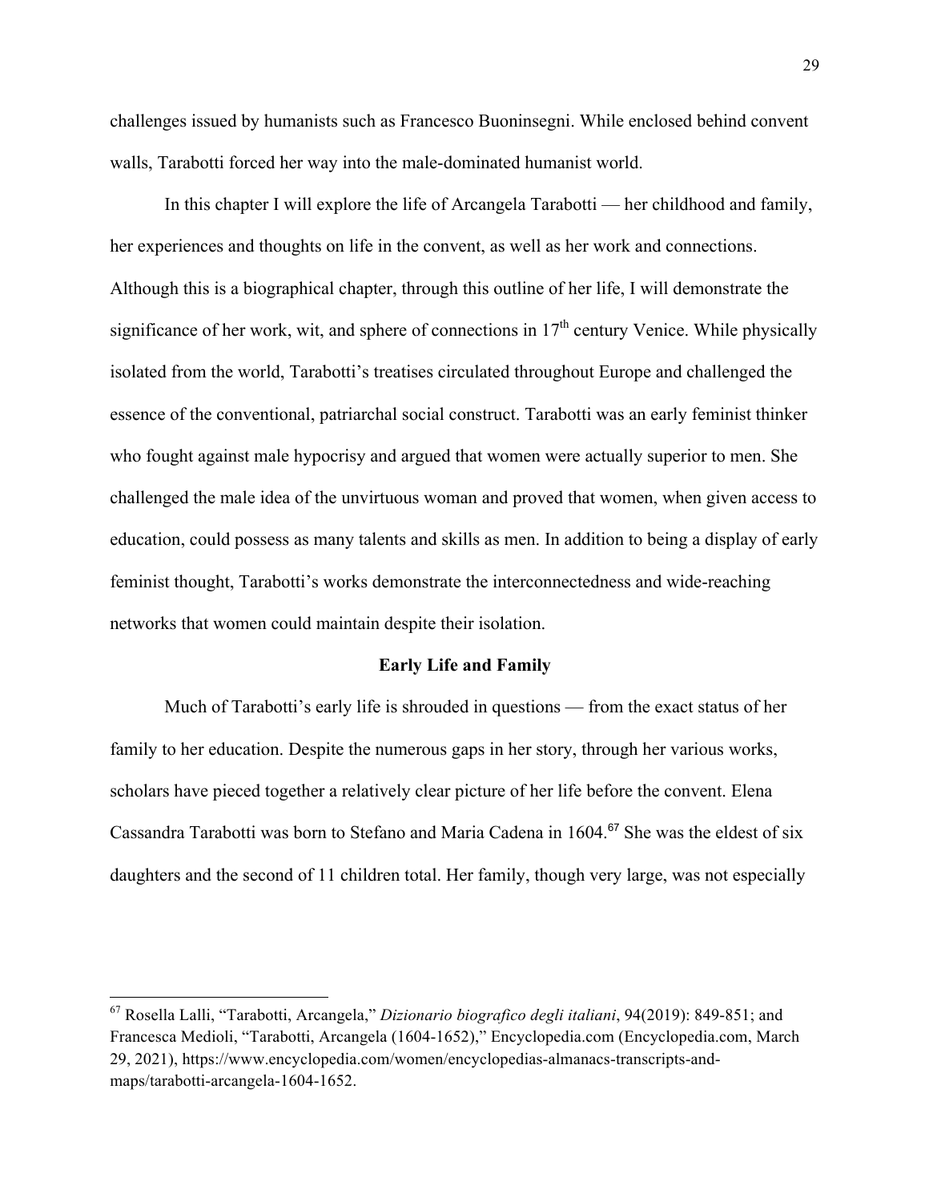challenges issued by humanists such as Francesco Buoninsegni. While enclosed behind convent walls, Tarabotti forced her way into the male-dominated humanist world.

In this chapter I will explore the life of Arcangela Tarabotti — her childhood and family, her experiences and thoughts on life in the convent, as well as her work and connections. Although this is a biographical chapter, through this outline of her life, I will demonstrate the significance of her work, wit, and sphere of connections in 17th century Venice. While physically isolated from the world, Tarabotti's treatises circulated throughout Europe and challenged the essence of the conventional, patriarchal social construct. Tarabotti was an early feminist thinker who fought against male hypocrisy and argued that women were actually superior to men. She challenged the male idea of the unvirtuous woman and proved that women, when given access to education, could possess as many talents and skills as men. In addition to being a display of early feminist thought, Tarabotti's works demonstrate the interconnectedness and wide-reaching networks that women could maintain despite their isolation.

**Early Life and Family**

Much of Tarabotti's early life is shrouded in questions — from the exact status of her family to her education. Despite the numerous gaps in her story, through her various works, scholars have pieced together a relatively clear picture of her life before the convent. Elena Cassandra Tarabotti was born to Stefano and Maria Cadena in 1604.[67] She was the eldest of six daughters and the second of 11 children total. Her family, though very large, was not especially

---

[67] Rosella Lalli, "Tarabotti, Arcangela," *Dizionario biografico degli italiani*, 94(2019): 849-851; and Francesca Medioli, "Tarabotti, Arcangela (1604-1652)," Encyclopedia.com (Encyclopedia.com, March 29, 2021), https://www.encyclopedia.com/women/encyclopedias-almanacs-transcripts-and-maps/tarabotti-arcangela-1604-1652.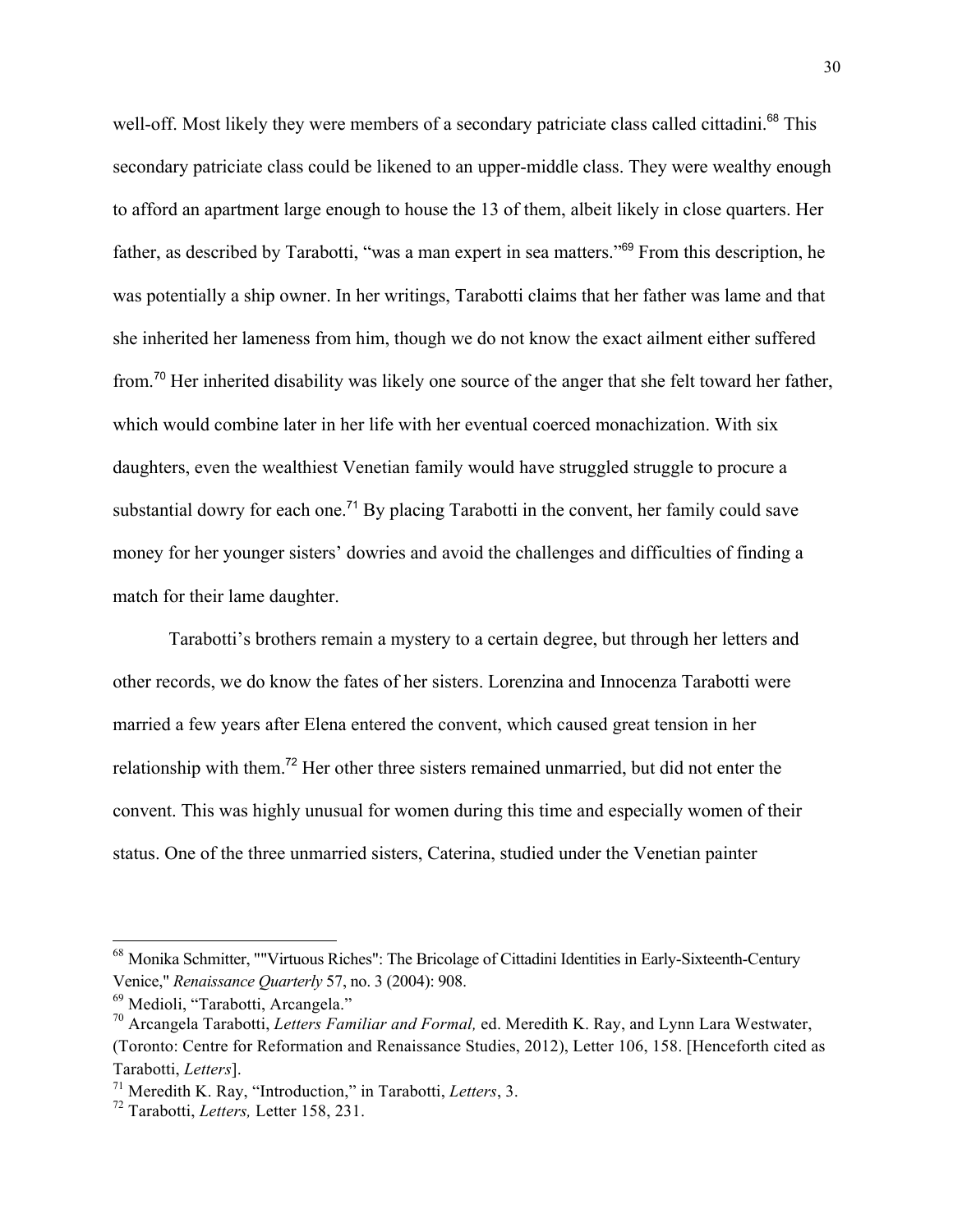well-off. Most likely they were members of a secondary patriciate class called cittadini.[68] This secondary patriciate class could be likened to an upper-middle class. They were wealthy enough to afford an apartment large enough to house the 13 of them, albeit likely in close quarters. Her father, as described by Tarabotti, "was a man expert in sea matters."[69] From this description, he was potentially a ship owner. In her writings, Tarabotti claims that her father was lame and that she inherited her lameness from him, though we do not know the exact ailment either suffered from.[70] Her inherited disability was likely one source of the anger that she felt toward her father, which would combine later in her life with her eventual coerced monachization. With six daughters, even the wealthiest Venetian family would have struggled struggle to procure a substantial dowry for each one.[71] By placing Tarabotti in the convent, her family could save money for her younger sisters' dowries and avoid the challenges and difficulties of finding a match for their lame daughter.

Tarabotti's brothers remain a mystery to a certain degree, but through her letters and other records, we do know the fates of her sisters. Lorenzina and Innocenza Tarabotti were married a few years after Elena entered the convent, which caused great tension in her relationship with them.[72] Her other three sisters remained unmarried, but did not enter the convent. This was highly unusual for women during this time and especially women of their status. One of the three unmarried sisters, Caterina, studied under the Venetian painter

---

[68] Monika Schmitter, ""Virtuous Riches": The Bricolage of Cittadini Identities in Early-Sixteenth-Century Venice," *Renaissance Quarterly* 57, no. 3 (2004): 908.

[69] Medioli, "Tarabotti, Arcangela."

[70] Arcangela Tarabotti, *Letters Familiar and Formal,* ed. Meredith K. Ray, and Lynn Lara Westwater, (Toronto: Centre for Reformation and Renaissance Studies, 2012), Letter 106, 158. [Henceforth cited as Tarabotti, *Letters*].

[71] Meredith K. Ray, "Introduction," in Tarabotti, *Letters*, 3.

[72] Tarabotti, *Letters,* Letter 158, 231.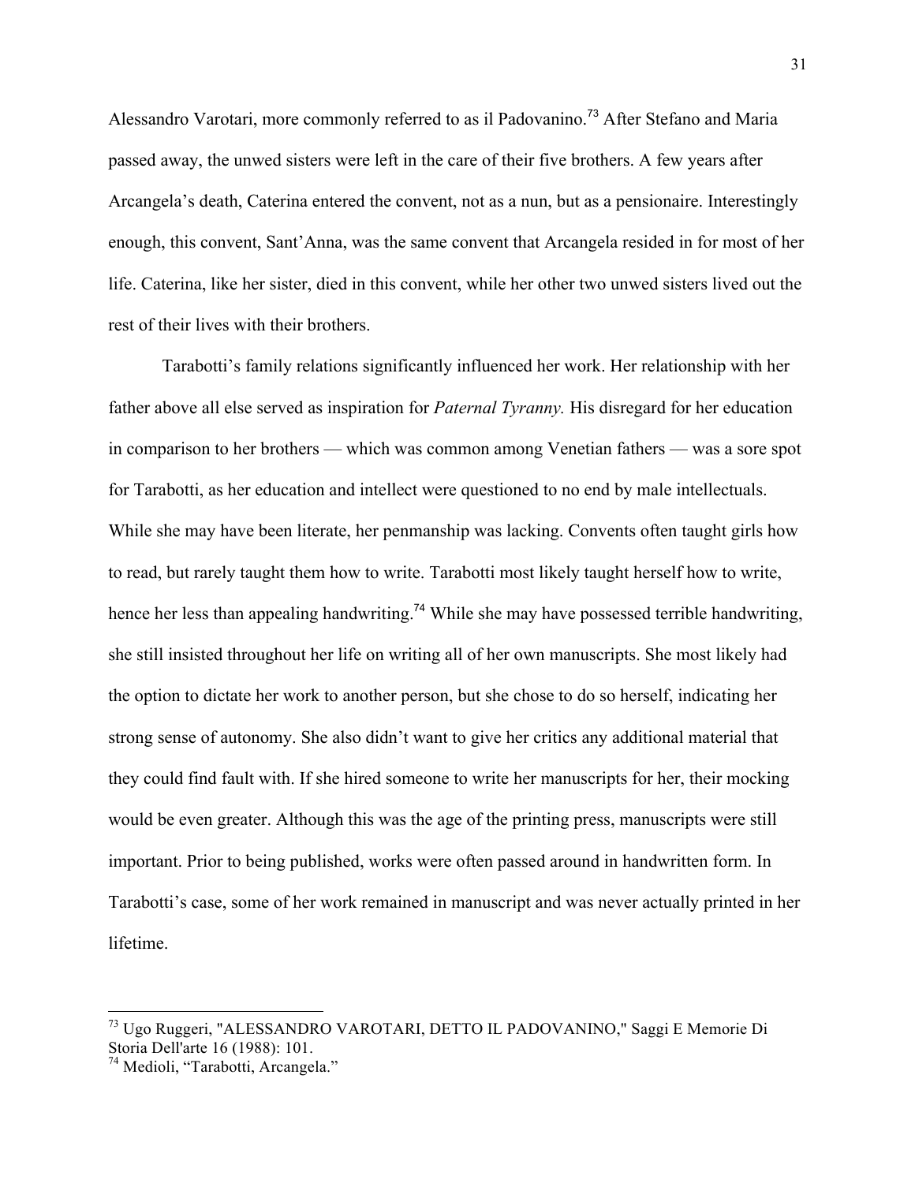Alessandro Varotari, more commonly referred to as il Padovanino.[73] After Stefano and Maria passed away, the unwed sisters were left in the care of their five brothers. A few years after Arcangela's death, Caterina entered the convent, not as a nun, but as a pensionaire. Interestingly enough, this convent, Sant'Anna, was the same convent that Arcangela resided in for most of her life. Caterina, like her sister, died in this convent, while her other two unwed sisters lived out the rest of their lives with their brothers.

Tarabotti's family relations significantly influenced her work. Her relationship with her father above all else served as inspiration for *Paternal Tyranny.* His disregard for her education in comparison to her brothers — which was common among Venetian fathers — was a sore spot for Tarabotti, as her education and intellect were questioned to no end by male intellectuals. While she may have been literate, her penmanship was lacking. Convents often taught girls how to read, but rarely taught them how to write. Tarabotti most likely taught herself how to write, hence her less than appealing handwriting.[74] While she may have possessed terrible handwriting, she still insisted throughout her life on writing all of her own manuscripts. She most likely had the option to dictate her work to another person, but she chose to do so herself, indicating her strong sense of autonomy. She also didn't want to give her critics any additional material that they could find fault with. If she hired someone to write her manuscripts for her, their mocking would be even greater. Although this was the age of the printing press, manuscripts were still important. Prior to being published, works were often passed around in handwritten form. In Tarabotti's case, some of her work remained in manuscript and was never actually printed in her lifetime.

---

[73] Ugo Ruggeri, "ALESSANDRO VAROTARI, DETTO IL PADOVANINO," Saggi E Memorie Di Storia Dell'arte 16 (1988): 101.

[74] Medioli, "Tarabotti, Arcangela."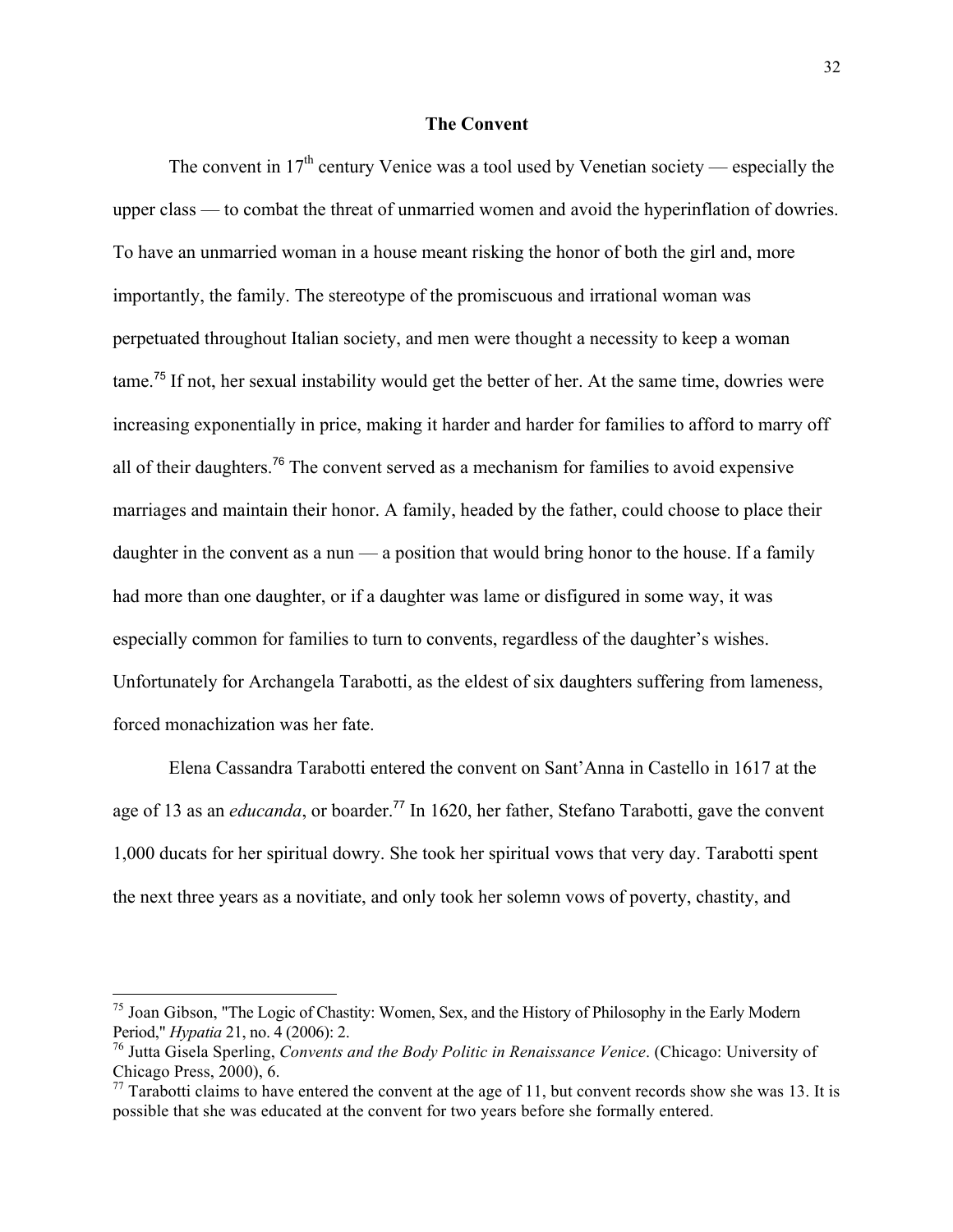## The Convent

The convent in 17th century Venice was a tool used by Venetian society — especially the upper class — to combat the threat of unmarried women and avoid the hyperinflation of dowries. To have an unmarried woman in a house meant risking the honor of both the girl and, more importantly, the family. The stereotype of the promiscuous and irrational woman was perpetuated throughout Italian society, and men were thought a necessity to keep a woman tame.[75] If not, her sexual instability would get the better of her. At the same time, dowries were increasing exponentially in price, making it harder and harder for families to afford to marry off all of their daughters.[76] The convent served as a mechanism for families to avoid expensive marriages and maintain their honor. A family, headed by the father, could choose to place their daughter in the convent as a nun — a position that would bring honor to the house. If a family had more than one daughter, or if a daughter was lame or disfigured in some way, it was especially common for families to turn to convents, regardless of the daughter's wishes. Unfortunately for Archangela Tarabotti, as the eldest of six daughters suffering from lameness, forced monachization was her fate.

Elena Cassandra Tarabotti entered the convent on Sant'Anna in Castello in 1617 at the age of 13 as an *educanda*, or boarder.[77] In 1620, her father, Stefano Tarabotti, gave the convent 1,000 ducats for her spiritual dowry. She took her spiritual vows that very day. Tarabotti spent the next three years as a novitiate, and only took her solemn vows of poverty, chastity, and

---

[75] Joan Gibson, "The Logic of Chastity: Women, Sex, and the History of Philosophy in the Early Modern Period," *Hypatia* 21, no. 4 (2006): 2.

[76] Jutta Gisela Sperling, *Convents and the Body Politic in Renaissance Venice*. (Chicago: University of Chicago Press, 2000), 6.

[77] Tarabotti claims to have entered the convent at the age of 11, but convent records show she was 13. It is possible that she was educated at the convent for two years before she formally entered.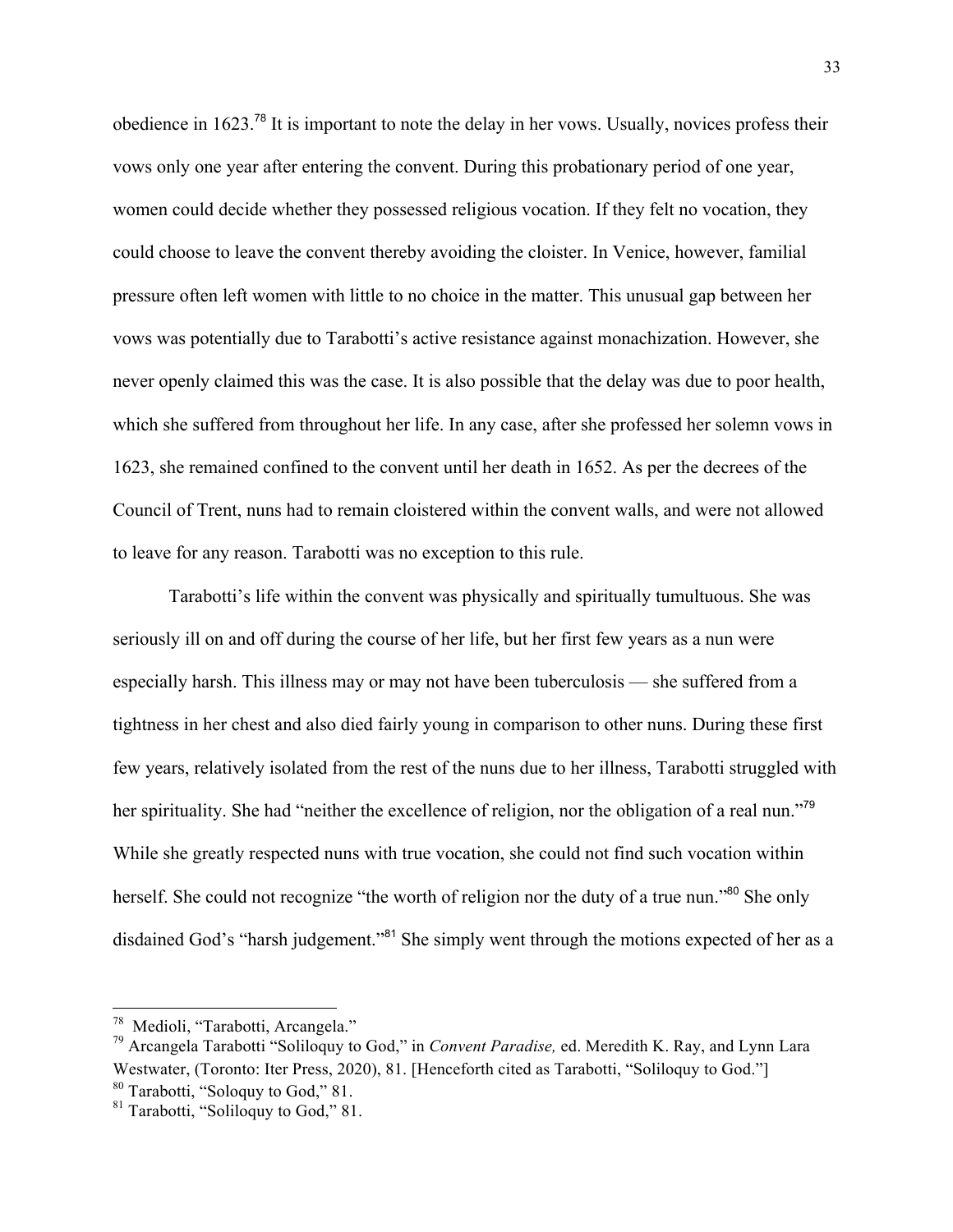obedience in 1623.[78] It is important to note the delay in her vows. Usually, novices profess their vows only one year after entering the convent. During this probationary period of one year, women could decide whether they possessed religious vocation. If they felt no vocation, they could choose to leave the convent thereby avoiding the cloister. In Venice, however, familial pressure often left women with little to no choice in the matter. This unusual gap between her vows was potentially due to Tarabotti's active resistance against monachization. However, she never openly claimed this was the case. It is also possible that the delay was due to poor health, which she suffered from throughout her life. In any case, after she professed her solemn vows in 1623, she remained confined to the convent until her death in 1652. As per the decrees of the Council of Trent, nuns had to remain cloistered within the convent walls, and were not allowed to leave for any reason. Tarabotti was no exception to this rule.

Tarabotti's life within the convent was physically and spiritually tumultuous. She was seriously ill on and off during the course of her life, but her first few years as a nun were especially harsh. This illness may or may not have been tuberculosis — she suffered from a tightness in her chest and also died fairly young in comparison to other nuns. During these first few years, relatively isolated from the rest of the nuns due to her illness, Tarabotti struggled with her spirituality. She had "neither the excellence of religion, nor the obligation of a real nun."[79] While she greatly respected nuns with true vocation, she could not find such vocation within herself. She could not recognize "the worth of religion nor the duty of a true nun."[80] She only disdained God's "harsh judgement."[81] She simply went through the motions expected of her as a

---

[78] Medioli, "Tarabotti, Arcangela."

[79] Arcangela Tarabotti "Soliloquy to God," in *Convent Paradise,* ed. Meredith K. Ray, and Lynn Lara Westwater, (Toronto: Iter Press, 2020), 81. [Henceforth cited as Tarabotti, "Soliloquy to God."]

[80] Tarabotti, "Soloquy to God," 81.

[81] Tarabotti, "Soliloquy to God," 81.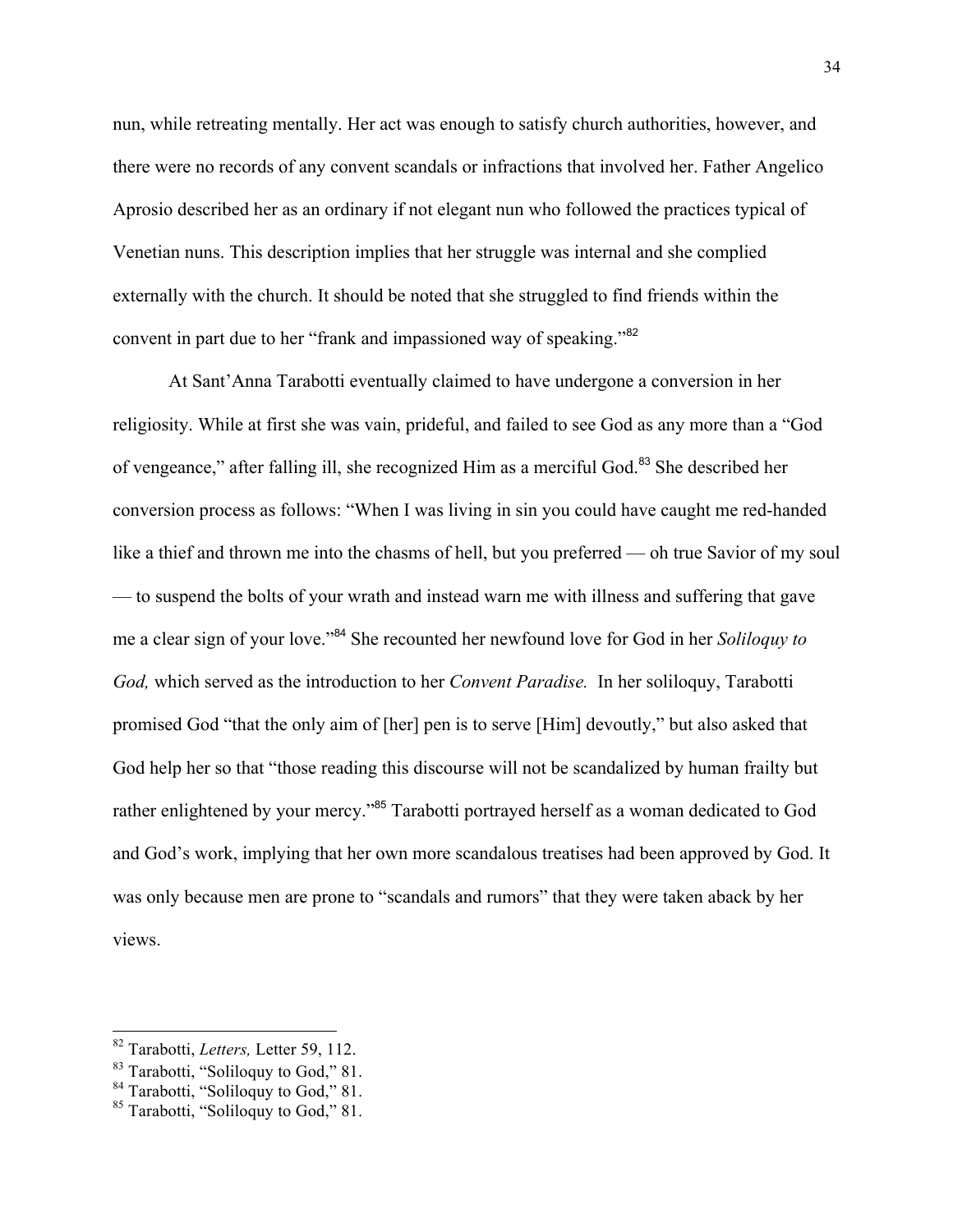nun, while retreating mentally. Her act was enough to satisfy church authorities, however, and there were no records of any convent scandals or infractions that involved her. Father Angelico Aprosio described her as an ordinary if not elegant nun who followed the practices typical of Venetian nuns. This description implies that her struggle was internal and she complied externally with the church. It should be noted that she struggled to find friends within the convent in part due to her "frank and impassioned way of speaking."[82]

At Sant'Anna Tarabotti eventually claimed to have undergone a conversion in her religiosity. While at first she was vain, prideful, and failed to see God as any more than a "God of vengeance," after falling ill, she recognized Him as a merciful God.[83] She described her conversion process as follows: "When I was living in sin you could have caught me red-handed like a thief and thrown me into the chasms of hell, but you preferred — oh true Savior of my soul — to suspend the bolts of your wrath and instead warn me with illness and suffering that gave me a clear sign of your love."[84] She recounted her newfound love for God in her *Soliloquy to God,* which served as the introduction to her *Convent Paradise.* In her soliloquy, Tarabotti promised God "that the only aim of [her] pen is to serve [Him] devoutly," but also asked that God help her so that "those reading this discourse will not be scandalized by human frailty but rather enlightened by your mercy."[85] Tarabotti portrayed herself as a woman dedicated to God and God's work, implying that her own more scandalous treatises had been approved by God. It was only because men are prone to "scandals and rumors" that they were taken aback by her views.

---

[82] Tarabotti, *Letters,* Letter 59, 112.

[83] Tarabotti, "Soliloquy to God," 81.

[84] Tarabotti, "Soliloquy to God," 81.

[85] Tarabotti, "Soliloquy to God," 81.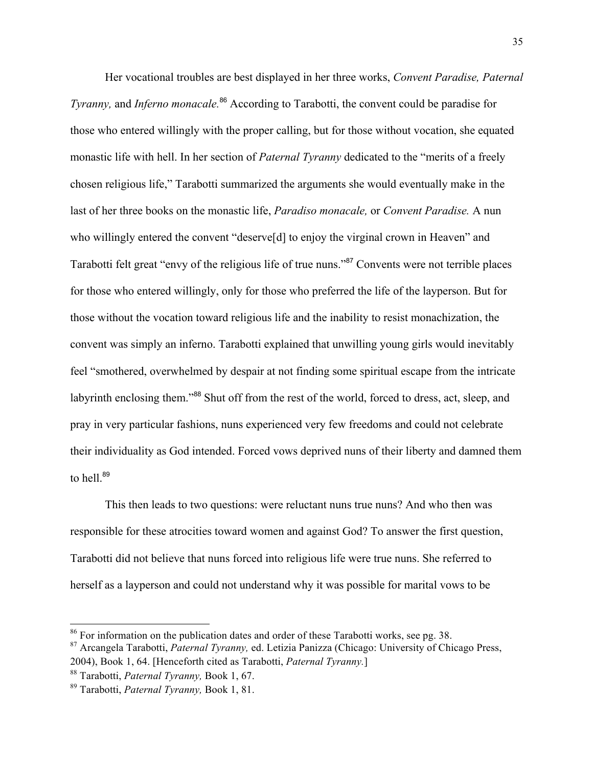Her vocational troubles are best displayed in her three works, *Convent Paradise, Paternal Tyranny,* and *Inferno monacale.*[86] According to Tarabotti, the convent could be paradise for those who entered willingly with the proper calling, but for those without vocation, she equated monastic life with hell. In her section of *Paternal Tyranny* dedicated to the "merits of a freely chosen religious life," Tarabotti summarized the arguments she would eventually make in the last of her three books on the monastic life, *Paradiso monacale,* or *Convent Paradise.* A nun who willingly entered the convent "deserve[d] to enjoy the virginal crown in Heaven" and Tarabotti felt great "envy of the religious life of true nuns."[87] Convents were not terrible places for those who entered willingly, only for those who preferred the life of the layperson. But for those without the vocation toward religious life and the inability to resist monachization, the convent was simply an inferno. Tarabotti explained that unwilling young girls would inevitably feel "smothered, overwhelmed by despair at not finding some spiritual escape from the intricate labyrinth enclosing them."[88] Shut off from the rest of the world, forced to dress, act, sleep, and pray in very particular fashions, nuns experienced very few freedoms and could not celebrate their individuality as God intended. Forced vows deprived nuns of their liberty and damned them to hell.[89]

This then leads to two questions: were reluctant nuns true nuns? And who then was responsible for these atrocities toward women and against God? To answer the first question, Tarabotti did not believe that nuns forced into religious life were true nuns. She referred to herself as a layperson and could not understand why it was possible for marital vows to be

---

[86] For information on the publication dates and order of these Tarabotti works, see pg. 38.

[87] Arcangela Tarabotti, *Paternal Tyranny,* ed. Letizia Panizza (Chicago: University of Chicago Press, 2004), Book 1, 64. [Henceforth cited as Tarabotti, *Paternal Tyranny.*]

[88] Tarabotti, *Paternal Tyranny,* Book 1, 67.

[89] Tarabotti, *Paternal Tyranny,* Book 1, 81.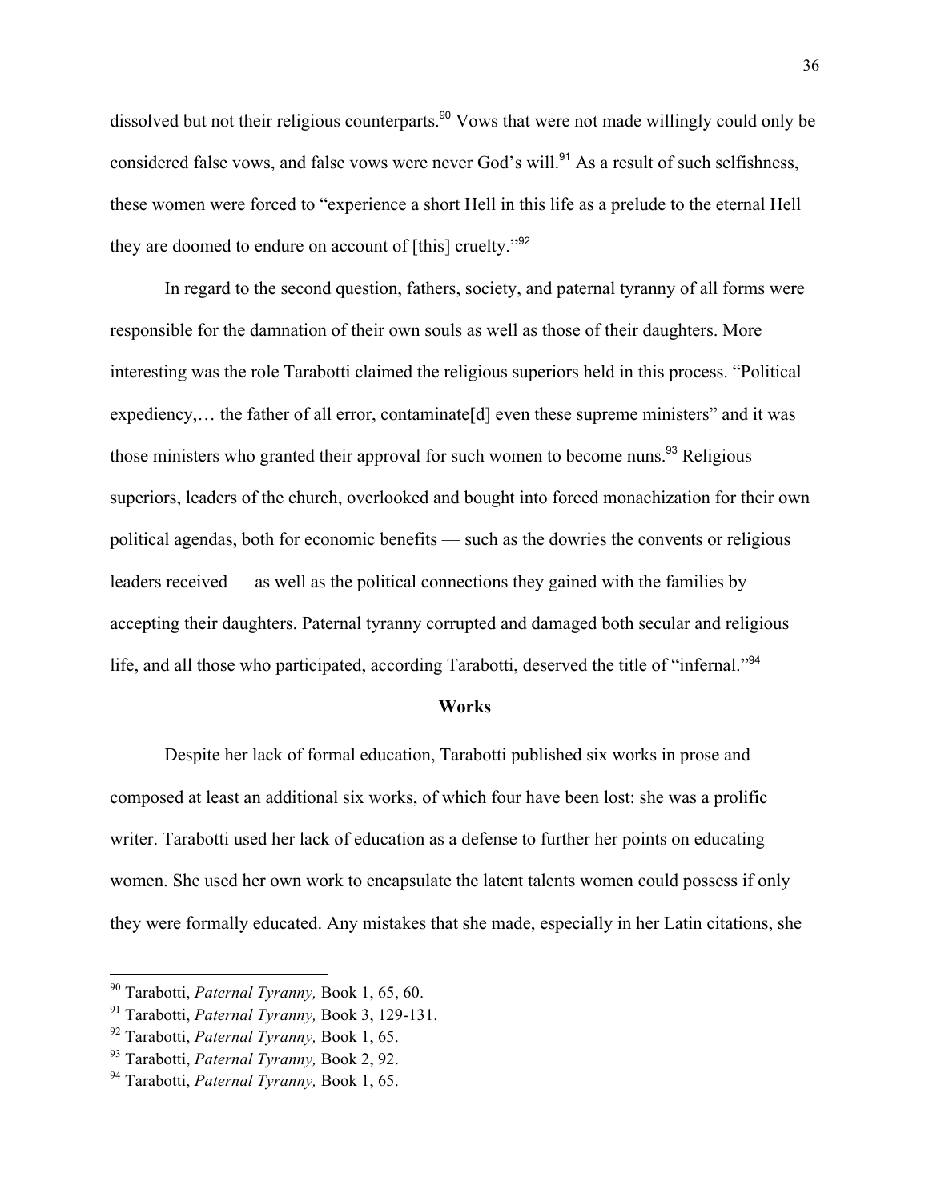dissolved but not their religious counterparts.[90] Vows that were not made willingly could only be considered false vows, and false vows were never God's will.[91] As a result of such selfishness, these women were forced to "experience a short Hell in this life as a prelude to the eternal Hell they are doomed to endure on account of [this] cruelty."[92]

In regard to the second question, fathers, society, and paternal tyranny of all forms were responsible for the damnation of their own souls as well as those of their daughters. More interesting was the role Tarabotti claimed the religious superiors held in this process. "Political expediency,… the father of all error, contaminate[d] even these supreme ministers" and it was those ministers who granted their approval for such women to become nuns.[93] Religious superiors, leaders of the church, overlooked and bought into forced monachization for their own political agendas, both for economic benefits — such as the dowries the convents or religious leaders received — as well as the political connections they gained with the families by accepting their daughters. Paternal tyranny corrupted and damaged both secular and religious life, and all those who participated, according Tarabotti, deserved the title of "infernal."[94]

## Works

Despite her lack of formal education, Tarabotti published six works in prose and composed at least an additional six works, of which four have been lost: she was a prolific writer. Tarabotti used her lack of education as a defense to further her points on educating women. She used her own work to encapsulate the latent talents women could possess if only they were formally educated. Any mistakes that she made, especially in her Latin citations, she

---

[90] Tarabotti, *Paternal Tyranny,* Book 1, 65, 60.

[91] Tarabotti, *Paternal Tyranny,* Book 3, 129-131.

[92] Tarabotti, *Paternal Tyranny,* Book 1, 65.

[93] Tarabotti, *Paternal Tyranny,* Book 2, 92.

[94] Tarabotti, *Paternal Tyranny,* Book 1, 65.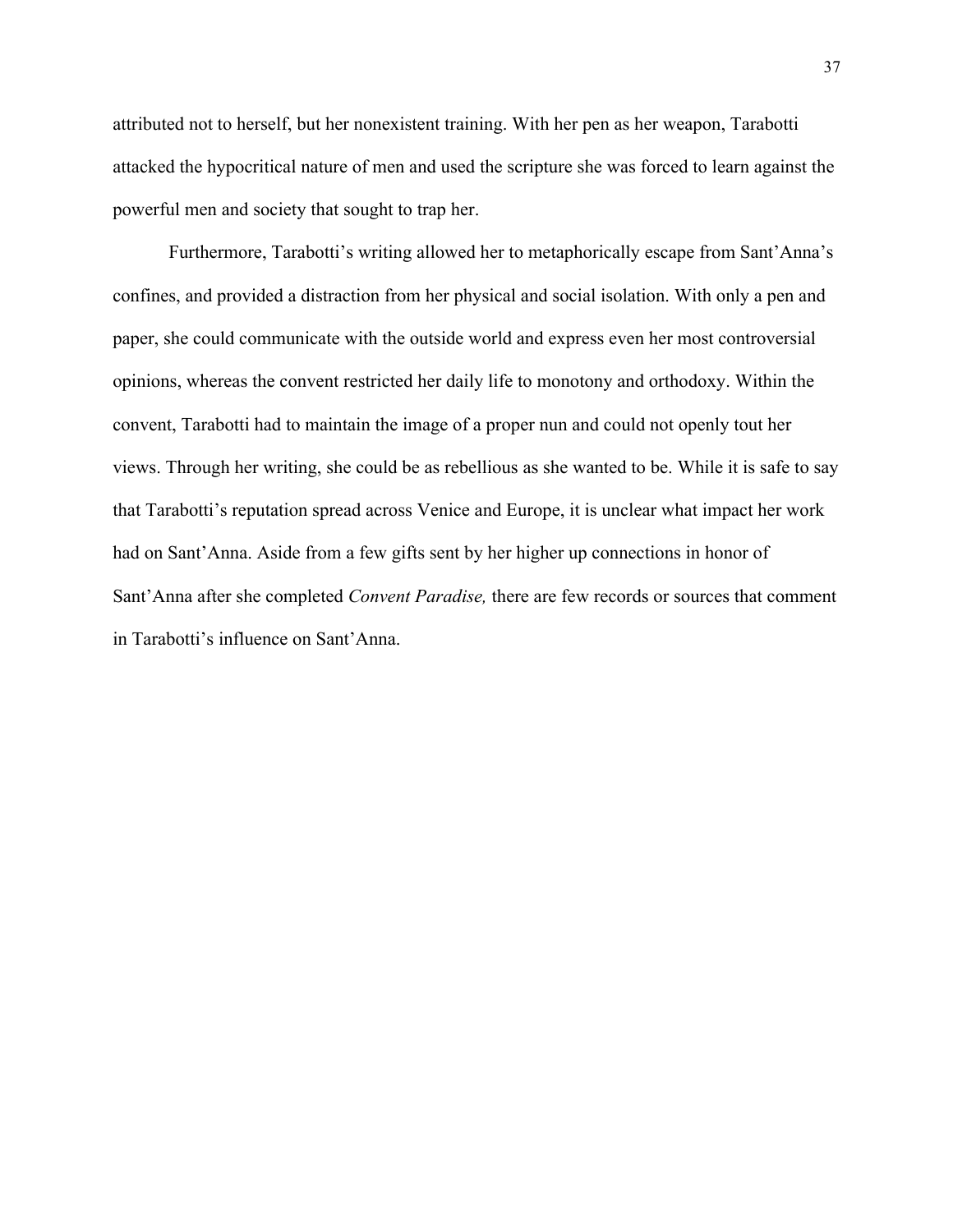attributed not to herself, but her nonexistent training. With her pen as her weapon, Tarabotti attacked the hypocritical nature of men and used the scripture she was forced to learn against the powerful men and society that sought to trap her.

Furthermore, Tarabotti's writing allowed her to metaphorically escape from Sant'Anna's confines, and provided a distraction from her physical and social isolation. With only a pen and paper, she could communicate with the outside world and express even her most controversial opinions, whereas the convent restricted her daily life to monotony and orthodoxy. Within the convent, Tarabotti had to maintain the image of a proper nun and could not openly tout her views. Through her writing, she could be as rebellious as she wanted to be. While it is safe to say that Tarabotti's reputation spread across Venice and Europe, it is unclear what impact her work had on Sant'Anna. Aside from a few gifts sent by her higher up connections in honor of Sant'Anna after she completed *Convent Paradise,* there are few records or sources that comment in Tarabotti's influence on Sant'Anna.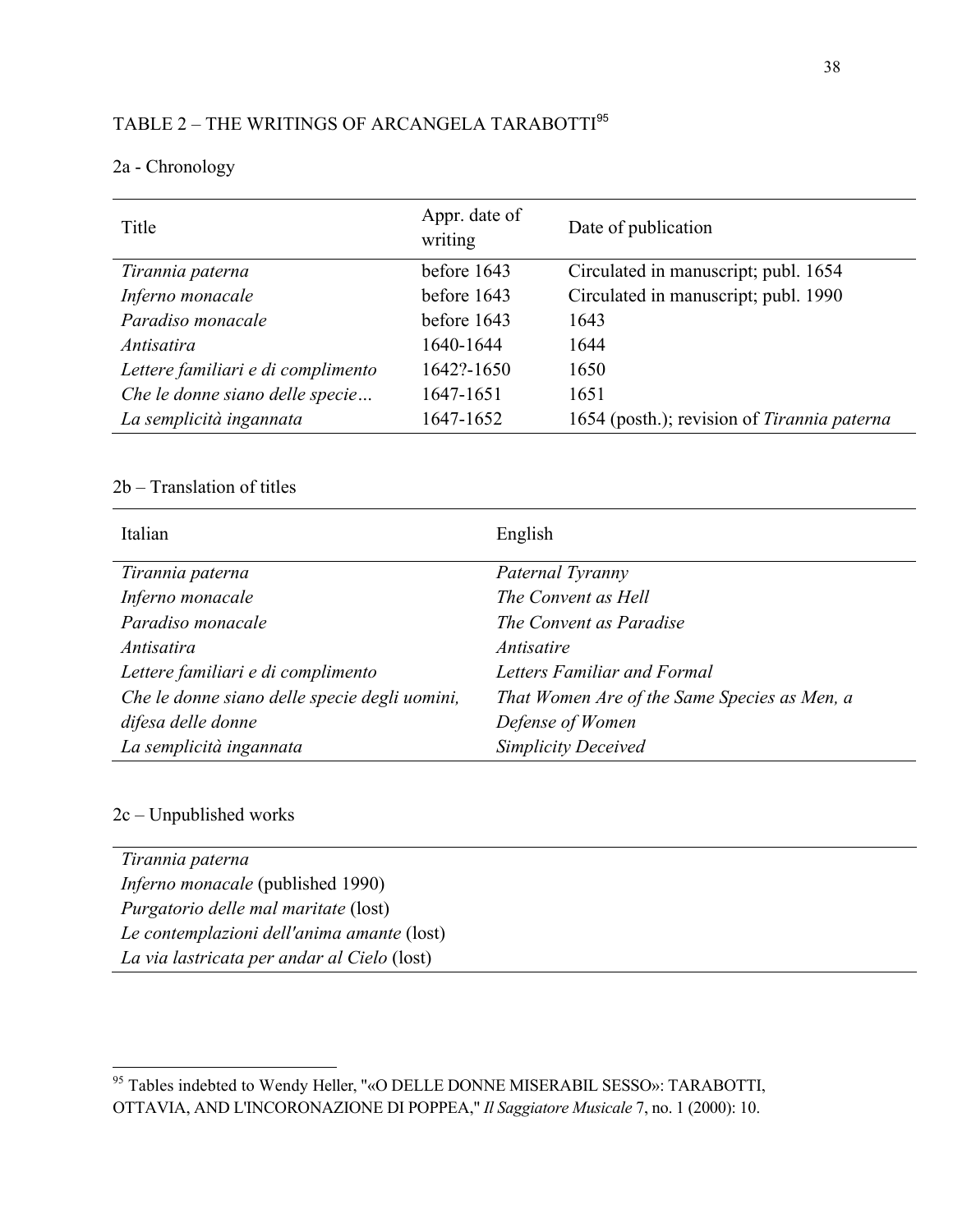## TABLE 2 – THE WRITINGS OF ARCANGELA TARABOTTI[95]

### 2a - Chronology

| Title | Appr. date of writing | Date of publication |
|---|---|---|
| *Tirannia paterna* | before 1643 | Circulated in manuscript; publ. 1654 |
| *Inferno monacale* | before 1643 | Circulated in manuscript; publ. 1990 |
| *Paradiso monacale* | before 1643 | 1643 |
| *Antisatira* | 1640-1644 | 1644 |
| *Lettere familiari e di complimento* | 1642?-1650 | 1650 |
| *Che le donne siano delle specie…* | 1647-1651 | 1651 |
| *La semplicità ingannata* | 1647-1652 | 1654 (posth.); revision of *Tirannia paterna* |

### 2b – Translation of titles

| Italian | English |
|---|---|
| *Tirannia paterna* | *Paternal Tyranny* |
| *Inferno monacale* | *The Convent as Hell* |
| *Paradiso monacale* | *The Convent as Paradise* |
| *Antisatira* | *Antisatire* |
| *Lettere familiari e di complimento* | *Letters Familiar and Formal* |
| *Che le donne siano delle specie degli uomini, difesa delle donne* | *That Women Are of the Same Species as Men, a Defense of Women* |
| *La semplicità ingannata* | *Simplicity Deceived* |

### 2c – Unpublished works

| |
|---|
| *Tirannia paterna* |
| *Inferno monacale* (published 1990) |
| *Purgatorio delle mal maritate* (lost) |
| *Le contemplazioni dell'anima amante* (lost) |
| *La via lastricata per andar al Cielo* (lost) |

[95] Tables indebted to Wendy Heller, "«O DELLE DONNE MISERABIL SESSO»: TARABOTTI, OTTAVIA, AND L'INCORONAZIONE DI POPPEA," *Il Saggiatore Musicale* 7, no. 1 (2000): 10.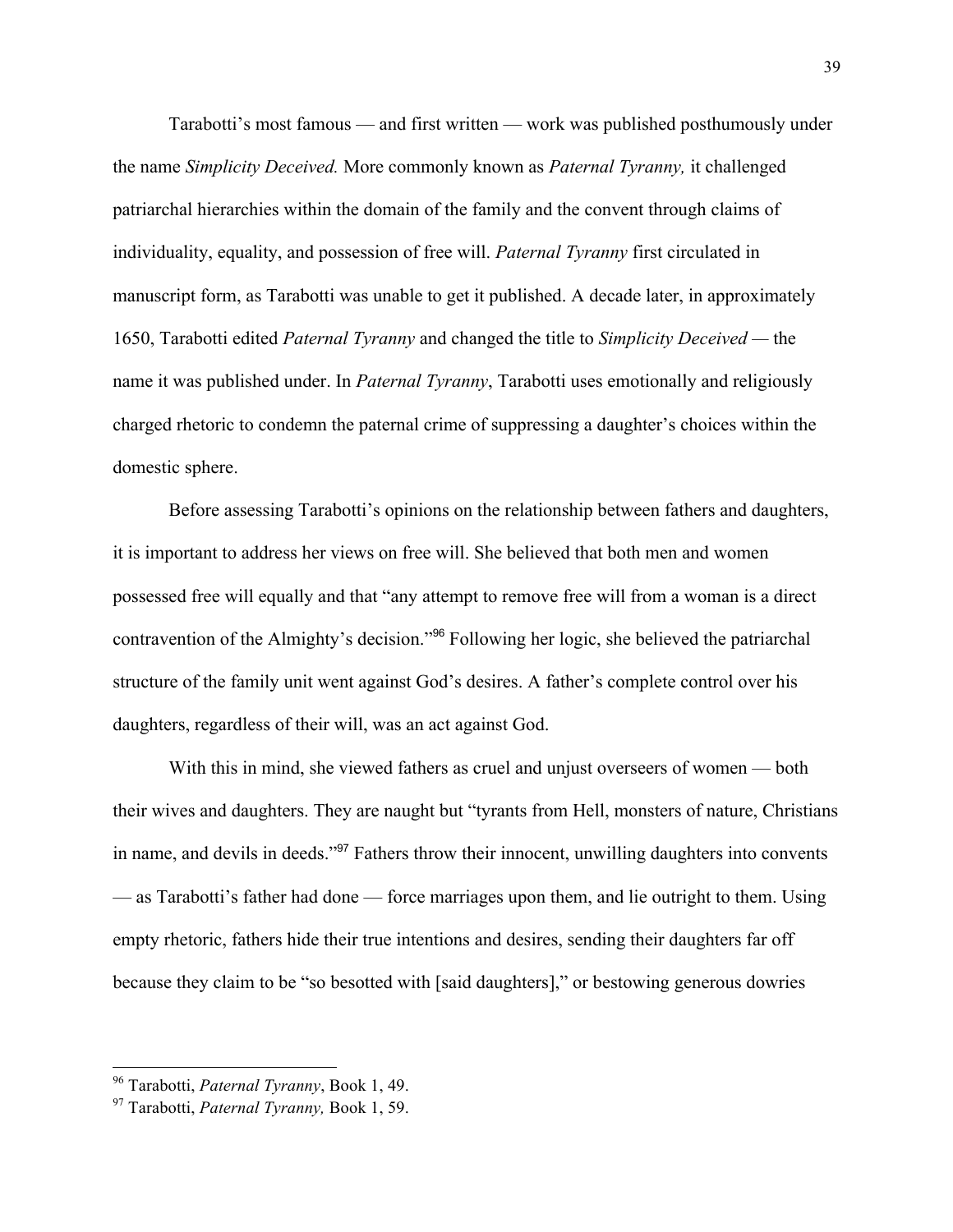Tarabotti's most famous — and first written — work was published posthumously under the name *Simplicity Deceived.* More commonly known as *Paternal Tyranny,* it challenged patriarchal hierarchies within the domain of the family and the convent through claims of individuality, equality, and possession of free will. *Paternal Tyranny* first circulated in manuscript form, as Tarabotti was unable to get it published. A decade later, in approximately 1650, Tarabotti edited *Paternal Tyranny* and changed the title to *Simplicity Deceived* — the name it was published under. In *Paternal Tyranny*, Tarabotti uses emotionally and religiously charged rhetoric to condemn the paternal crime of suppressing a daughter's choices within the domestic sphere.

Before assessing Tarabotti's opinions on the relationship between fathers and daughters, it is important to address her views on free will. She believed that both men and women possessed free will equally and that "any attempt to remove free will from a woman is a direct contravention of the Almighty's decision."[96] Following her logic, she believed the patriarchal structure of the family unit went against God's desires. A father's complete control over his daughters, regardless of their will, was an act against God.

With this in mind, she viewed fathers as cruel and unjust overseers of women — both their wives and daughters. They are naught but "tyrants from Hell, monsters of nature, Christians in name, and devils in deeds."[97] Fathers throw their innocent, unwilling daughters into convents — as Tarabotti's father had done — force marriages upon them, and lie outright to them. Using empty rhetoric, fathers hide their true intentions and desires, sending their daughters far off because they claim to be "so besotted with [said daughters]," or bestowing generous dowries

---

[96] Tarabotti, *Paternal Tyranny*, Book 1, 49.

[97] Tarabotti, *Paternal Tyranny,* Book 1, 59.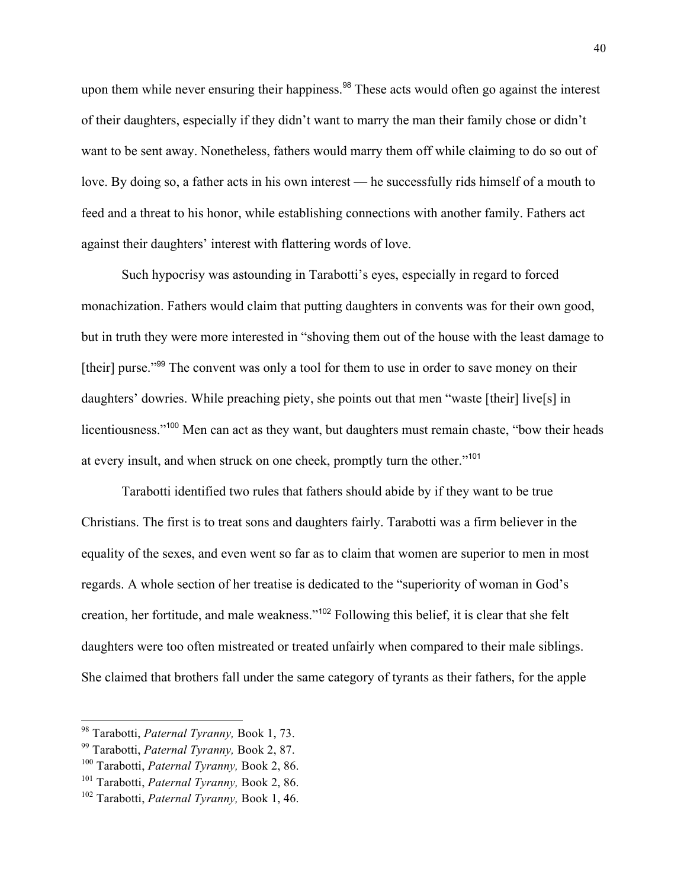upon them while never ensuring their happiness.[98] These acts would often go against the interest of their daughters, especially if they didn't want to marry the man their family chose or didn't want to be sent away. Nonetheless, fathers would marry them off while claiming to do so out of love. By doing so, a father acts in his own interest — he successfully rids himself of a mouth to feed and a threat to his honor, while establishing connections with another family. Fathers act against their daughters' interest with flattering words of love.

Such hypocrisy was astounding in Tarabotti's eyes, especially in regard to forced monachization. Fathers would claim that putting daughters in convents was for their own good, but in truth they were more interested in "shoving them out of the house with the least damage to [their] purse."[99] The convent was only a tool for them to use in order to save money on their daughters' dowries. While preaching piety, she points out that men "waste [their] live[s] in licentiousness."[100] Men can act as they want, but daughters must remain chaste, "bow their heads at every insult, and when struck on one cheek, promptly turn the other."[101]

Tarabotti identified two rules that fathers should abide by if they want to be true Christians. The first is to treat sons and daughters fairly. Tarabotti was a firm believer in the equality of the sexes, and even went so far as to claim that women are superior to men in most regards. A whole section of her treatise is dedicated to the "superiority of woman in God's creation, her fortitude, and male weakness."[102] Following this belief, it is clear that she felt daughters were too often mistreated or treated unfairly when compared to their male siblings. She claimed that brothers fall under the same category of tyrants as their fathers, for the apple

---

[98] Tarabotti, *Paternal Tyranny,* Book 1, 73.

[99] Tarabotti, *Paternal Tyranny,* Book 2, 87.

[100] Tarabotti, *Paternal Tyranny,* Book 2, 86.

[101] Tarabotti, *Paternal Tyranny,* Book 2, 86.

[102] Tarabotti, *Paternal Tyranny,* Book 1, 46.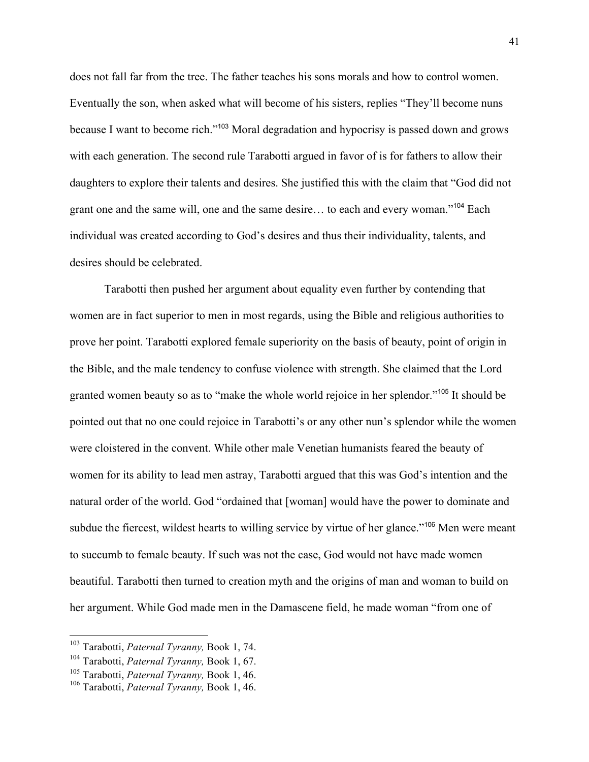does not fall far from the tree. The father teaches his sons morals and how to control women. Eventually the son, when asked what will become of his sisters, replies "They'll become nuns because I want to become rich."[103] Moral degradation and hypocrisy is passed down and grows with each generation. The second rule Tarabotti argued in favor of is for fathers to allow their daughters to explore their talents and desires. She justified this with the claim that "God did not grant one and the same will, one and the same desire… to each and every woman."[104] Each individual was created according to God's desires and thus their individuality, talents, and desires should be celebrated.

Tarabotti then pushed her argument about equality even further by contending that women are in fact superior to men in most regards, using the Bible and religious authorities to prove her point. Tarabotti explored female superiority on the basis of beauty, point of origin in the Bible, and the male tendency to confuse violence with strength. She claimed that the Lord granted women beauty so as to "make the whole world rejoice in her splendor."[105] It should be pointed out that no one could rejoice in Tarabotti's or any other nun's splendor while the women were cloistered in the convent. While other male Venetian humanists feared the beauty of women for its ability to lead men astray, Tarabotti argued that this was God's intention and the natural order of the world. God "ordained that [woman] would have the power to dominate and subdue the fiercest, wildest hearts to willing service by virtue of her glance."[106] Men were meant to succumb to female beauty. If such was not the case, God would not have made women beautiful. Tarabotti then turned to creation myth and the origins of man and woman to build on her argument. While God made men in the Damascene field, he made woman "from one of

---

[103] Tarabotti, *Paternal Tyranny,* Book 1, 74.
[104] Tarabotti, *Paternal Tyranny,* Book 1, 67.
[105] Tarabotti, *Paternal Tyranny,* Book 1, 46.
[106] Tarabotti, *Paternal Tyranny,* Book 1, 46.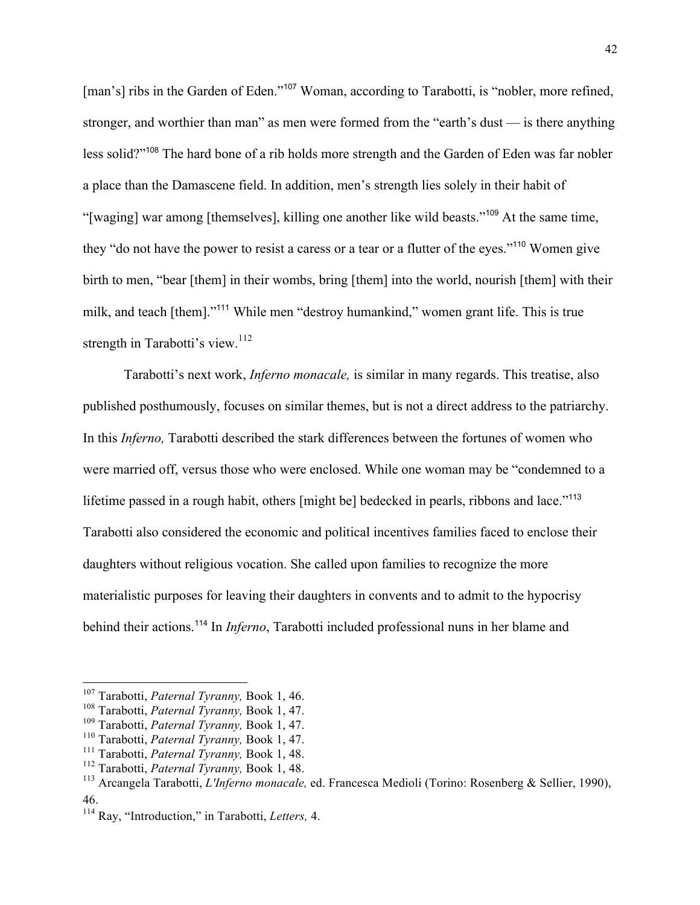[man's] ribs in the Garden of Eden."[107] Woman, according to Tarabotti, is "nobler, more refined, stronger, and worthier than man" as men were formed from the "earth's dust — is there anything less solid?"[108] The hard bone of a rib holds more strength and the Garden of Eden was far nobler a place than the Damascene field. In addition, men's strength lies solely in their habit of "[waging] war among [themselves], killing one another like wild beasts."[109] At the same time, they "do not have the power to resist a caress or a tear or a flutter of the eyes."[110] Women give birth to men, "bear [them] in their wombs, bring [them] into the world, nourish [them] with their milk, and teach [them]."[111] While men "destroy humankind," women grant life. This is true strength in Tarabotti's view.[112]

Tarabotti's next work, *Inferno monacale,* is similar in many regards. This treatise, also published posthumously, focuses on similar themes, but is not a direct address to the patriarchy. In this *Inferno,* Tarabotti described the stark differences between the fortunes of women who were married off, versus those who were enclosed. While one woman may be "condemned to a lifetime passed in a rough habit, others [might be] bedecked in pearls, ribbons and lace."[113] Tarabotti also considered the economic and political incentives families faced to enclose their daughters without religious vocation. She called upon families to recognize the more materialistic purposes for leaving their daughters in convents and to admit to the hypocrisy behind their actions.[114] In *Inferno*, Tarabotti included professional nuns in her blame and

---

[107] Tarabotti, *Paternal Tyranny,* Book 1, 46.
[108] Tarabotti, *Paternal Tyranny,* Book 1, 47.
[109] Tarabotti, *Paternal Tyranny,* Book 1, 47.
[110] Tarabotti, *Paternal Tyranny,* Book 1, 47.
[111] Tarabotti, *Paternal Tyranny,* Book 1, 48.
[112] Tarabotti, *Paternal Tyranny,* Book 1, 48.
[113] Arcangela Tarabotti, *L'Inferno monacale,* ed. Francesca Medioli (Torino: Rosenberg & Sellier, 1990), 46.
[114] Ray, "Introduction," in Tarabotti, *Letters,* 4.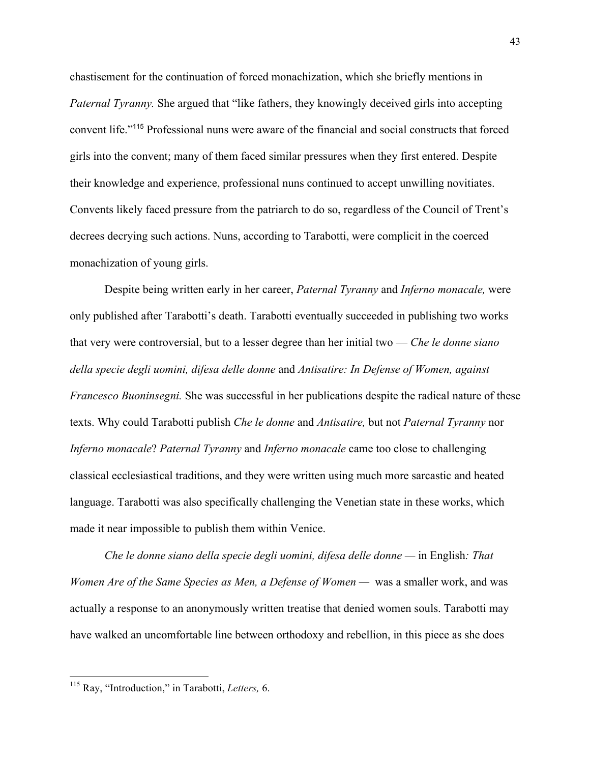chastisement for the continuation of forced monachization, which she briefly mentions in *Paternal Tyranny.* She argued that "like fathers, they knowingly deceived girls into accepting convent life."[115] Professional nuns were aware of the financial and social constructs that forced girls into the convent; many of them faced similar pressures when they first entered. Despite their knowledge and experience, professional nuns continued to accept unwilling novitiates. Convents likely faced pressure from the patriarch to do so, regardless of the Council of Trent's decrees decrying such actions. Nuns, according to Tarabotti, were complicit in the coerced monachization of young girls.

Despite being written early in her career, *Paternal Tyranny* and *Inferno monacale,* were only published after Tarabotti's death. Tarabotti eventually succeeded in publishing two works that very were controversial, but to a lesser degree than her initial two — *Che le donne siano della specie degli uomini, difesa delle donne* and *Antisatire: In Defense of Women, against Francesco Buoninsegni.* She was successful in her publications despite the radical nature of these texts. Why could Tarabotti publish *Che le donne* and *Antisatire,* but not *Paternal Tyranny* nor *Inferno monacale*? *Paternal Tyranny* and *Inferno monacale* came too close to challenging classical ecclesiastical traditions, and they were written using much more sarcastic and heated language. Tarabotti was also specifically challenging the Venetian state in these works, which made it near impossible to publish them within Venice.

*Che le donne siano della specie degli uomini, difesa delle donne* — in English*: That Women Are of the Same Species as Men, a Defense of Women* — was a smaller work, and was actually a response to an anonymously written treatise that denied women souls. Tarabotti may have walked an uncomfortable line between orthodoxy and rebellion, in this piece as she does

---

[115] Ray, "Introduction," in Tarabotti, *Letters,* 6.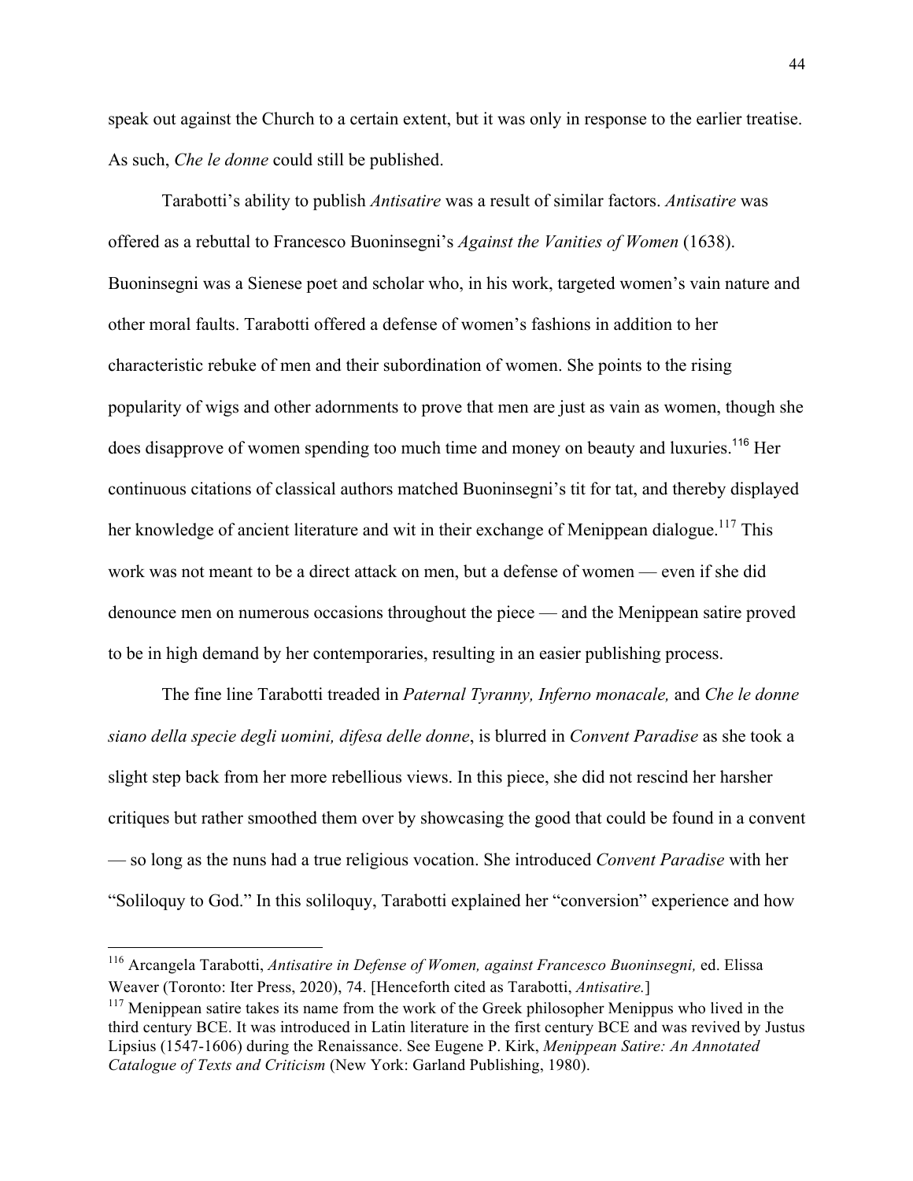speak out against the Church to a certain extent, but it was only in response to the earlier treatise. As such, *Che le donne* could still be published.

Tarabotti's ability to publish *Antisatire* was a result of similar factors. *Antisatire* was offered as a rebuttal to Francesco Buoninsegni's *Against the Vanities of Women* (1638). Buoninsegni was a Sienese poet and scholar who, in his work, targeted women's vain nature and other moral faults. Tarabotti offered a defense of women's fashions in addition to her characteristic rebuke of men and their subordination of women. She points to the rising popularity of wigs and other adornments to prove that men are just as vain as women, though she does disapprove of women spending too much time and money on beauty and luxuries.[116] Her continuous citations of classical authors matched Buoninsegni's tit for tat, and thereby displayed her knowledge of ancient literature and wit in their exchange of Menippean dialogue.[117] This work was not meant to be a direct attack on men, but a defense of women — even if she did denounce men on numerous occasions throughout the piece — and the Menippean satire proved to be in high demand by her contemporaries, resulting in an easier publishing process.

The fine line Tarabotti treaded in *Paternal Tyranny, Inferno monacale,* and *Che le donne siano della specie degli uomini, difesa delle donne*, is blurred in *Convent Paradise* as she took a slight step back from her more rebellious views. In this piece, she did not rescind her harsher critiques but rather smoothed them over by showcasing the good that could be found in a convent — so long as the nuns had a true religious vocation. She introduced *Convent Paradise* with her "Soliloquy to God." In this soliloquy, Tarabotti explained her "conversion" experience and how

---

[116] Arcangela Tarabotti, *Antisatire in Defense of Women, against Francesco Buoninsegni,* ed. Elissa Weaver (Toronto: Iter Press, 2020), 74. [Henceforth cited as Tarabotti, *Antisatire.*]

[117] Menippean satire takes its name from the work of the Greek philosopher Menippus who lived in the third century BCE. It was introduced in Latin literature in the first century BCE and was revived by Justus Lipsius (1547-1606) during the Renaissance. See Eugene P. Kirk, *Menippean Satire: An Annotated Catalogue of Texts and Criticism* (New York: Garland Publishing, 1980).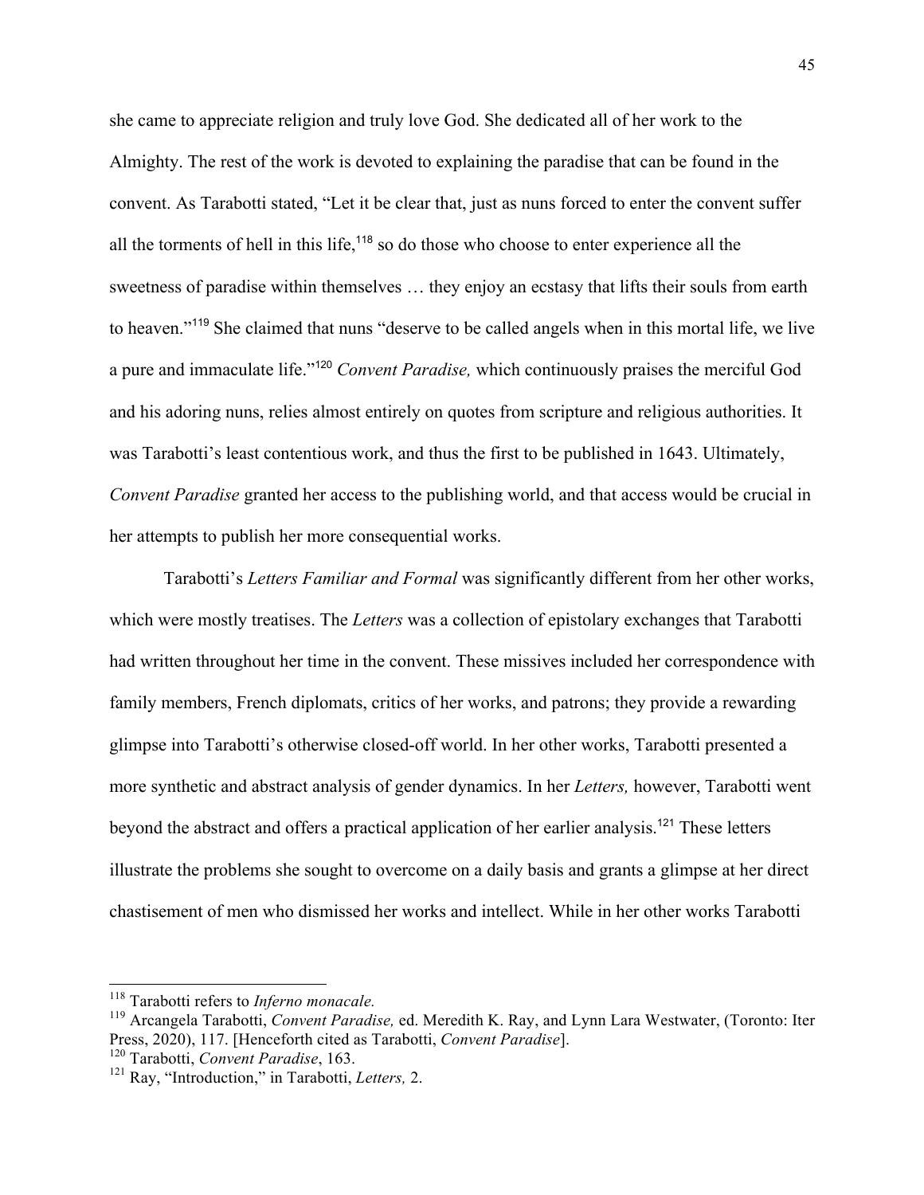she came to appreciate religion and truly love God. She dedicated all of her work to the Almighty. The rest of the work is devoted to explaining the paradise that can be found in the convent. As Tarabotti stated, "Let it be clear that, just as nuns forced to enter the convent suffer all the torments of hell in this life,[118] so do those who choose to enter experience all the sweetness of paradise within themselves … they enjoy an ecstasy that lifts their souls from earth to heaven."[119] She claimed that nuns "deserve to be called angels when in this mortal life, we live a pure and immaculate life."[120] *Convent Paradise,* which continuously praises the merciful God and his adoring nuns, relies almost entirely on quotes from scripture and religious authorities. It was Tarabotti's least contentious work, and thus the first to be published in 1643. Ultimately, *Convent Paradise* granted her access to the publishing world, and that access would be crucial in her attempts to publish her more consequential works.

Tarabotti's *Letters Familiar and Formal* was significantly different from her other works, which were mostly treatises. The *Letters* was a collection of epistolary exchanges that Tarabotti had written throughout her time in the convent. These missives included her correspondence with family members, French diplomats, critics of her works, and patrons; they provide a rewarding glimpse into Tarabotti's otherwise closed-off world. In her other works, Tarabotti presented a more synthetic and abstract analysis of gender dynamics. In her *Letters,* however, Tarabotti went beyond the abstract and offers a practical application of her earlier analysis.[121] These letters illustrate the problems she sought to overcome on a daily basis and grants a glimpse at her direct chastisement of men who dismissed her works and intellect. While in her other works Tarabotti

---

[118] Tarabotti refers to *Inferno monacale.*

[119] Arcangela Tarabotti, *Convent Paradise,* ed. Meredith K. Ray, and Lynn Lara Westwater, (Toronto: Iter Press, 2020), 117. [Henceforth cited as Tarabotti, *Convent Paradise*].

[120] Tarabotti, *Convent Paradise*, 163.

[121] Ray, "Introduction," in Tarabotti, *Letters,* 2.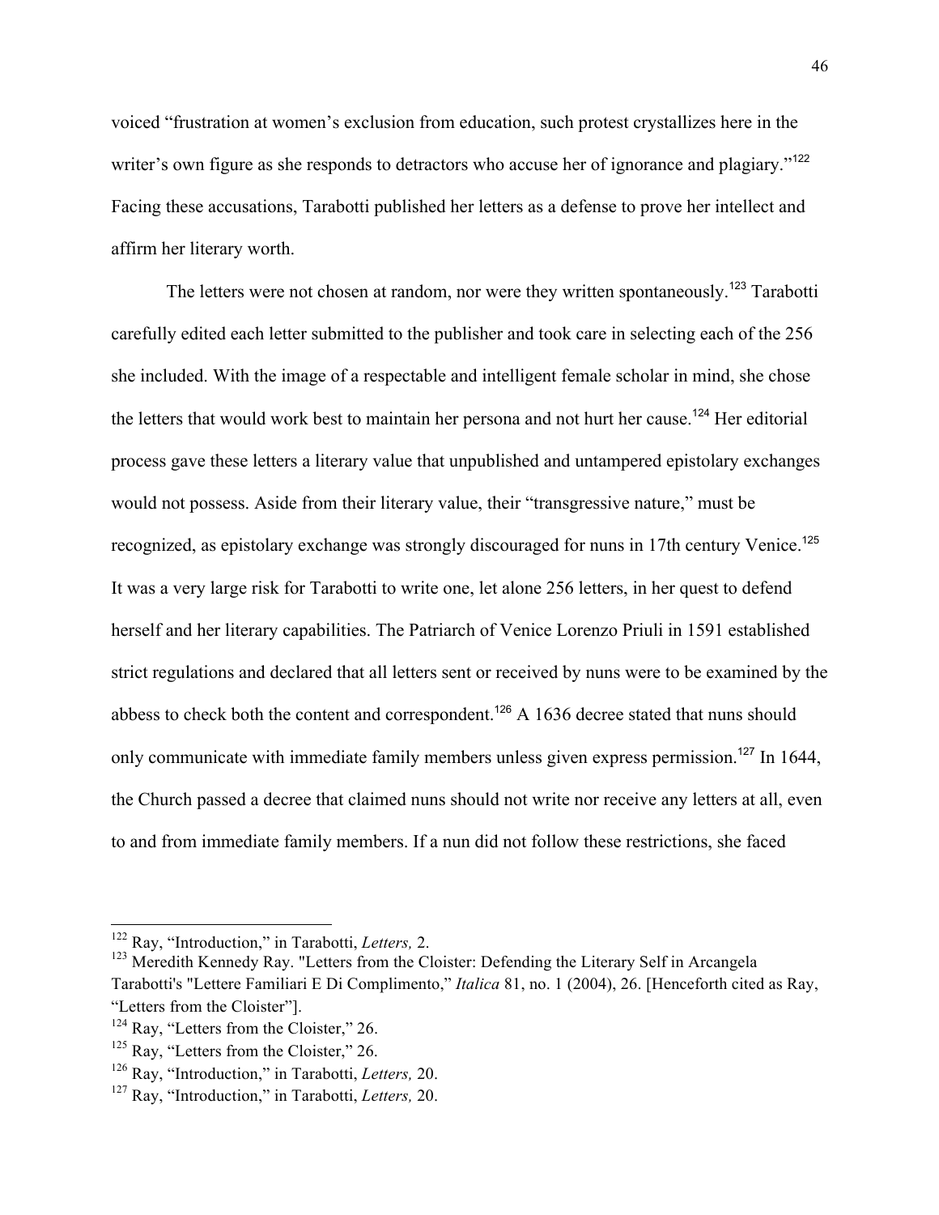voiced "frustration at women's exclusion from education, such protest crystallizes here in the writer's own figure as she responds to detractors who accuse her of ignorance and plagiary."[122] Facing these accusations, Tarabotti published her letters as a defense to prove her intellect and affirm her literary worth.

The letters were not chosen at random, nor were they written spontaneously.[123] Tarabotti carefully edited each letter submitted to the publisher and took care in selecting each of the 256 she included. With the image of a respectable and intelligent female scholar in mind, she chose the letters that would work best to maintain her persona and not hurt her cause.[124] Her editorial process gave these letters a literary value that unpublished and untampered epistolary exchanges would not possess. Aside from their literary value, their "transgressive nature," must be recognized, as epistolary exchange was strongly discouraged for nuns in 17th century Venice.[125] It was a very large risk for Tarabotti to write one, let alone 256 letters, in her quest to defend herself and her literary capabilities. The Patriarch of Venice Lorenzo Priuli in 1591 established strict regulations and declared that all letters sent or received by nuns were to be examined by the abbess to check both the content and correspondent.[126] A 1636 decree stated that nuns should only communicate with immediate family members unless given express permission.[127] In 1644, the Church passed a decree that claimed nuns should not write nor receive any letters at all, even to and from immediate family members. If a nun did not follow these restrictions, she faced

---

[122] Ray, "Introduction," in Tarabotti, *Letters,* 2.

[123] Meredith Kennedy Ray. "Letters from the Cloister: Defending the Literary Self in Arcangela Tarabotti's "Lettere Familiari E Di Complimento," *Italica* 81, no. 1 (2004), 26. [Henceforth cited as Ray, "Letters from the Cloister"].

[124] Ray, "Letters from the Cloister," 26.

[125] Ray, "Letters from the Cloister," 26.

[126] Ray, "Introduction," in Tarabotti, *Letters,* 20.

[127] Ray, "Introduction," in Tarabotti, *Letters,* 20.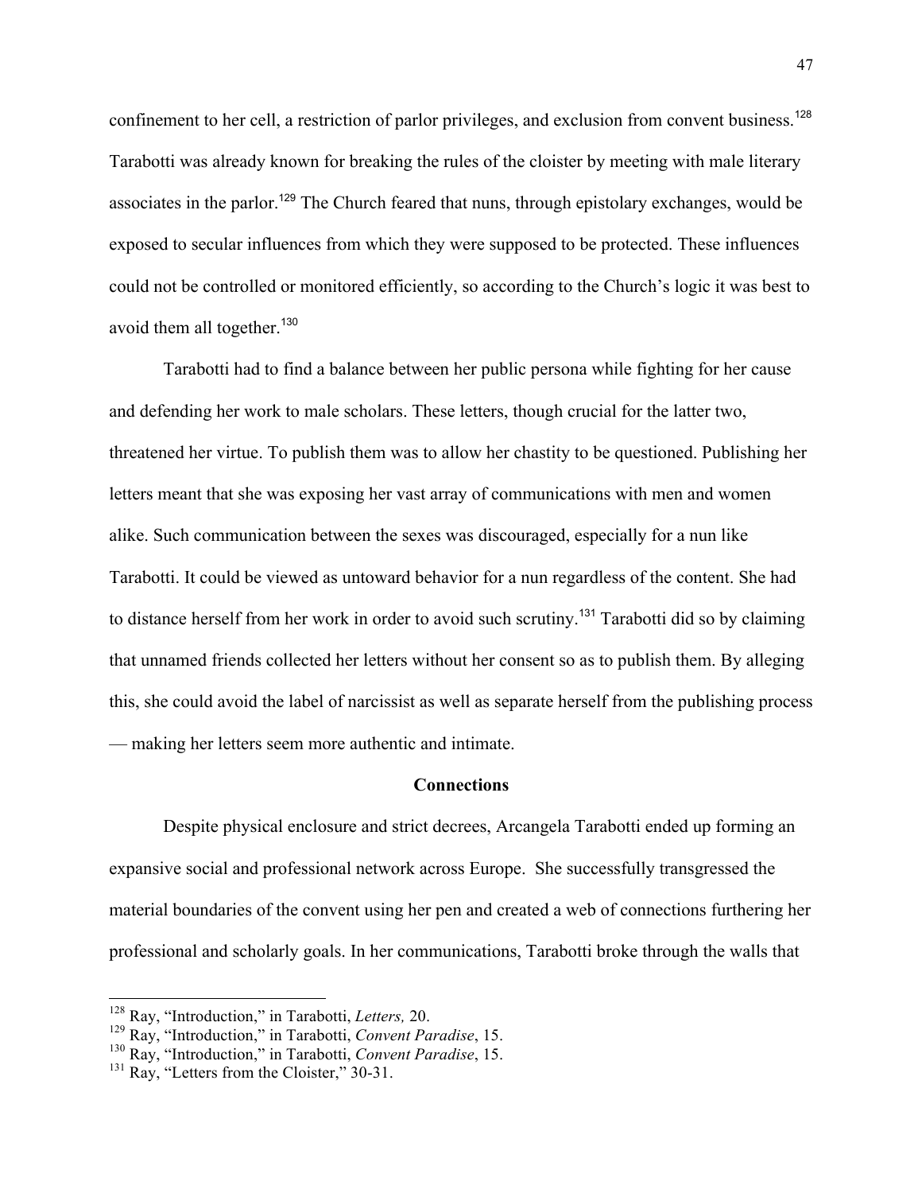confinement to her cell, a restriction of parlor privileges, and exclusion from convent business.[128] Tarabotti was already known for breaking the rules of the cloister by meeting with male literary associates in the parlor.[129] The Church feared that nuns, through epistolary exchanges, would be exposed to secular influences from which they were supposed to be protected. These influences could not be controlled or monitored efficiently, so according to the Church's logic it was best to avoid them all together.[130]

Tarabotti had to find a balance between her public persona while fighting for her cause and defending her work to male scholars. These letters, though crucial for the latter two, threatened her virtue. To publish them was to allow her chastity to be questioned. Publishing her letters meant that she was exposing her vast array of communications with men and women alike. Such communication between the sexes was discouraged, especially for a nun like Tarabotti. It could be viewed as untoward behavior for a nun regardless of the content. She had to distance herself from her work in order to avoid such scrutiny.[131] Tarabotti did so by claiming that unnamed friends collected her letters without her consent so as to publish them. By alleging this, she could avoid the label of narcissist as well as separate herself from the publishing process — making her letters seem more authentic and intimate.

### Connections

Despite physical enclosure and strict decrees, Arcangela Tarabotti ended up forming an expansive social and professional network across Europe. She successfully transgressed the material boundaries of the convent using her pen and created a web of connections furthering her professional and scholarly goals. In her communications, Tarabotti broke through the walls that

---

[128] Ray, "Introduction," in Tarabotti, *Letters,* 20.
[129] Ray, "Introduction," in Tarabotti, *Convent Paradise*, 15.
[130] Ray, "Introduction," in Tarabotti, *Convent Paradise*, 15.
[131] Ray, "Letters from the Cloister," 30-31.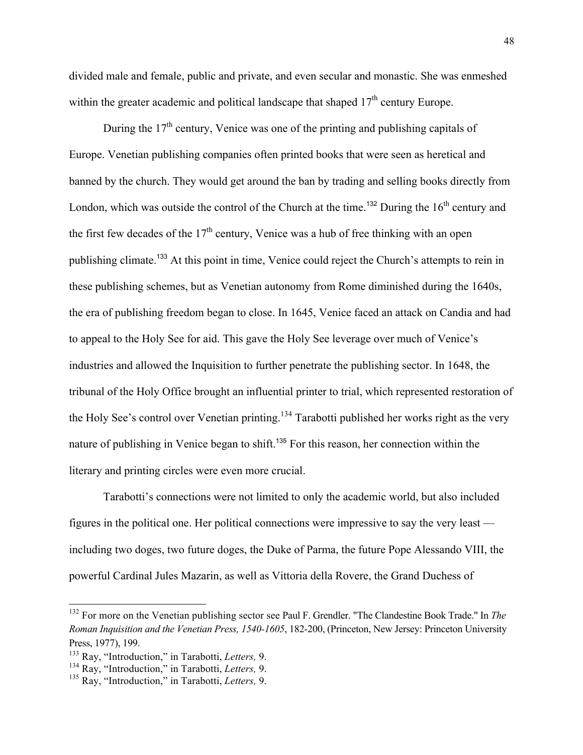divided male and female, public and private, and even secular and monastic. She was enmeshed within the greater academic and political landscape that shaped 17th century Europe.

During the 17th century, Venice was one of the printing and publishing capitals of Europe. Venetian publishing companies often printed books that were seen as heretical and banned by the church. They would get around the ban by trading and selling books directly from London, which was outside the control of the Church at the time.[132] During the 16th century and the first few decades of the 17th century, Venice was a hub of free thinking with an open publishing climate.[133] At this point in time, Venice could reject the Church's attempts to rein in these publishing schemes, but as Venetian autonomy from Rome diminished during the 1640s, the era of publishing freedom began to close. In 1645, Venice faced an attack on Candia and had to appeal to the Holy See for aid. This gave the Holy See leverage over much of Venice's industries and allowed the Inquisition to further penetrate the publishing sector. In 1648, the tribunal of the Holy Office brought an influential printer to trial, which represented restoration of the Holy See's control over Venetian printing.[134] Tarabotti published her works right as the very nature of publishing in Venice began to shift.[135] For this reason, her connection within the literary and printing circles were even more crucial.

Tarabotti's connections were not limited to only the academic world, but also included figures in the political one. Her political connections were impressive to say the very least — including two doges, two future doges, the Duke of Parma, the future Pope Alessando VIII, the powerful Cardinal Jules Mazarin, as well as Vittoria della Rovere, the Grand Duchess of

---

[132] For more on the Venetian publishing sector see Paul F. Grendler. "The Clandestine Book Trade." In *The Roman Inquisition and the Venetian Press, 1540-1605*, 182-200, (Princeton, New Jersey: Princeton University Press, 1977), 199.

[133] Ray, "Introduction," in Tarabotti, *Letters,* 9.

[134] Ray, "Introduction," in Tarabotti, *Letters,* 9.

[135] Ray, "Introduction," in Tarabotti, *Letters,* 9.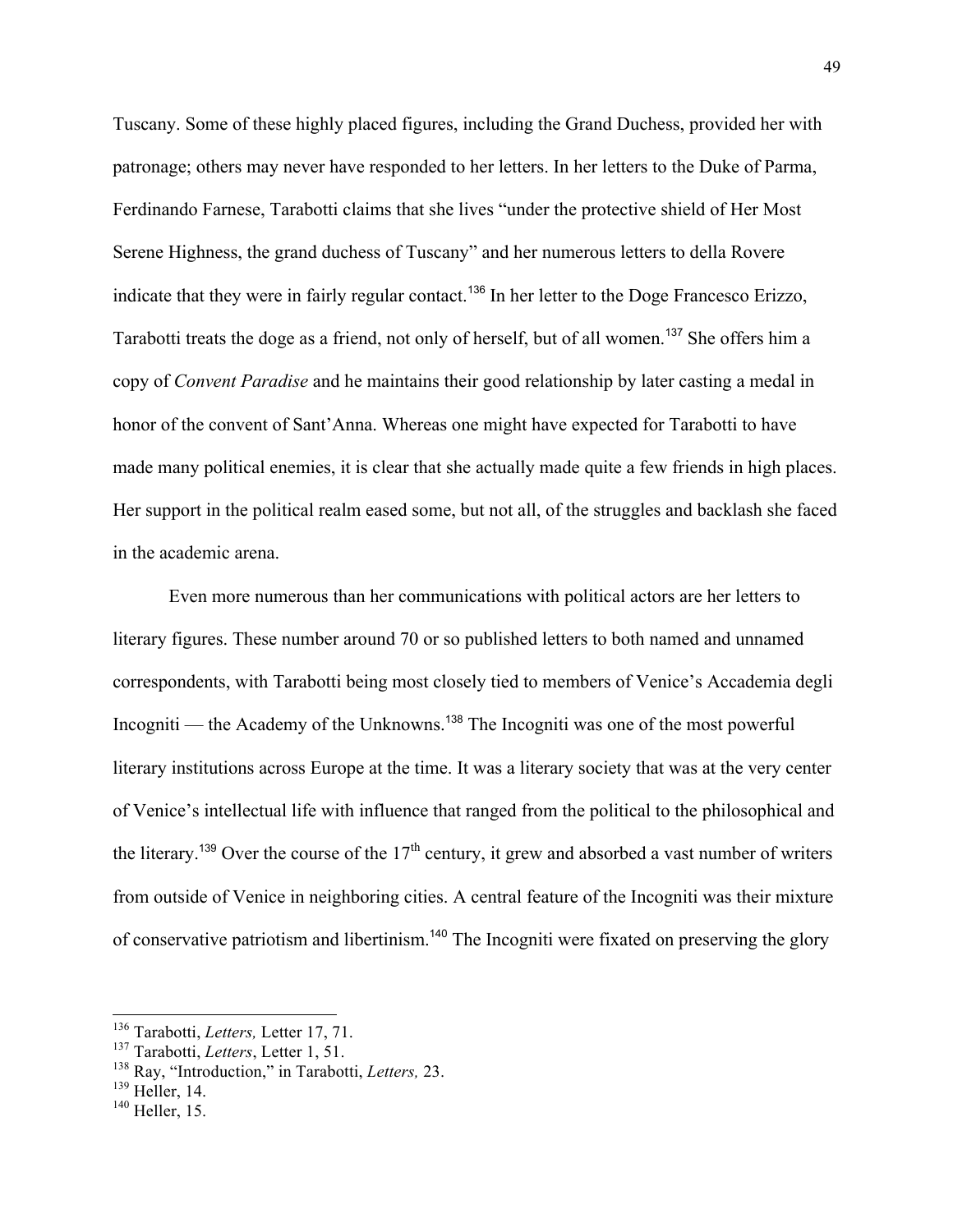Tuscany. Some of these highly placed figures, including the Grand Duchess, provided her with patronage; others may never have responded to her letters. In her letters to the Duke of Parma, Ferdinando Farnese, Tarabotti claims that she lives "under the protective shield of Her Most Serene Highness, the grand duchess of Tuscany" and her numerous letters to della Rovere indicate that they were in fairly regular contact.[136] In her letter to the Doge Francesco Erizzo, Tarabotti treats the doge as a friend, not only of herself, but of all women.[137] She offers him a copy of *Convent Paradise* and he maintains their good relationship by later casting a medal in honor of the convent of Sant'Anna. Whereas one might have expected for Tarabotti to have made many political enemies, it is clear that she actually made quite a few friends in high places. Her support in the political realm eased some, but not all, of the struggles and backlash she faced in the academic arena.

Even more numerous than her communications with political actors are her letters to literary figures. These number around 70 or so published letters to both named and unnamed correspondents, with Tarabotti being most closely tied to members of Venice's Accademia degli Incogniti — the Academy of the Unknowns.[138] The Incogniti was one of the most powerful literary institutions across Europe at the time. It was a literary society that was at the very center of Venice's intellectual life with influence that ranged from the political to the philosophical and the literary.[139] Over the course of the 17th century, it grew and absorbed a vast number of writers from outside of Venice in neighboring cities. A central feature of the Incogniti was their mixture of conservative patriotism and libertinism.[140] The Incogniti were fixated on preserving the glory

---

[136] Tarabotti, *Letters,* Letter 17, 71.

[137] Tarabotti, *Letters*, Letter 1, 51.

[138] Ray, "Introduction," in Tarabotti, *Letters,* 23.

[139] Heller, 14.

[140] Heller, 15.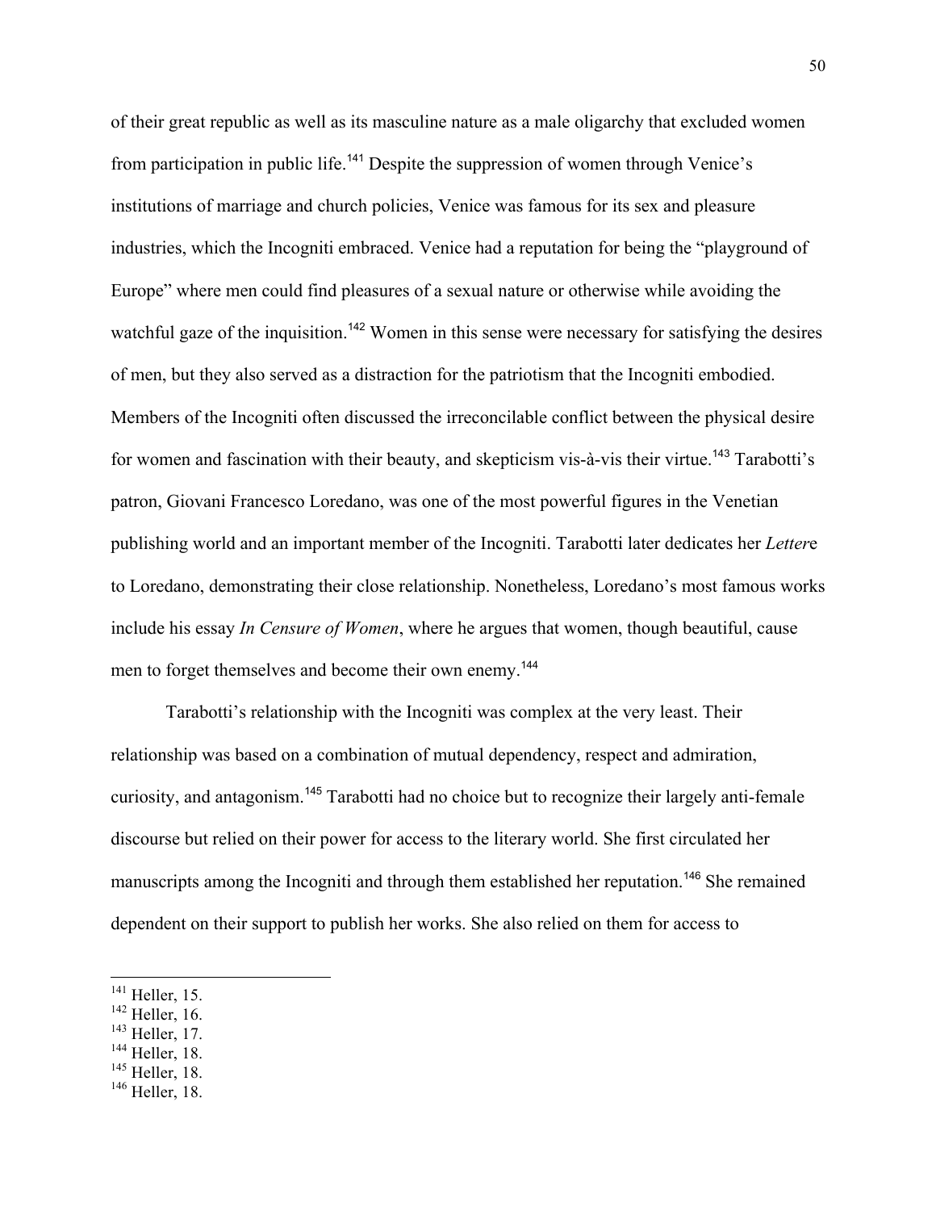of their great republic as well as its masculine nature as a male oligarchy that excluded women from participation in public life.[141] Despite the suppression of women through Venice's institutions of marriage and church policies, Venice was famous for its sex and pleasure industries, which the Incogniti embraced. Venice had a reputation for being the "playground of Europe" where men could find pleasures of a sexual nature or otherwise while avoiding the watchful gaze of the inquisition.[142] Women in this sense were necessary for satisfying the desires of men, but they also served as a distraction for the patriotism that the Incogniti embodied. Members of the Incogniti often discussed the irreconcilable conflict between the physical desire for women and fascination with their beauty, and skepticism vis-à-vis their virtue.[143] Tarabotti's patron, Giovani Francesco Loredano, was one of the most powerful figures in the Venetian publishing world and an important member of the Incogniti. Tarabotti later dedicates her *Letter*e to Loredano, demonstrating their close relationship. Nonetheless, Loredano's most famous works include his essay *In Censure of Women*, where he argues that women, though beautiful, cause men to forget themselves and become their own enemy.[144]

Tarabotti's relationship with the Incogniti was complex at the very least. Their relationship was based on a combination of mutual dependency, respect and admiration, curiosity, and antagonism.[145] Tarabotti had no choice but to recognize their largely anti-female discourse but relied on their power for access to the literary world. She first circulated her manuscripts among the Incogniti and through them established her reputation.[146] She remained dependent on their support to publish her works. She also relied on them for access to

---

[141] Heller, 15.
[142] Heller, 16.
[143] Heller, 17.
[144] Heller, 18.
[145] Heller, 18.
[146] Heller, 18.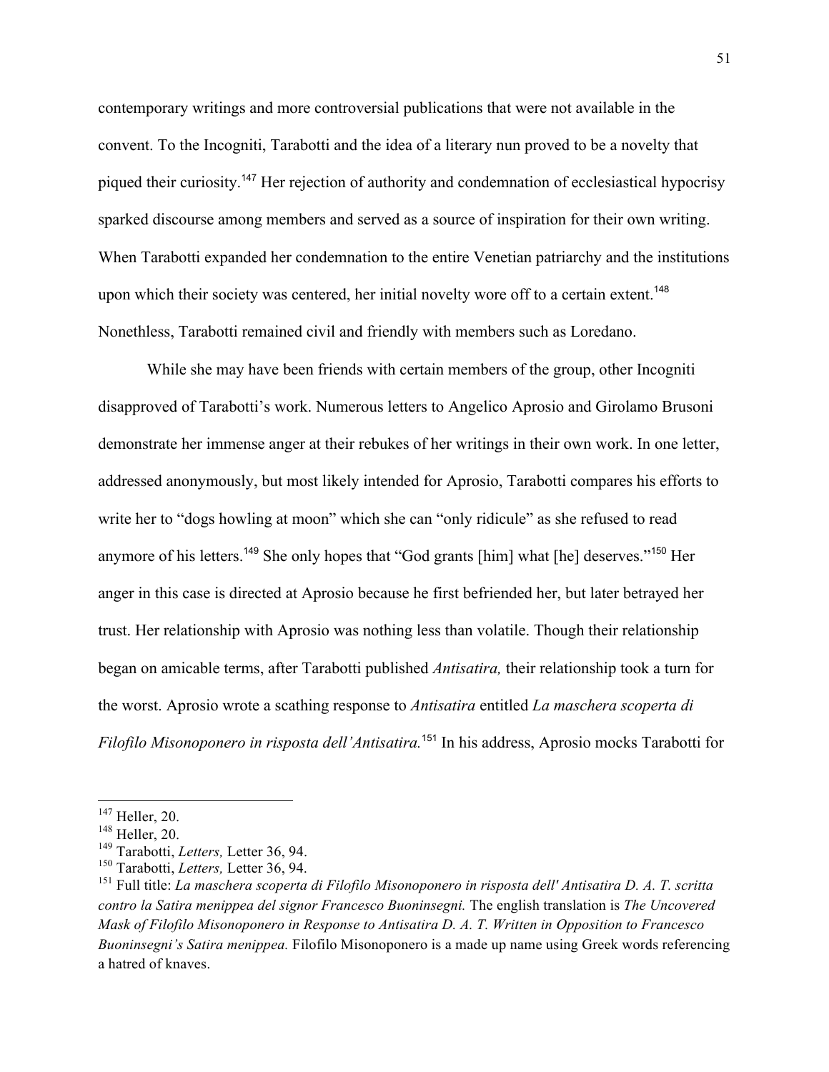contemporary writings and more controversial publications that were not available in the convent. To the Incogniti, Tarabotti and the idea of a literary nun proved to be a novelty that piqued their curiosity.[147] Her rejection of authority and condemnation of ecclesiastical hypocrisy sparked discourse among members and served as a source of inspiration for their own writing. When Tarabotti expanded her condemnation to the entire Venetian patriarchy and the institutions upon which their society was centered, her initial novelty wore off to a certain extent.[148] Nonethless, Tarabotti remained civil and friendly with members such as Loredano.

While she may have been friends with certain members of the group, other Incogniti disapproved of Tarabotti's work. Numerous letters to Angelico Aprosio and Girolamo Brusoni demonstrate her immense anger at their rebukes of her writings in their own work. In one letter, addressed anonymously, but most likely intended for Aprosio, Tarabotti compares his efforts to write her to "dogs howling at moon" which she can "only ridicule" as she refused to read anymore of his letters.[149] She only hopes that "God grants [him] what [he] deserves."[150] Her anger in this case is directed at Aprosio because he first befriended her, but later betrayed her trust. Her relationship with Aprosio was nothing less than volatile. Though their relationship began on amicable terms, after Tarabotti published *Antisatira,* their relationship took a turn for the worst. Aprosio wrote a scathing response to *Antisatira* entitled *La maschera scoperta di Filofilo Misonoponero in risposta dell'Antisatira.*[151] In his address, Aprosio mocks Tarabotti for

---

[147] Heller, 20.
[148] Heller, 20.
[149] Tarabotti, *Letters,* Letter 36, 94.
[150] Tarabotti, *Letters,* Letter 36, 94.
[151] Full title: *La maschera scoperta di Filofilo Misonoponero in risposta dell' Antisatira D. A. T. scritta contro la Satira menippea del signor Francesco Buoninsegni.* The english translation is *The Uncovered Mask of Filofilo Misonoponero in Response to Antisatira D. A. T. Written in Opposition to Francesco Buoninsegni's Satira menippea.* Filofilo Misonoponero is a made up name using Greek words referencing a hatred of knaves.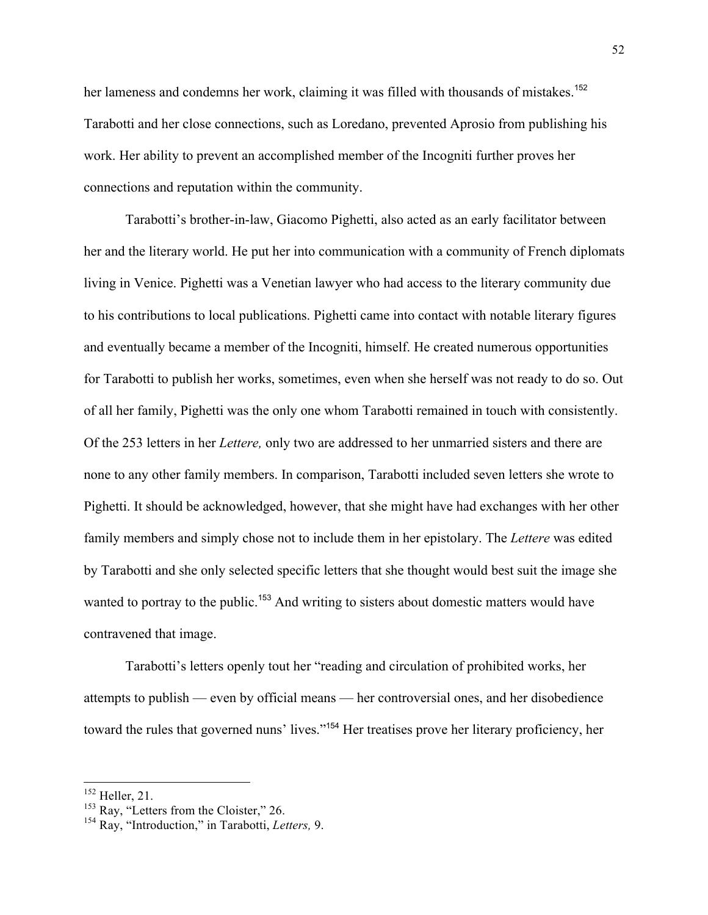her lameness and condemns her work, claiming it was filled with thousands of mistakes.[152] Tarabotti and her close connections, such as Loredano, prevented Aprosio from publishing his work. Her ability to prevent an accomplished member of the Incogniti further proves her connections and reputation within the community.

Tarabotti's brother-in-law, Giacomo Pighetti, also acted as an early facilitator between her and the literary world. He put her into communication with a community of French diplomats living in Venice. Pighetti was a Venetian lawyer who had access to the literary community due to his contributions to local publications. Pighetti came into contact with notable literary figures and eventually became a member of the Incogniti, himself. He created numerous opportunities for Tarabotti to publish her works, sometimes, even when she herself was not ready to do so. Out of all her family, Pighetti was the only one whom Tarabotti remained in touch with consistently. Of the 253 letters in her *Lettere,* only two are addressed to her unmarried sisters and there are none to any other family members. In comparison, Tarabotti included seven letters she wrote to Pighetti. It should be acknowledged, however, that she might have had exchanges with her other family members and simply chose not to include them in her epistolary. The *Lettere* was edited by Tarabotti and she only selected specific letters that she thought would best suit the image she wanted to portray to the public.[153] And writing to sisters about domestic matters would have contravened that image.

Tarabotti's letters openly tout her "reading and circulation of prohibited works, her attempts to publish — even by official means — her controversial ones, and her disobedience toward the rules that governed nuns' lives."[154] Her treatises prove her literary proficiency, her

---

[152] Heller, 21.

[153] Ray, "Letters from the Cloister," 26.

[154] Ray, "Introduction," in Tarabotti, *Letters,* 9.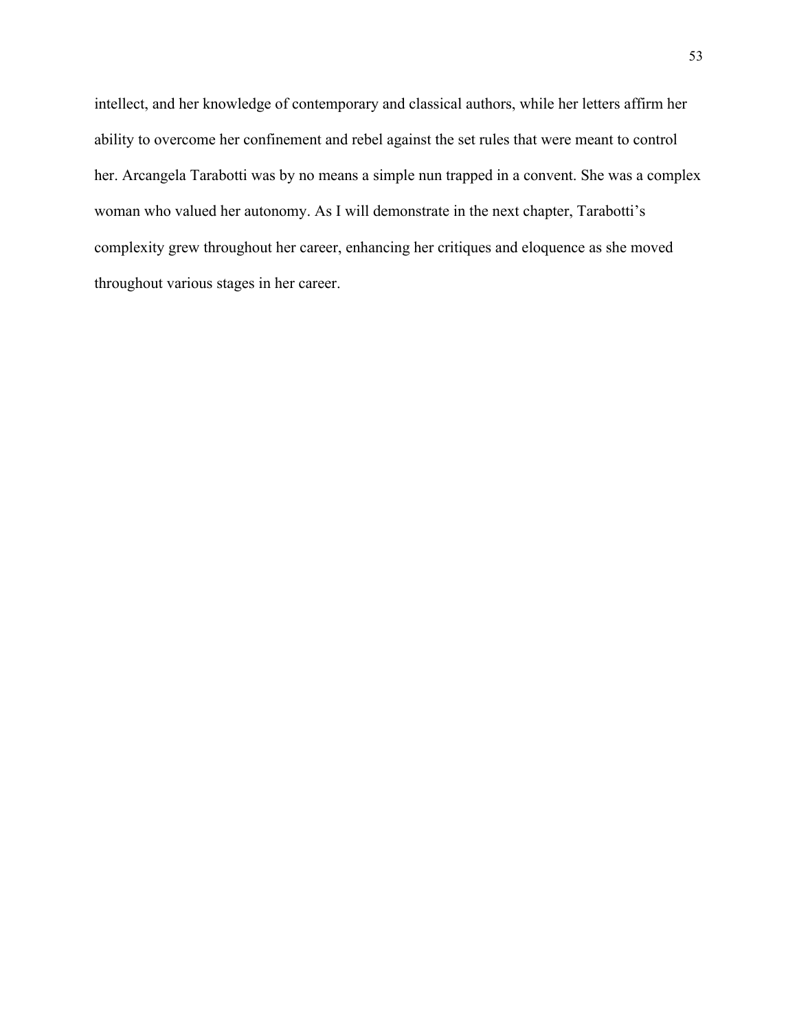intellect, and her knowledge of contemporary and classical authors, while her letters affirm her ability to overcome her confinement and rebel against the set rules that were meant to control her. Arcangela Tarabotti was by no means a simple nun trapped in a convent. She was a complex woman who valued her autonomy. As I will demonstrate in the next chapter, Tarabotti's complexity grew throughout her career, enhancing her critiques and eloquence as she moved throughout various stages in her career.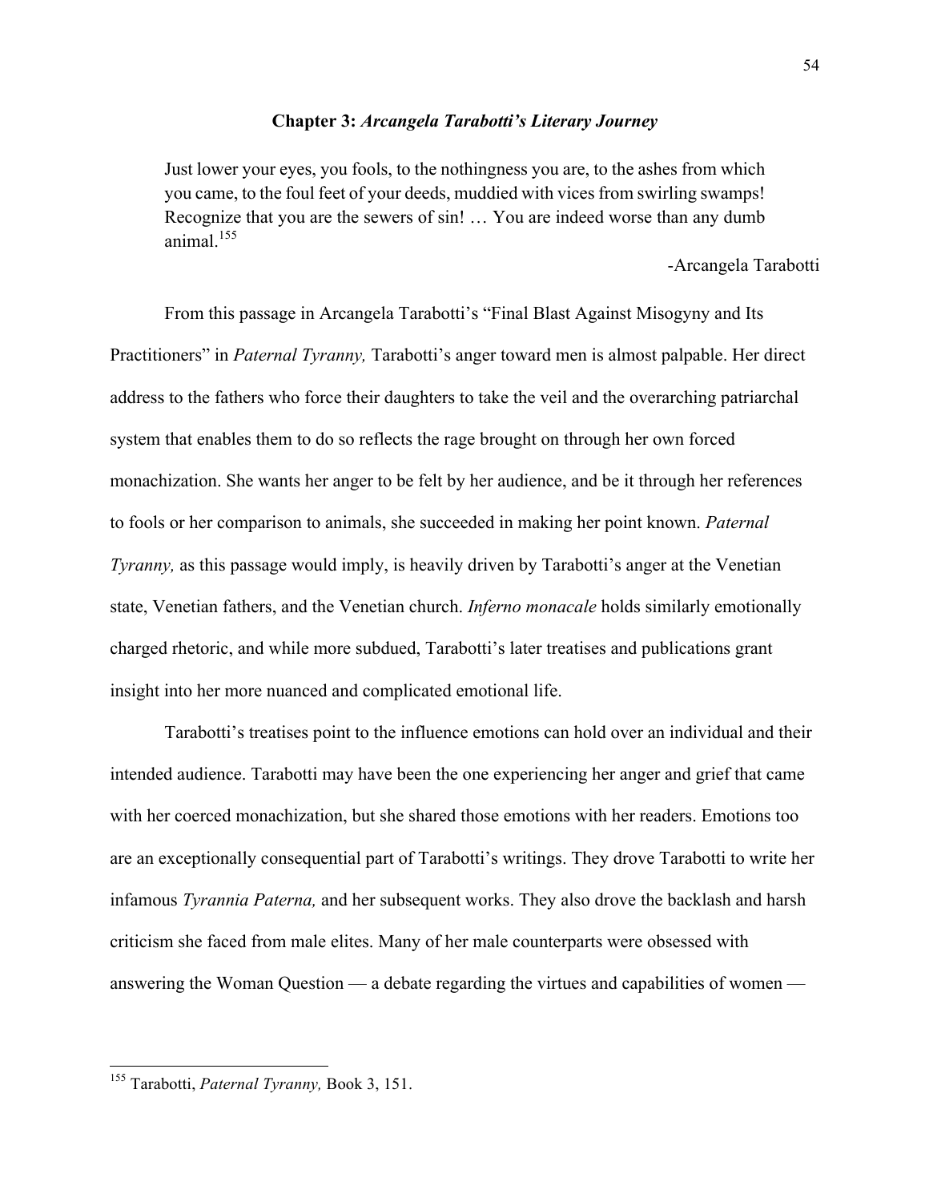## Chapter 3: *Arcangela Tarabotti's Literary Journey*

> Just lower your eyes, you fools, to the nothingness you are, to the ashes from which you came, to the foul feet of your deeds, muddied with vices from swirling swamps! Recognize that you are the sewers of sin! … You are indeed worse than any dumb animal.[155]
>
> -Arcangela Tarabotti

From this passage in Arcangela Tarabotti's "Final Blast Against Misogyny and Its Practitioners" in *Paternal Tyranny,* Tarabotti's anger toward men is almost palpable. Her direct address to the fathers who force their daughters to take the veil and the overarching patriarchal system that enables them to do so reflects the rage brought on through her own forced monachization. She wants her anger to be felt by her audience, and be it through her references to fools or her comparison to animals, she succeeded in making her point known. *Paternal Tyranny,* as this passage would imply, is heavily driven by Tarabotti's anger at the Venetian state, Venetian fathers, and the Venetian church. *Inferno monacale* holds similarly emotionally charged rhetoric, and while more subdued, Tarabotti's later treatises and publications grant insight into her more nuanced and complicated emotional life.

Tarabotti's treatises point to the influence emotions can hold over an individual and their intended audience. Tarabotti may have been the one experiencing her anger and grief that came with her coerced monachization, but she shared those emotions with her readers. Emotions too are an exceptionally consequential part of Tarabotti's writings. They drove Tarabotti to write her infamous *Tyrannia Paterna,* and her subsequent works. They also drove the backlash and harsh criticism she faced from male elites. Many of her male counterparts were obsessed with answering the Woman Question — a debate regarding the virtues and capabilities of women —

---

[155] Tarabotti, *Paternal Tyranny,* Book 3, 151.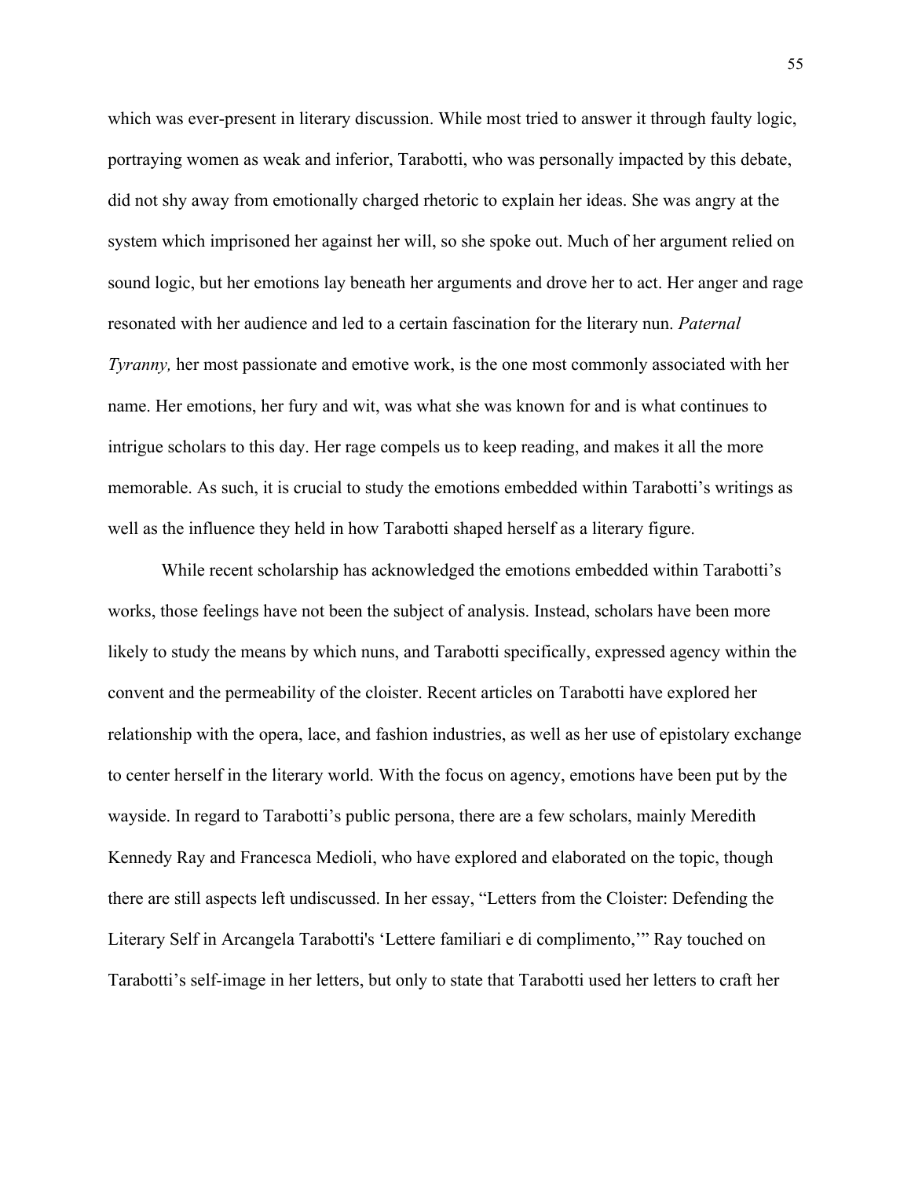which was ever-present in literary discussion. While most tried to answer it through faulty logic, portraying women as weak and inferior, Tarabotti, who was personally impacted by this debate, did not shy away from emotionally charged rhetoric to explain her ideas. She was angry at the system which imprisoned her against her will, so she spoke out. Much of her argument relied on sound logic, but her emotions lay beneath her arguments and drove her to act. Her anger and rage resonated with her audience and led to a certain fascination for the literary nun. *Paternal Tyranny,* her most passionate and emotive work, is the one most commonly associated with her name. Her emotions, her fury and wit, was what she was known for and is what continues to intrigue scholars to this day. Her rage compels us to keep reading, and makes it all the more memorable. As such, it is crucial to study the emotions embedded within Tarabotti's writings as well as the influence they held in how Tarabotti shaped herself as a literary figure.

While recent scholarship has acknowledged the emotions embedded within Tarabotti's works, those feelings have not been the subject of analysis. Instead, scholars have been more likely to study the means by which nuns, and Tarabotti specifically, expressed agency within the convent and the permeability of the cloister. Recent articles on Tarabotti have explored her relationship with the opera, lace, and fashion industries, as well as her use of epistolary exchange to center herself in the literary world. With the focus on agency, emotions have been put by the wayside. In regard to Tarabotti's public persona, there are a few scholars, mainly Meredith Kennedy Ray and Francesca Medioli, who have explored and elaborated on the topic, though there are still aspects left undiscussed. In her essay, "Letters from the Cloister: Defending the Literary Self in Arcangela Tarabotti's 'Lettere familiari e di complimento,'" Ray touched on Tarabotti's self-image in her letters, but only to state that Tarabotti used her letters to craft her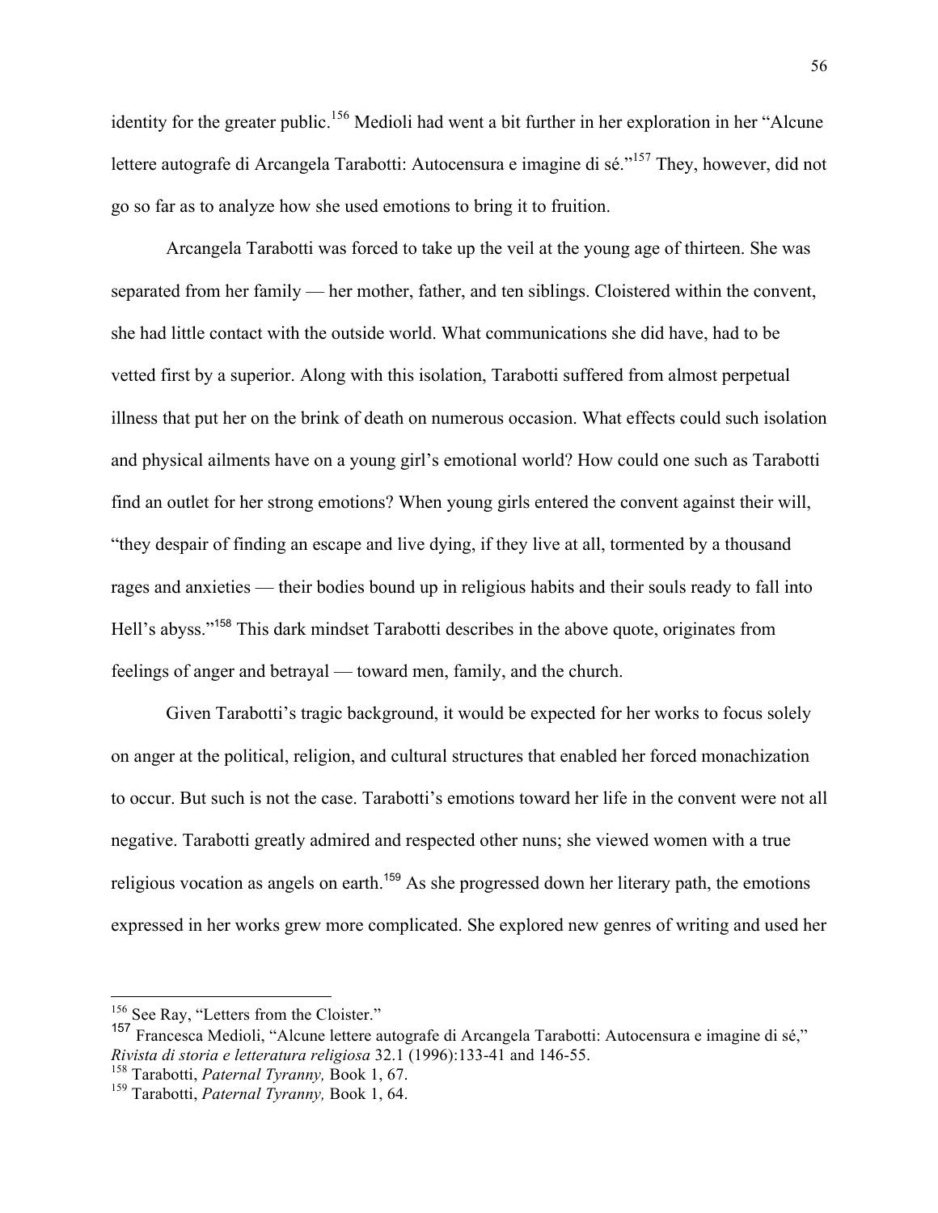identity for the greater public.[156] Medioli had went a bit further in her exploration in her "Alcune lettere autografe di Arcangela Tarabotti: Autocensura e imagine di sé."[157] They, however, did not go so far as to analyze how she used emotions to bring it to fruition.

Arcangela Tarabotti was forced to take up the veil at the young age of thirteen. She was separated from her family — her mother, father, and ten siblings. Cloistered within the convent, she had little contact with the outside world. What communications she did have, had to be vetted first by a superior. Along with this isolation, Tarabotti suffered from almost perpetual illness that put her on the brink of death on numerous occasion. What effects could such isolation and physical ailments have on a young girl's emotional world? How could one such as Tarabotti find an outlet for her strong emotions? When young girls entered the convent against their will, "they despair of finding an escape and live dying, if they live at all, tormented by a thousand rages and anxieties — their bodies bound up in religious habits and their souls ready to fall into Hell's abyss."[158] This dark mindset Tarabotti describes in the above quote, originates from feelings of anger and betrayal — toward men, family, and the church.

Given Tarabotti's tragic background, it would be expected for her works to focus solely on anger at the political, religion, and cultural structures that enabled her forced monachization to occur. But such is not the case. Tarabotti's emotions toward her life in the convent were not all negative. Tarabotti greatly admired and respected other nuns; she viewed women with a true religious vocation as angels on earth.[159] As she progressed down her literary path, the emotions expressed in her works grew more complicated. She explored new genres of writing and used her

---

[156] See Ray, "Letters from the Cloister."

[157] Francesca Medioli, "Alcune lettere autografe di Arcangela Tarabotti: Autocensura e imagine di sé," *Rivista di storia e letteratura religiosa* 32.1 (1996):133-41 and 146-55.

[158] Tarabotti, *Paternal Tyranny,* Book 1, 67.

[159] Tarabotti, *Paternal Tyranny,* Book 1, 64.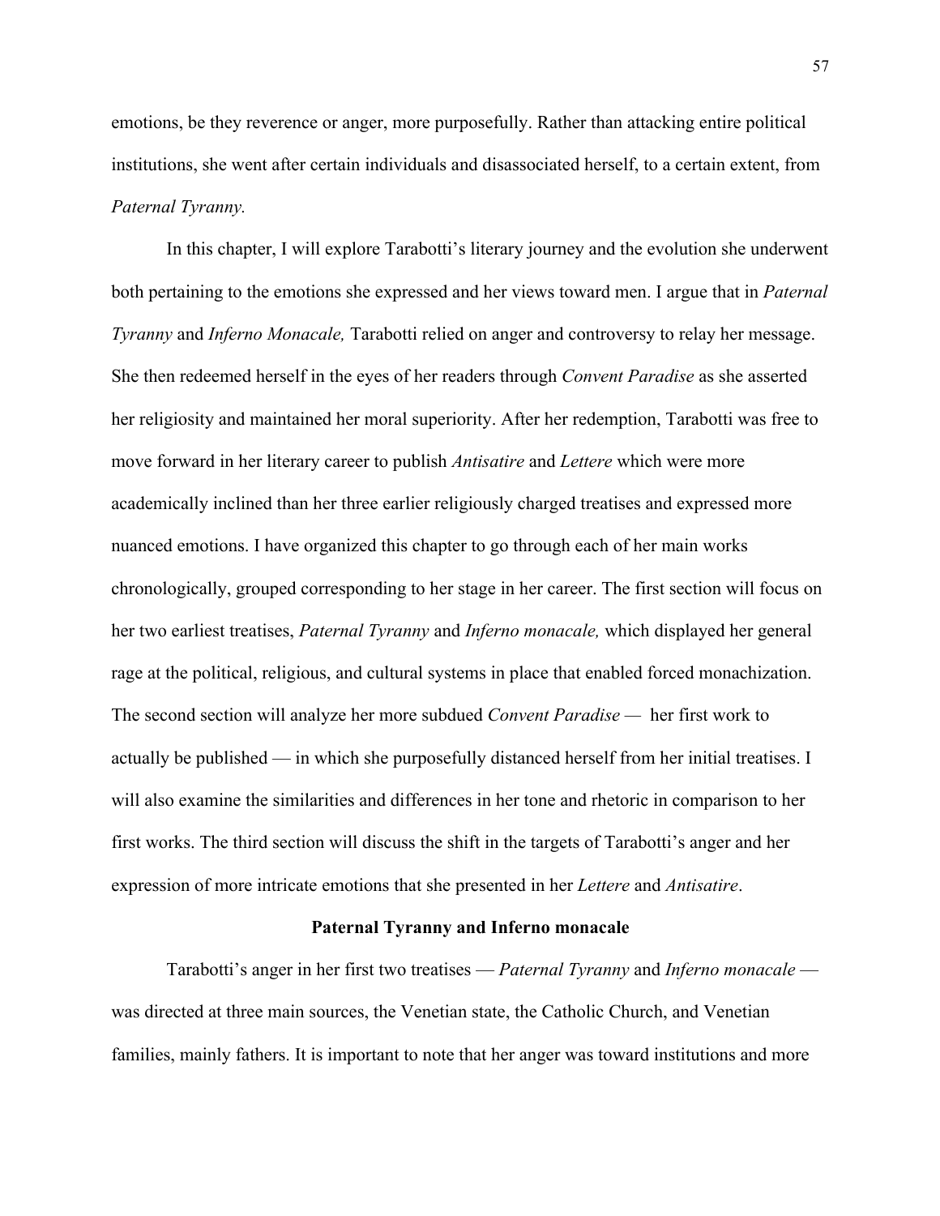emotions, be they reverence or anger, more purposefully. Rather than attacking entire political institutions, she went after certain individuals and disassociated herself, to a certain extent, from *Paternal Tyranny.*

In this chapter, I will explore Tarabotti's literary journey and the evolution she underwent both pertaining to the emotions she expressed and her views toward men. I argue that in *Paternal Tyranny* and *Inferno Monacale,* Tarabotti relied on anger and controversy to relay her message. She then redeemed herself in the eyes of her readers through *Convent Paradise* as she asserted her religiosity and maintained her moral superiority. After her redemption, Tarabotti was free to move forward in her literary career to publish *Antisatire* and *Lettere* which were more academically inclined than her three earlier religiously charged treatises and expressed more nuanced emotions. I have organized this chapter to go through each of her main works chronologically, grouped corresponding to her stage in her career. The first section will focus on her two earliest treatises, *Paternal Tyranny* and *Inferno monacale,* which displayed her general rage at the political, religious, and cultural systems in place that enabled forced monachization. The second section will analyze her more subdued *Convent Paradise* — her first work to actually be published — in which she purposefully distanced herself from her initial treatises. I will also examine the similarities and differences in her tone and rhetoric in comparison to her first works. The third section will discuss the shift in the targets of Tarabotti's anger and her expression of more intricate emotions that she presented in her *Lettere* and *Antisatire*.

## Paternal Tyranny and Inferno monacale

Tarabotti's anger in her first two treatises — *Paternal Tyranny* and *Inferno monacale* — was directed at three main sources, the Venetian state, the Catholic Church, and Venetian families, mainly fathers. It is important to note that her anger was toward institutions and more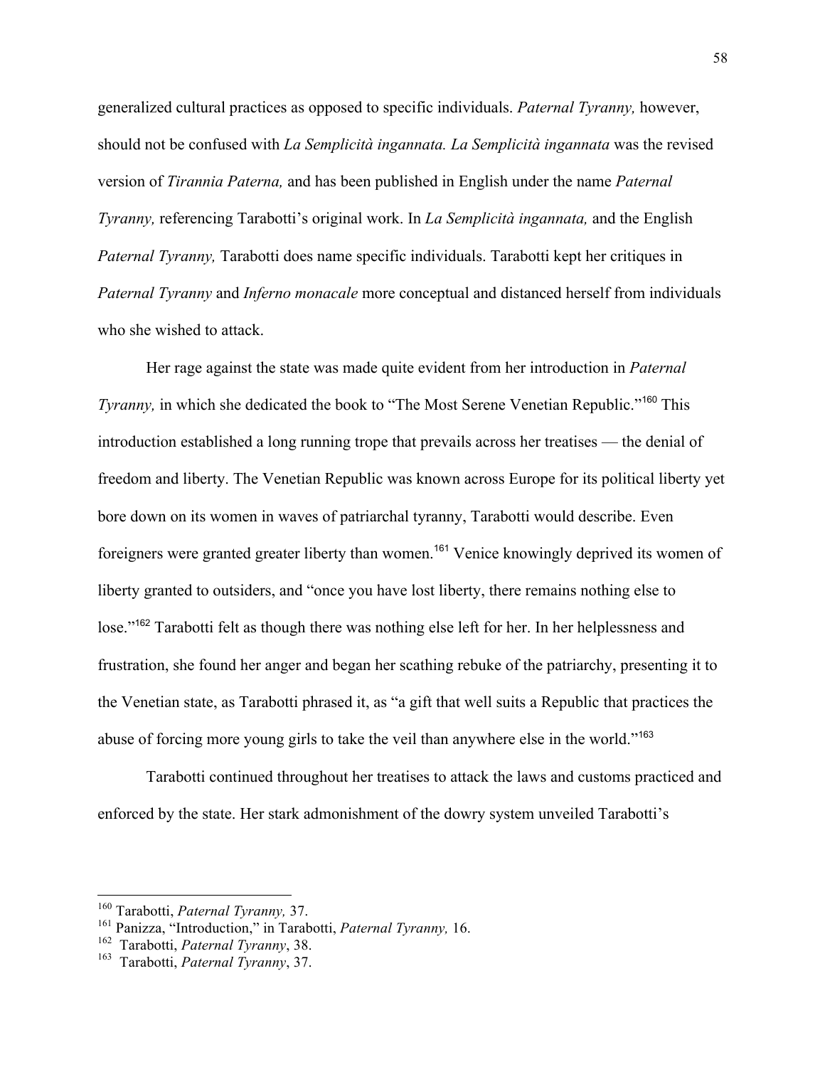generalized cultural practices as opposed to specific individuals. *Paternal Tyranny,* however, should not be confused with *La Semplicità ingannata. La Semplicità ingannata* was the revised version of *Tirannia Paterna,* and has been published in English under the name *Paternal Tyranny,* referencing Tarabotti's original work. In *La Semplicità ingannata,* and the English *Paternal Tyranny,* Tarabotti does name specific individuals. Tarabotti kept her critiques in *Paternal Tyranny* and *Inferno monacale* more conceptual and distanced herself from individuals who she wished to attack.

Her rage against the state was made quite evident from her introduction in *Paternal Tyranny,* in which she dedicated the book to "The Most Serene Venetian Republic."[160] This introduction established a long running trope that prevails across her treatises — the denial of freedom and liberty. The Venetian Republic was known across Europe for its political liberty yet bore down on its women in waves of patriarchal tyranny, Tarabotti would describe. Even foreigners were granted greater liberty than women.[161] Venice knowingly deprived its women of liberty granted to outsiders, and "once you have lost liberty, there remains nothing else to lose."[162] Tarabotti felt as though there was nothing else left for her. In her helplessness and frustration, she found her anger and began her scathing rebuke of the patriarchy, presenting it to the Venetian state, as Tarabotti phrased it, as "a gift that well suits a Republic that practices the abuse of forcing more young girls to take the veil than anywhere else in the world."[163]

Tarabotti continued throughout her treatises to attack the laws and customs practiced and enforced by the state. Her stark admonishment of the dowry system unveiled Tarabotti's

---

[160] Tarabotti, *Paternal Tyranny,* 37.

[161] Panizza, "Introduction," in Tarabotti, *Paternal Tyranny,* 16.

[162] Tarabotti, *Paternal Tyranny*, 38.

[163] Tarabotti, *Paternal Tyranny*, 37.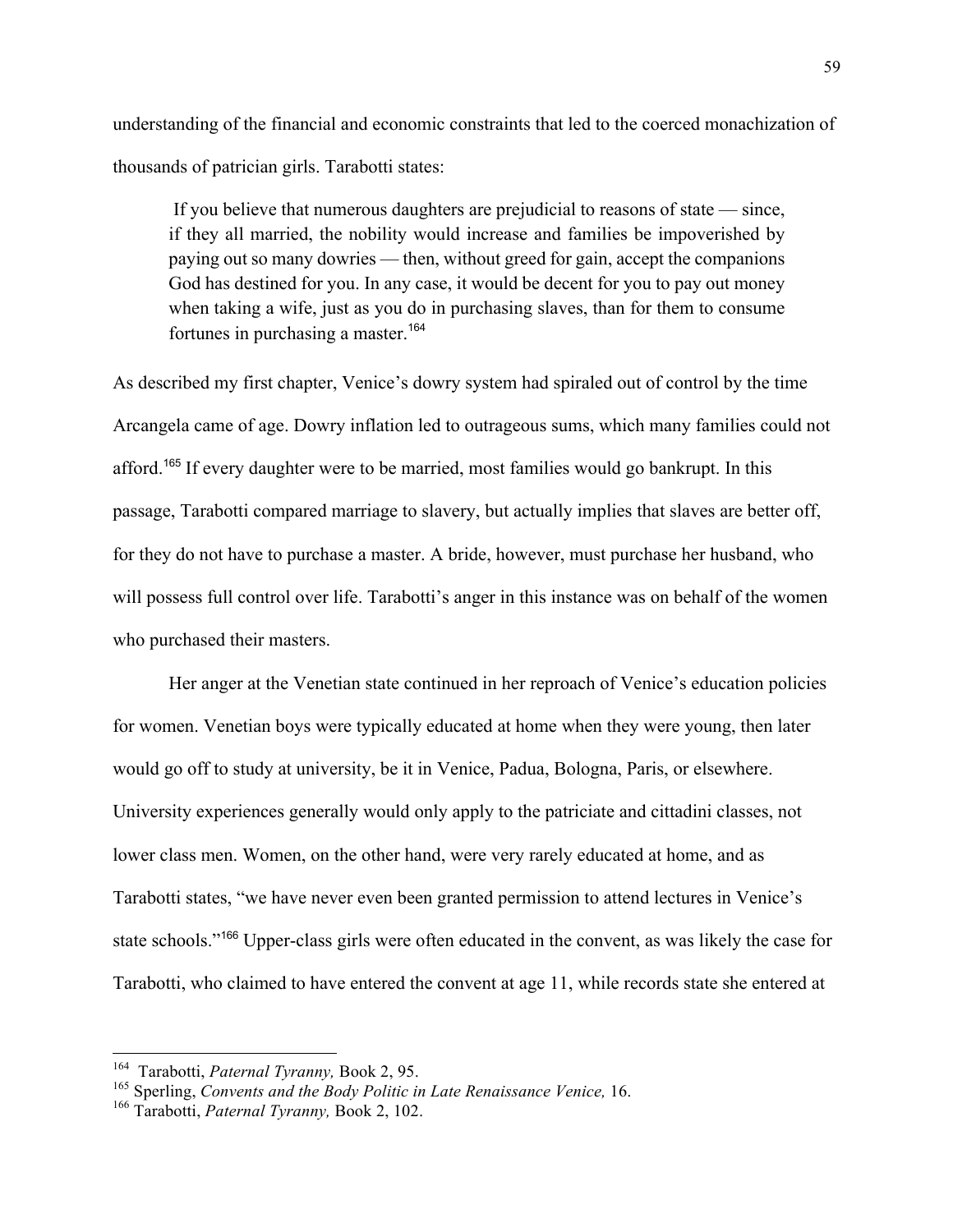understanding of the financial and economic constraints that led to the coerced monachization of thousands of patrician girls. Tarabotti states:

> If you believe that numerous daughters are prejudicial to reasons of state — since, if they all married, the nobility would increase and families be impoverished by paying out so many dowries — then, without greed for gain, accept the companions God has destined for you. In any case, it would be decent for you to pay out money when taking a wife, just as you do in purchasing slaves, than for them to consume fortunes in purchasing a master.[164]

As described my first chapter, Venice's dowry system had spiraled out of control by the time Arcangela came of age. Dowry inflation led to outrageous sums, which many families could not afford.[165] If every daughter were to be married, most families would go bankrupt. In this passage, Tarabotti compared marriage to slavery, but actually implies that slaves are better off, for they do not have to purchase a master. A bride, however, must purchase her husband, who will possess full control over life. Tarabotti's anger in this instance was on behalf of the women who purchased their masters.

Her anger at the Venetian state continued in her reproach of Venice's education policies for women. Venetian boys were typically educated at home when they were young, then later would go off to study at university, be it in Venice, Padua, Bologna, Paris, or elsewhere. University experiences generally would only apply to the patriciate and cittadini classes, not lower class men. Women, on the other hand, were very rarely educated at home, and as Tarabotti states, "we have never even been granted permission to attend lectures in Venice's state schools."[166] Upper-class girls were often educated in the convent, as was likely the case for Tarabotti, who claimed to have entered the convent at age 11, while records state she entered at

---

[164] Tarabotti, *Paternal Tyranny,* Book 2, 95.

[165] Sperling, *Convents and the Body Politic in Late Renaissance Venice,* 16.

[166] Tarabotti, *Paternal Tyranny,* Book 2, 102.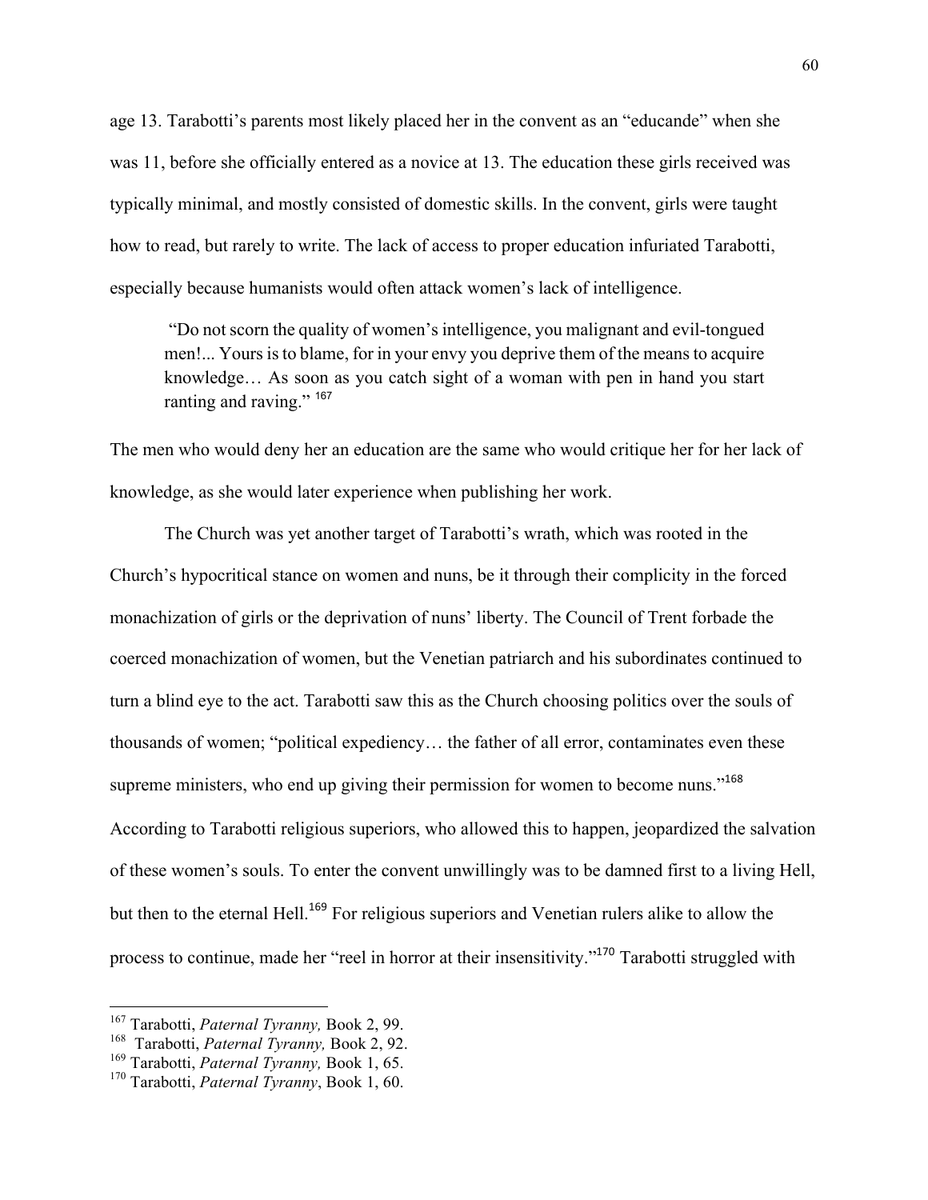age 13. Tarabotti's parents most likely placed her in the convent as an "educande" when she was 11, before she officially entered as a novice at 13. The education these girls received was typically minimal, and mostly consisted of domestic skills. In the convent, girls were taught how to read, but rarely to write. The lack of access to proper education infuriated Tarabotti, especially because humanists would often attack women's lack of intelligence.

> "Do not scorn the quality of women's intelligence, you malignant and evil-tongued men!... Yours is to blame, for in your envy you deprive them of the means to acquire knowledge… As soon as you catch sight of a woman with pen in hand you start ranting and raving." [167]

The men who would deny her an education are the same who would critique her for her lack of knowledge, as she would later experience when publishing her work.

The Church was yet another target of Tarabotti's wrath, which was rooted in the Church's hypocritical stance on women and nuns, be it through their complicity in the forced monachization of girls or the deprivation of nuns' liberty. The Council of Trent forbade the coerced monachization of women, but the Venetian patriarch and his subordinates continued to turn a blind eye to the act. Tarabotti saw this as the Church choosing politics over the souls of thousands of women; "political expediency… the father of all error, contaminates even these supreme ministers, who end up giving their permission for women to become nuns."[168] According to Tarabotti religious superiors, who allowed this to happen, jeopardized the salvation of these women's souls. To enter the convent unwillingly was to be damned first to a living Hell, but then to the eternal Hell.[169] For religious superiors and Venetian rulers alike to allow the process to continue, made her "reel in horror at their insensitivity."[170] Tarabotti struggled with

---

[167] Tarabotti, *Paternal Tyranny,* Book 2, 99.
[168] Tarabotti, *Paternal Tyranny,* Book 2, 92.
[169] Tarabotti, *Paternal Tyranny,* Book 1, 65.
[170] Tarabotti, *Paternal Tyranny*, Book 1, 60.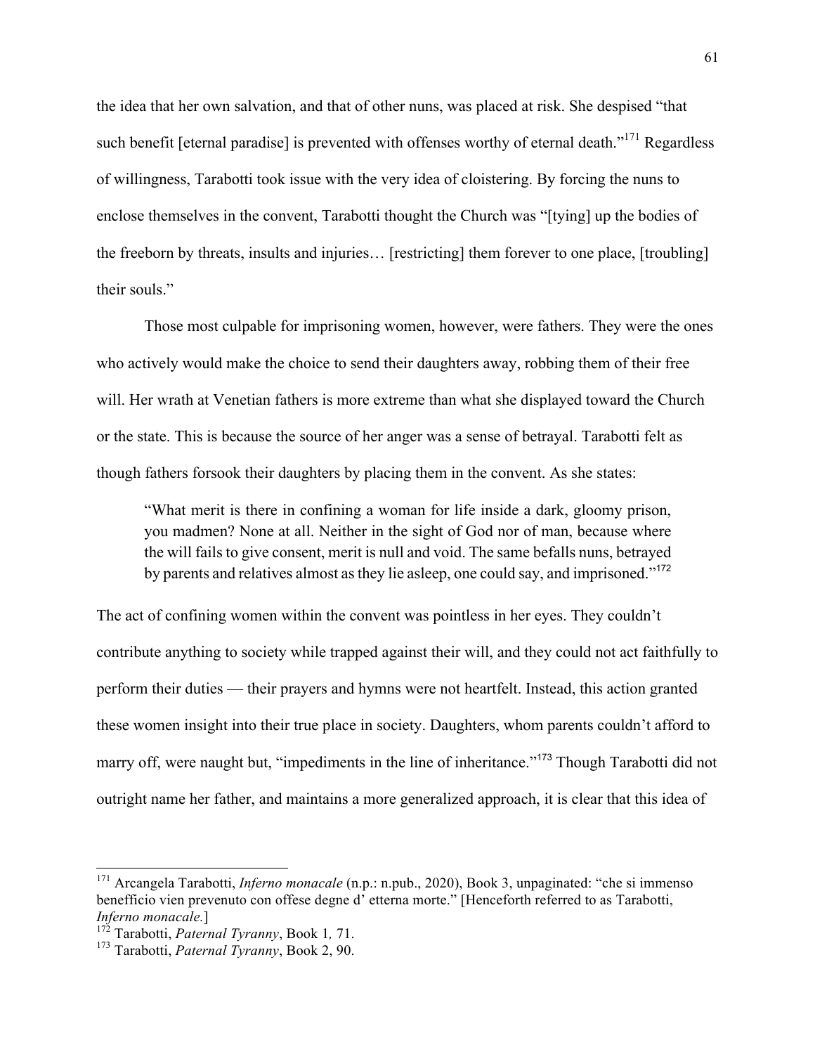the idea that her own salvation, and that of other nuns, was placed at risk. She despised "that such benefit [eternal paradise] is prevented with offenses worthy of eternal death."[171] Regardless of willingness, Tarabotti took issue with the very idea of cloistering. By forcing the nuns to enclose themselves in the convent, Tarabotti thought the Church was "[tying] up the bodies of the freeborn by threats, insults and injuries… [restricting] them forever to one place, [troubling] their souls."

Those most culpable for imprisoning women, however, were fathers. They were the ones who actively would make the choice to send their daughters away, robbing them of their free will. Her wrath at Venetian fathers is more extreme than what she displayed toward the Church or the state. This is because the source of her anger was a sense of betrayal. Tarabotti felt as though fathers forsook their daughters by placing them in the convent. As she states:

> "What merit is there in confining a woman for life inside a dark, gloomy prison, you madmen? None at all. Neither in the sight of God nor of man, because where the will fails to give consent, merit is null and void. The same befalls nuns, betrayed by parents and relatives almost as they lie asleep, one could say, and imprisoned."[172]

The act of confining women within the convent was pointless in her eyes. They couldn't contribute anything to society while trapped against their will, and they could not act faithfully to perform their duties — their prayers and hymns were not heartfelt. Instead, this action granted these women insight into their true place in society. Daughters, whom parents couldn't afford to marry off, were naught but, "impediments in the line of inheritance."[173] Though Tarabotti did not outright name her father, and maintains a more generalized approach, it is clear that this idea of

---

[171] Arcangela Tarabotti, *Inferno monacale* (n.p.: n.pub., 2020), Book 3, unpaginated: "che si immenso benefficio vien prevenuto con offese degne d' etterna morte." [Henceforth referred to as Tarabotti, *Inferno monacale.*]

[172] Tarabotti, *Paternal Tyranny*, Book 1, 71.

[173] Tarabotti, *Paternal Tyranny*, Book 2, 90.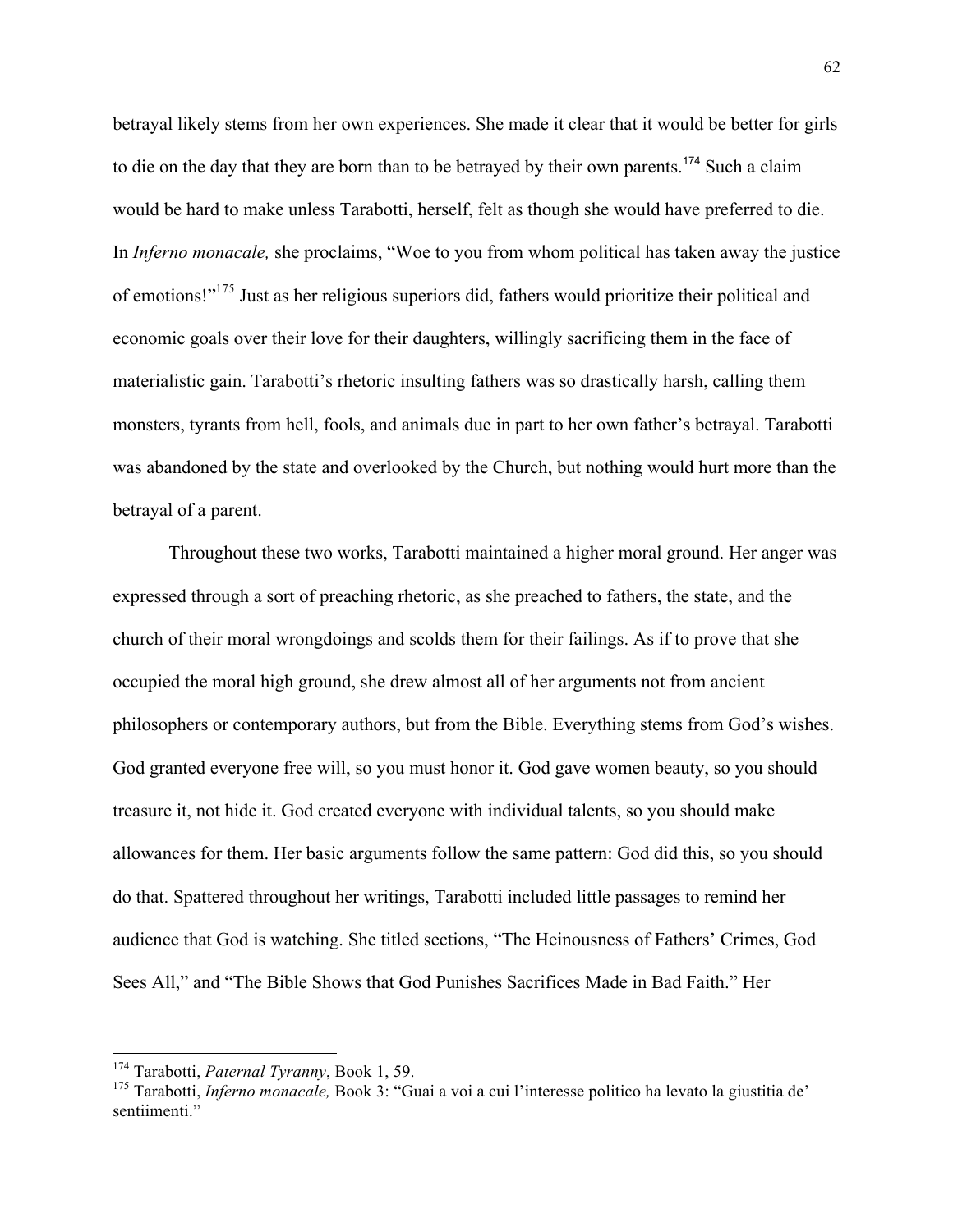betrayal likely stems from her own experiences. She made it clear that it would be better for girls to die on the day that they are born than to be betrayed by their own parents.[174] Such a claim would be hard to make unless Tarabotti, herself, felt as though she would have preferred to die. In *Inferno monacale,* she proclaims, "Woe to you from whom political has taken away the justice of emotions!"[175] Just as her religious superiors did, fathers would prioritize their political and economic goals over their love for their daughters, willingly sacrificing them in the face of materialistic gain. Tarabotti's rhetoric insulting fathers was so drastically harsh, calling them monsters, tyrants from hell, fools, and animals due in part to her own father's betrayal. Tarabotti was abandoned by the state and overlooked by the Church, but nothing would hurt more than the betrayal of a parent.

Throughout these two works, Tarabotti maintained a higher moral ground. Her anger was expressed through a sort of preaching rhetoric, as she preached to fathers, the state, and the church of their moral wrongdoings and scolds them for their failings. As if to prove that she occupied the moral high ground, she drew almost all of her arguments not from ancient philosophers or contemporary authors, but from the Bible. Everything stems from God's wishes. God granted everyone free will, so you must honor it. God gave women beauty, so you should treasure it, not hide it. God created everyone with individual talents, so you should make allowances for them. Her basic arguments follow the same pattern: God did this, so you should do that. Spattered throughout her writings, Tarabotti included little passages to remind her audience that God is watching. She titled sections, "The Heinousness of Fathers' Crimes, God Sees All," and "The Bible Shows that God Punishes Sacrifices Made in Bad Faith." Her

---

[174] Tarabotti, *Paternal Tyranny*, Book 1, 59.

[175] Tarabotti, *Inferno monacale,* Book 3: "Guai a voi a cui l'interesse politico ha levato la giustitia de' sentiimenti."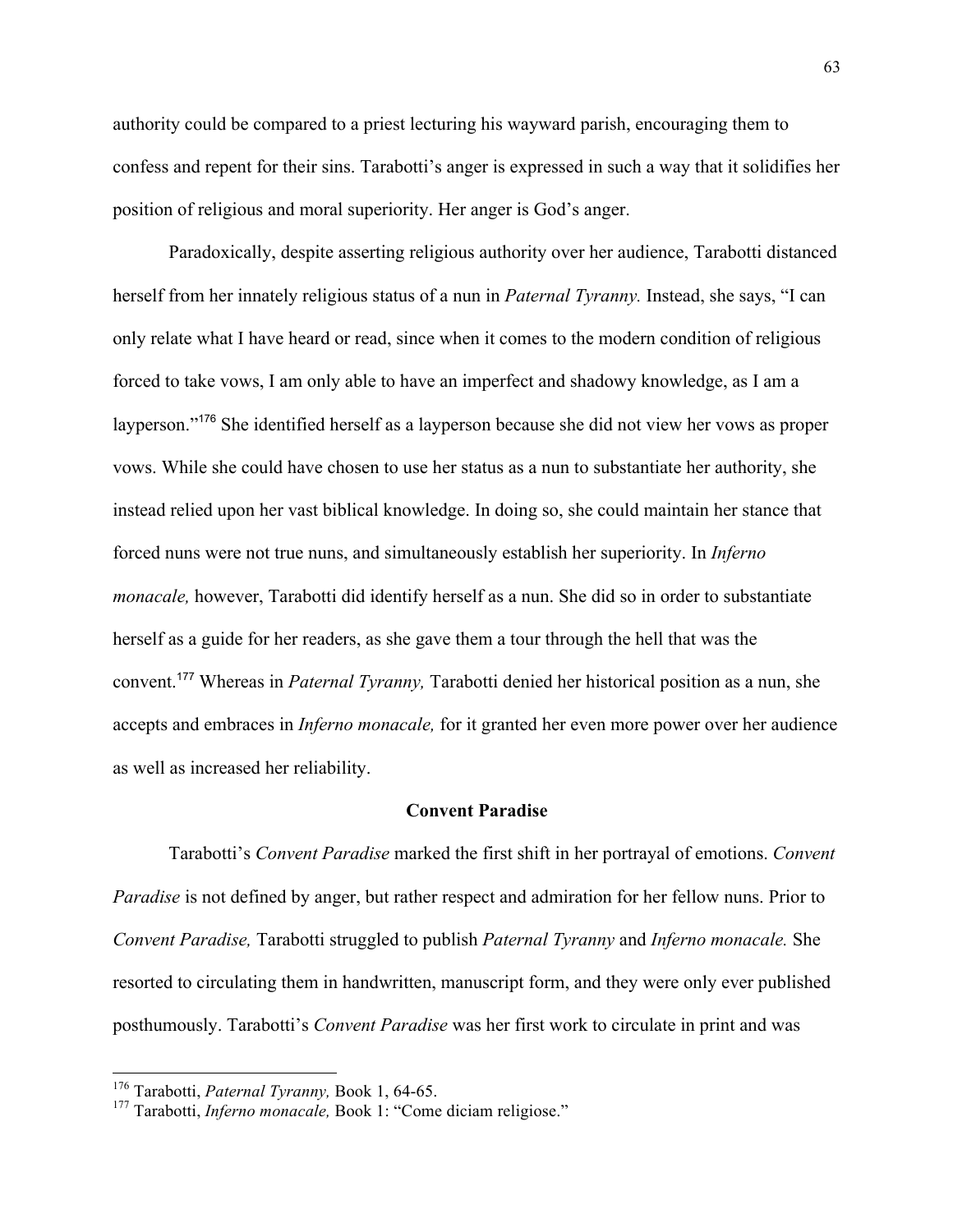authority could be compared to a priest lecturing his wayward parish, encouraging them to confess and repent for their sins. Tarabotti's anger is expressed in such a way that it solidifies her position of religious and moral superiority. Her anger is God's anger.

Paradoxically, despite asserting religious authority over her audience, Tarabotti distanced herself from her innately religious status of a nun in *Paternal Tyranny.* Instead, she says, "I can only relate what I have heard or read, since when it comes to the modern condition of religious forced to take vows, I am only able to have an imperfect and shadowy knowledge, as I am a layperson."[176] She identified herself as a layperson because she did not view her vows as proper vows. While she could have chosen to use her status as a nun to substantiate her authority, she instead relied upon her vast biblical knowledge. In doing so, she could maintain her stance that forced nuns were not true nuns, and simultaneously establish her superiority. In *Inferno monacale,* however, Tarabotti did identify herself as a nun. She did so in order to substantiate herself as a guide for her readers, as she gave them a tour through the hell that was the convent.[177] Whereas in *Paternal Tyranny,* Tarabotti denied her historical position as a nun, she accepts and embraces in *Inferno monacale,* for it granted her even more power over her audience as well as increased her reliability.

## Convent Paradise

Tarabotti's *Convent Paradise* marked the first shift in her portrayal of emotions. *Convent Paradise* is not defined by anger, but rather respect and admiration for her fellow nuns. Prior to *Convent Paradise,* Tarabotti struggled to publish *Paternal Tyranny* and *Inferno monacale.* She resorted to circulating them in handwritten, manuscript form, and they were only ever published posthumously. Tarabotti's *Convent Paradise* was her first work to circulate in print and was

---

[176] Tarabotti, *Paternal Tyranny,* Book 1, 64-65.

[177] Tarabotti, *Inferno monacale,* Book 1: "Come diciam religiose."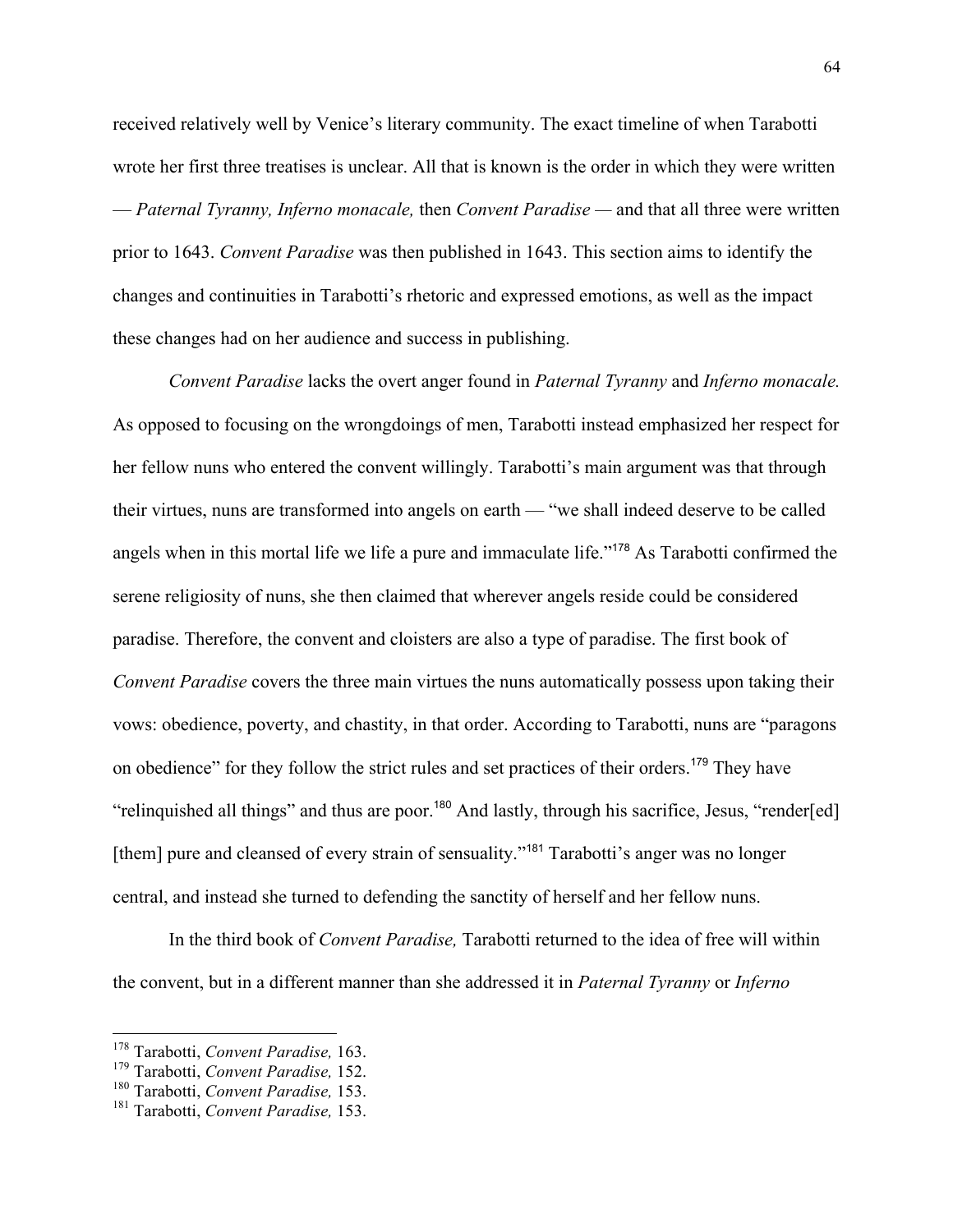received relatively well by Venice's literary community. The exact timeline of when Tarabotti wrote her first three treatises is unclear. All that is known is the order in which they were written — *Paternal Tyranny, Inferno monacale,* then *Convent Paradise* — and that all three were written prior to 1643. *Convent Paradise* was then published in 1643. This section aims to identify the changes and continuities in Tarabotti's rhetoric and expressed emotions, as well as the impact these changes had on her audience and success in publishing.

*Convent Paradise* lacks the overt anger found in *Paternal Tyranny* and *Inferno monacale.* As opposed to focusing on the wrongdoings of men, Tarabotti instead emphasized her respect for her fellow nuns who entered the convent willingly. Tarabotti's main argument was that through their virtues, nuns are transformed into angels on earth — "we shall indeed deserve to be called angels when in this mortal life we life a pure and immaculate life."[178] As Tarabotti confirmed the serene religiosity of nuns, she then claimed that wherever angels reside could be considered paradise. Therefore, the convent and cloisters are also a type of paradise. The first book of *Convent Paradise* covers the three main virtues the nuns automatically possess upon taking their vows: obedience, poverty, and chastity, in that order. According to Tarabotti, nuns are "paragons on obedience" for they follow the strict rules and set practices of their orders.[179] They have "relinquished all things" and thus are poor.[180] And lastly, through his sacrifice, Jesus, "render[ed] [them] pure and cleansed of every strain of sensuality."[181] Tarabotti's anger was no longer central, and instead she turned to defending the sanctity of herself and her fellow nuns.

In the third book of *Convent Paradise,* Tarabotti returned to the idea of free will within the convent, but in a different manner than she addressed it in *Paternal Tyranny* or *Inferno*

---

[178] Tarabotti, *Convent Paradise,* 163.
[179] Tarabotti, *Convent Paradise,* 152.
[180] Tarabotti, *Convent Paradise,* 153.
[181] Tarabotti, *Convent Paradise,* 153.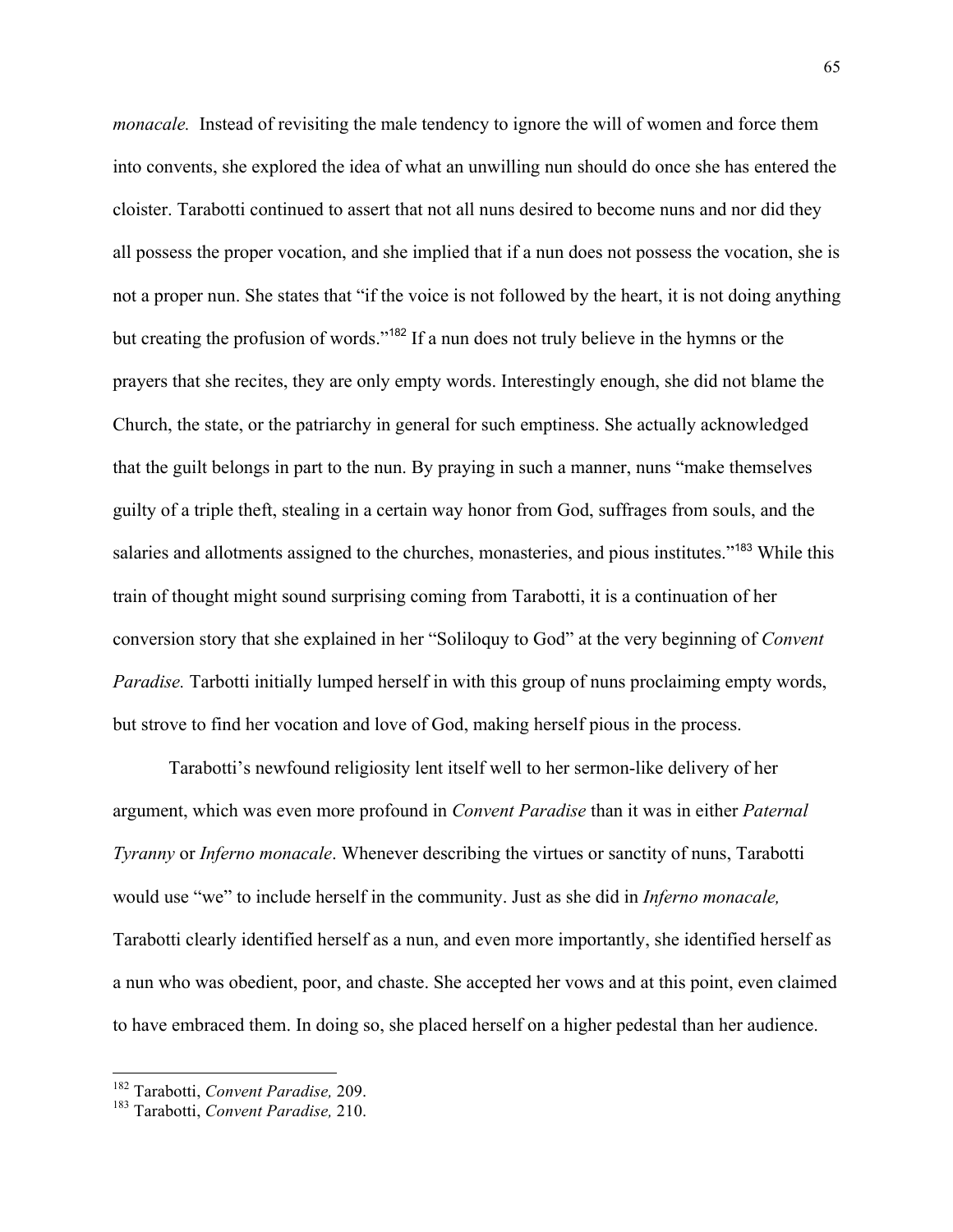*monacale.* Instead of revisiting the male tendency to ignore the will of women and force them into convents, she explored the idea of what an unwilling nun should do once she has entered the cloister. Tarabotti continued to assert that not all nuns desired to become nuns and nor did they all possess the proper vocation, and she implied that if a nun does not possess the vocation, she is not a proper nun. She states that "if the voice is not followed by the heart, it is not doing anything but creating the profusion of words."[182] If a nun does not truly believe in the hymns or the prayers that she recites, they are only empty words. Interestingly enough, she did not blame the Church, the state, or the patriarchy in general for such emptiness. She actually acknowledged that the guilt belongs in part to the nun. By praying in such a manner, nuns "make themselves guilty of a triple theft, stealing in a certain way honor from God, suffrages from souls, and the salaries and allotments assigned to the churches, monasteries, and pious institutes."[183] While this train of thought might sound surprising coming from Tarabotti, it is a continuation of her conversion story that she explained in her "Soliloquy to God" at the very beginning of *Convent Paradise.* Tarbotti initially lumped herself in with this group of nuns proclaiming empty words, but strove to find her vocation and love of God, making herself pious in the process.

Tarabotti's newfound religiosity lent itself well to her sermon-like delivery of her argument, which was even more profound in *Convent Paradise* than it was in either *Paternal Tyranny* or *Inferno monacale*. Whenever describing the virtues or sanctity of nuns, Tarabotti would use "we" to include herself in the community. Just as she did in *Inferno monacale,* Tarabotti clearly identified herself as a nun, and even more importantly, she identified herself as a nun who was obedient, poor, and chaste. She accepted her vows and at this point, even claimed to have embraced them. In doing so, she placed herself on a higher pedestal than her audience.

---

[182] Tarabotti, *Convent Paradise,* 209.

[183] Tarabotti, *Convent Paradise,* 210.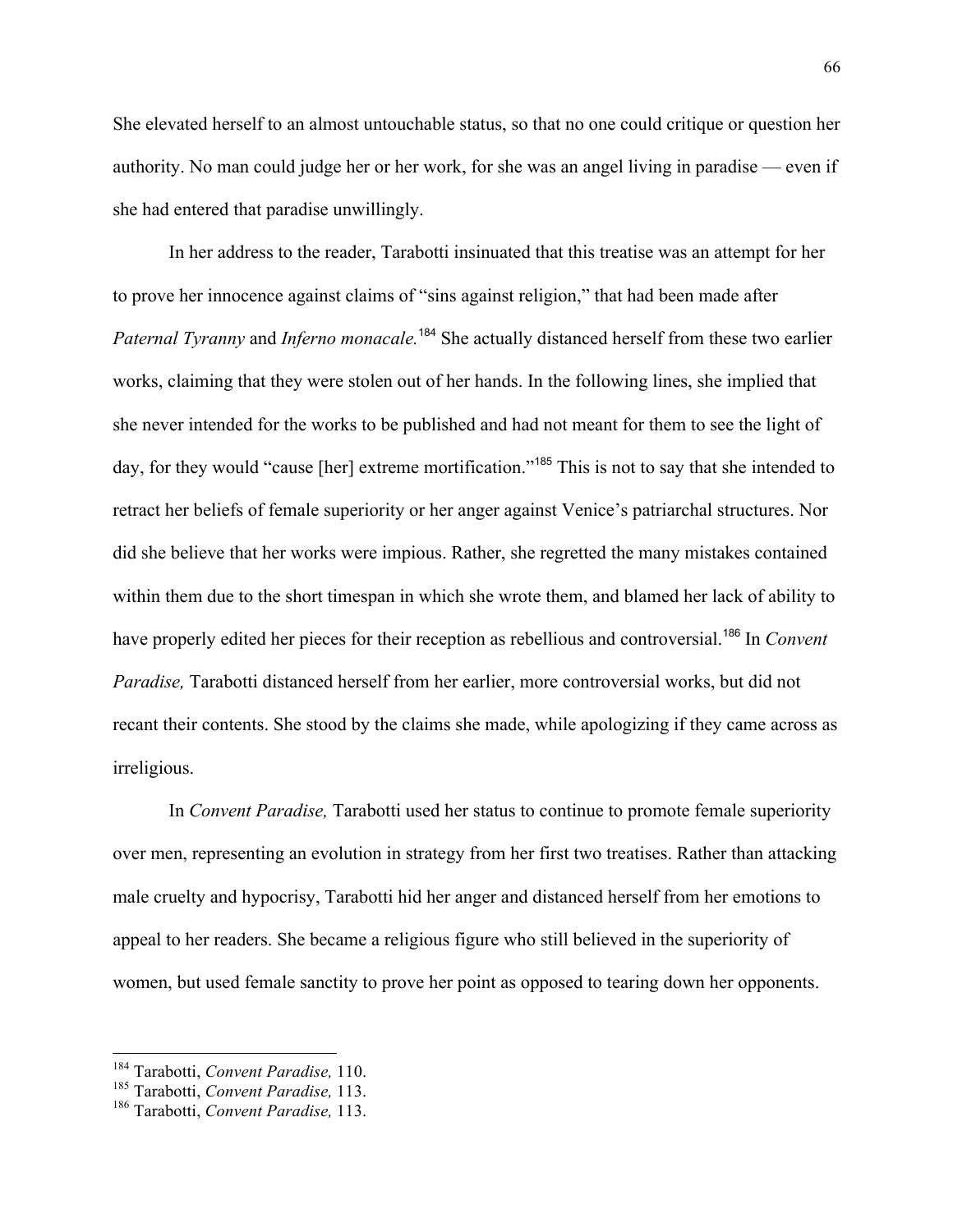She elevated herself to an almost untouchable status, so that no one could critique or question her authority. No man could judge her or her work, for she was an angel living in paradise — even if she had entered that paradise unwillingly.

In her address to the reader, Tarabotti insinuated that this treatise was an attempt for her to prove her innocence against claims of "sins against religion," that had been made after *Paternal Tyranny* and *Inferno monacale.*[184] She actually distanced herself from these two earlier works, claiming that they were stolen out of her hands. In the following lines, she implied that she never intended for the works to be published and had not meant for them to see the light of day, for they would "cause [her] extreme mortification."[185] This is not to say that she intended to retract her beliefs of female superiority or her anger against Venice's patriarchal structures. Nor did she believe that her works were impious. Rather, she regretted the many mistakes contained within them due to the short timespan in which she wrote them, and blamed her lack of ability to have properly edited her pieces for their reception as rebellious and controversial.[186] In *Convent Paradise,* Tarabotti distanced herself from her earlier, more controversial works, but did not recant their contents. She stood by the claims she made, while apologizing if they came across as irreligious.

In *Convent Paradise,* Tarabotti used her status to continue to promote female superiority over men, representing an evolution in strategy from her first two treatises. Rather than attacking male cruelty and hypocrisy, Tarabotti hid her anger and distanced herself from her emotions to appeal to her readers. She became a religious figure who still believed in the superiority of women, but used female sanctity to prove her point as opposed to tearing down her opponents.

---

[184] Tarabotti, *Convent Paradise,* 110.
[185] Tarabotti, *Convent Paradise,* 113.
[186] Tarabotti, *Convent Paradise,* 113.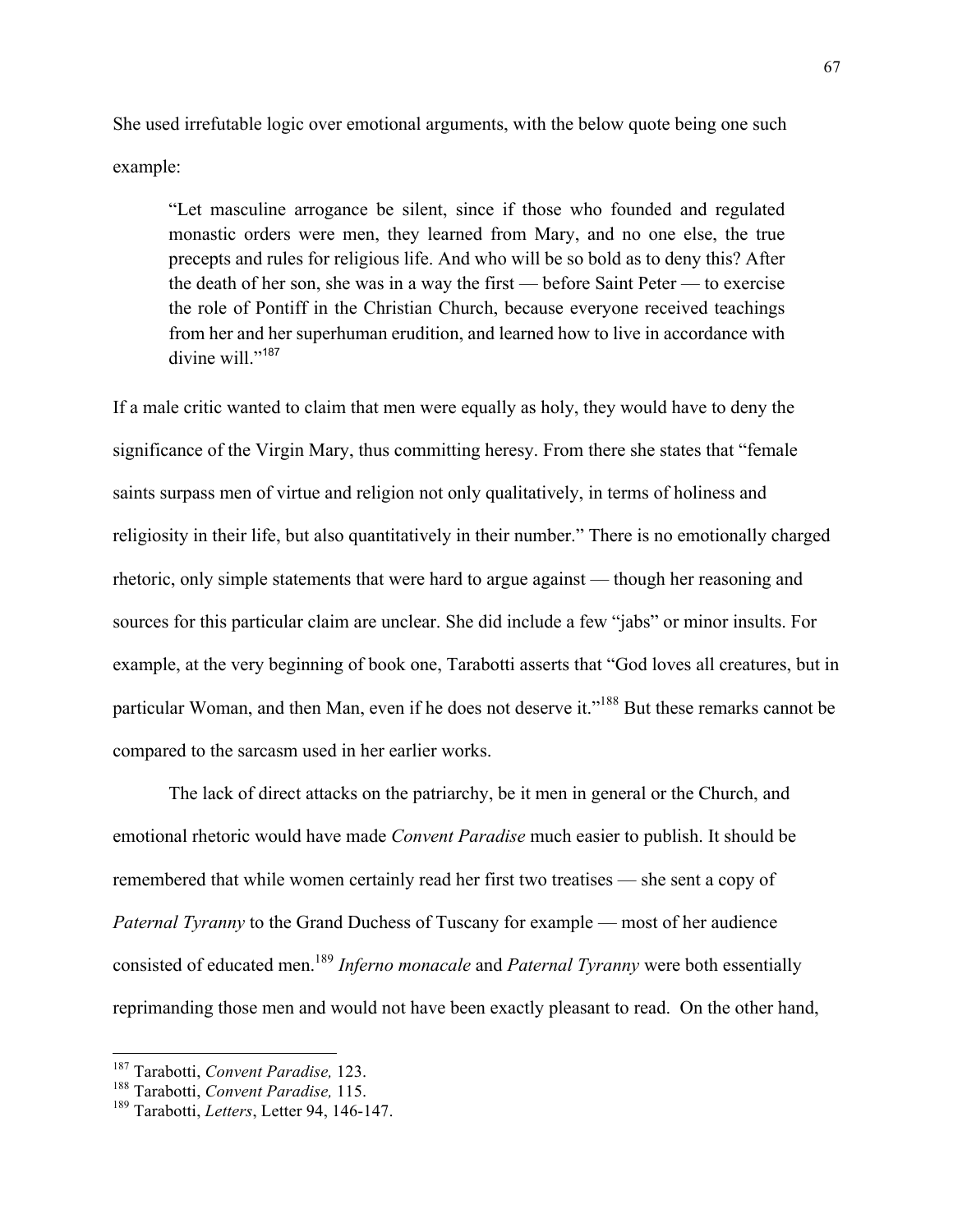She used irrefutable logic over emotional arguments, with the below quote being one such example:

> "Let masculine arrogance be silent, since if those who founded and regulated monastic orders were men, they learned from Mary, and no one else, the true precepts and rules for religious life. And who will be so bold as to deny this? After the death of her son, she was in a way the first — before Saint Peter — to exercise the role of Pontiff in the Christian Church, because everyone received teachings from her and her superhuman erudition, and learned how to live in accordance with divine will."[187]

If a male critic wanted to claim that men were equally as holy, they would have to deny the significance of the Virgin Mary, thus committing heresy. From there she states that "female saints surpass men of virtue and religion not only qualitatively, in terms of holiness and religiosity in their life, but also quantitatively in their number." There is no emotionally charged rhetoric, only simple statements that were hard to argue against — though her reasoning and sources for this particular claim are unclear. She did include a few "jabs" or minor insults. For example, at the very beginning of book one, Tarabotti asserts that "God loves all creatures, but in particular Woman, and then Man, even if he does not deserve it."[188] But these remarks cannot be compared to the sarcasm used in her earlier works.

The lack of direct attacks on the patriarchy, be it men in general or the Church, and emotional rhetoric would have made *Convent Paradise* much easier to publish. It should be remembered that while women certainly read her first two treatises — she sent a copy of *Paternal Tyranny* to the Grand Duchess of Tuscany for example — most of her audience consisted of educated men.[189] *Inferno monacale* and *Paternal Tyranny* were both essentially reprimanding those men and would not have been exactly pleasant to read. On the other hand,

---

[187] Tarabotti, *Convent Paradise,* 123.
[188] Tarabotti, *Convent Paradise,* 115.
[189] Tarabotti, *Letters*, Letter 94, 146-147.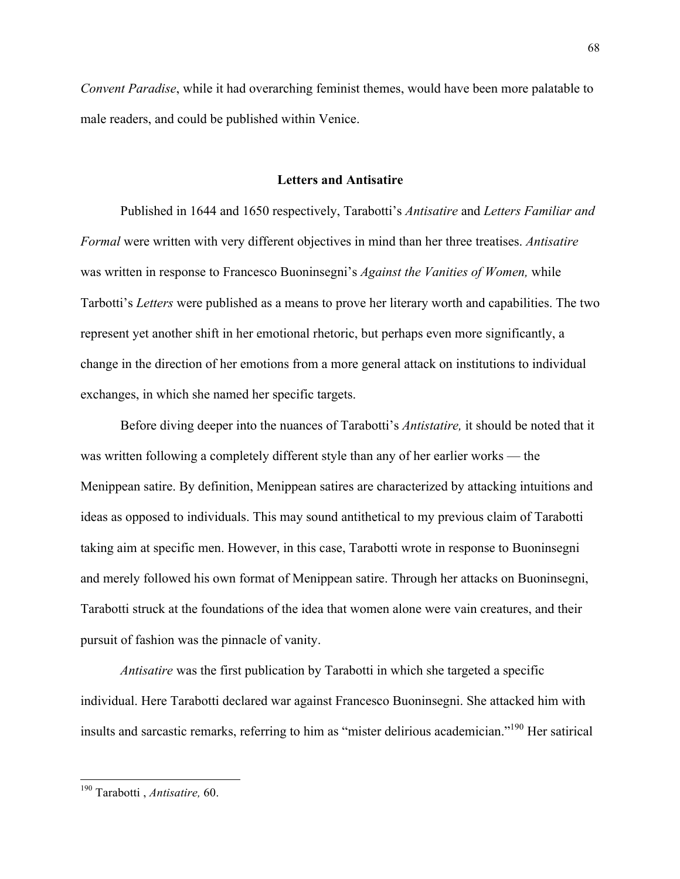*Convent Paradise*, while it had overarching feminist themes, would have been more palatable to male readers, and could be published within Venice.

## Letters and Antisatire

Published in 1644 and 1650 respectively, Tarabotti's *Antisatire* and *Letters Familiar and Formal* were written with very different objectives in mind than her three treatises. *Antisatire* was written in response to Francesco Buoninsegni's *Against the Vanities of Women,* while Tarbotti's *Letters* were published as a means to prove her literary worth and capabilities. The two represent yet another shift in her emotional rhetoric, but perhaps even more significantly, a change in the direction of her emotions from a more general attack on institutions to individual exchanges, in which she named her specific targets.

Before diving deeper into the nuances of Tarabotti's *Antistatire,* it should be noted that it was written following a completely different style than any of her earlier works — the Menippean satire. By definition, Menippean satires are characterized by attacking intuitions and ideas as opposed to individuals. This may sound antithetical to my previous claim of Tarabotti taking aim at specific men. However, in this case, Tarabotti wrote in response to Buoninsegni and merely followed his own format of Menippean satire. Through her attacks on Buoninsegni, Tarabotti struck at the foundations of the idea that women alone were vain creatures, and their pursuit of fashion was the pinnacle of vanity.

*Antisatire* was the first publication by Tarabotti in which she targeted a specific individual. Here Tarabotti declared war against Francesco Buoninsegni. She attacked him with insults and sarcastic remarks, referring to him as "mister delirious academician."[190] Her satirical

[190] Tarabotti , *Antisatire,* 60.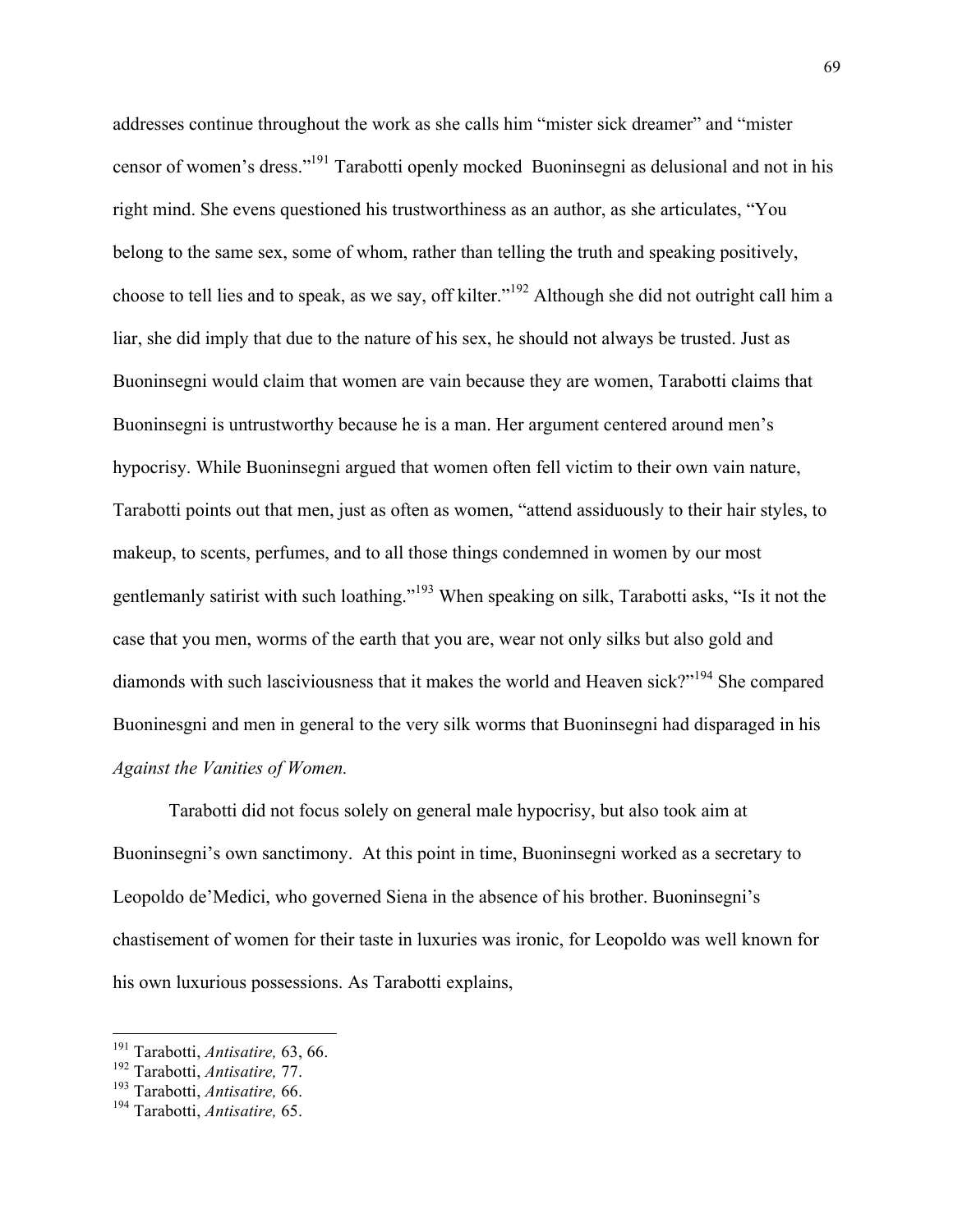addresses continue throughout the work as she calls him "mister sick dreamer" and "mister censor of women's dress."[191] Tarabotti openly mocked Buoninsegni as delusional and not in his right mind. She evens questioned his trustworthiness as an author, as she articulates, "You belong to the same sex, some of whom, rather than telling the truth and speaking positively, choose to tell lies and to speak, as we say, off kilter."[192] Although she did not outright call him a liar, she did imply that due to the nature of his sex, he should not always be trusted. Just as Buoninsegni would claim that women are vain because they are women, Tarabotti claims that Buoninsegni is untrustworthy because he is a man. Her argument centered around men's hypocrisy. While Buoninsegni argued that women often fell victim to their own vain nature, Tarabotti points out that men, just as often as women, "attend assiduously to their hair styles, to makeup, to scents, perfumes, and to all those things condemned in women by our most gentlemanly satirist with such loathing."[193] When speaking on silk, Tarabotti asks, "Is it not the case that you men, worms of the earth that you are, wear not only silks but also gold and diamonds with such lasciviousness that it makes the world and Heaven sick?"[194] She compared Buoninesgni and men in general to the very silk worms that Buoninsegni had disparaged in his *Against the Vanities of Women.*

Tarabotti did not focus solely on general male hypocrisy, but also took aim at Buoninsegni's own sanctimony. At this point in time, Buoninsegni worked as a secretary to Leopoldo de'Medici, who governed Siena in the absence of his brother. Buoninsegni's chastisement of women for their taste in luxuries was ironic, for Leopoldo was well known for his own luxurious possessions. As Tarabotti explains,

---

[191] Tarabotti, *Antisatire,* 63, 66.

[192] Tarabotti, *Antisatire,* 77.

[193] Tarabotti, *Antisatire,* 66.

[194] Tarabotti, *Antisatire,* 65.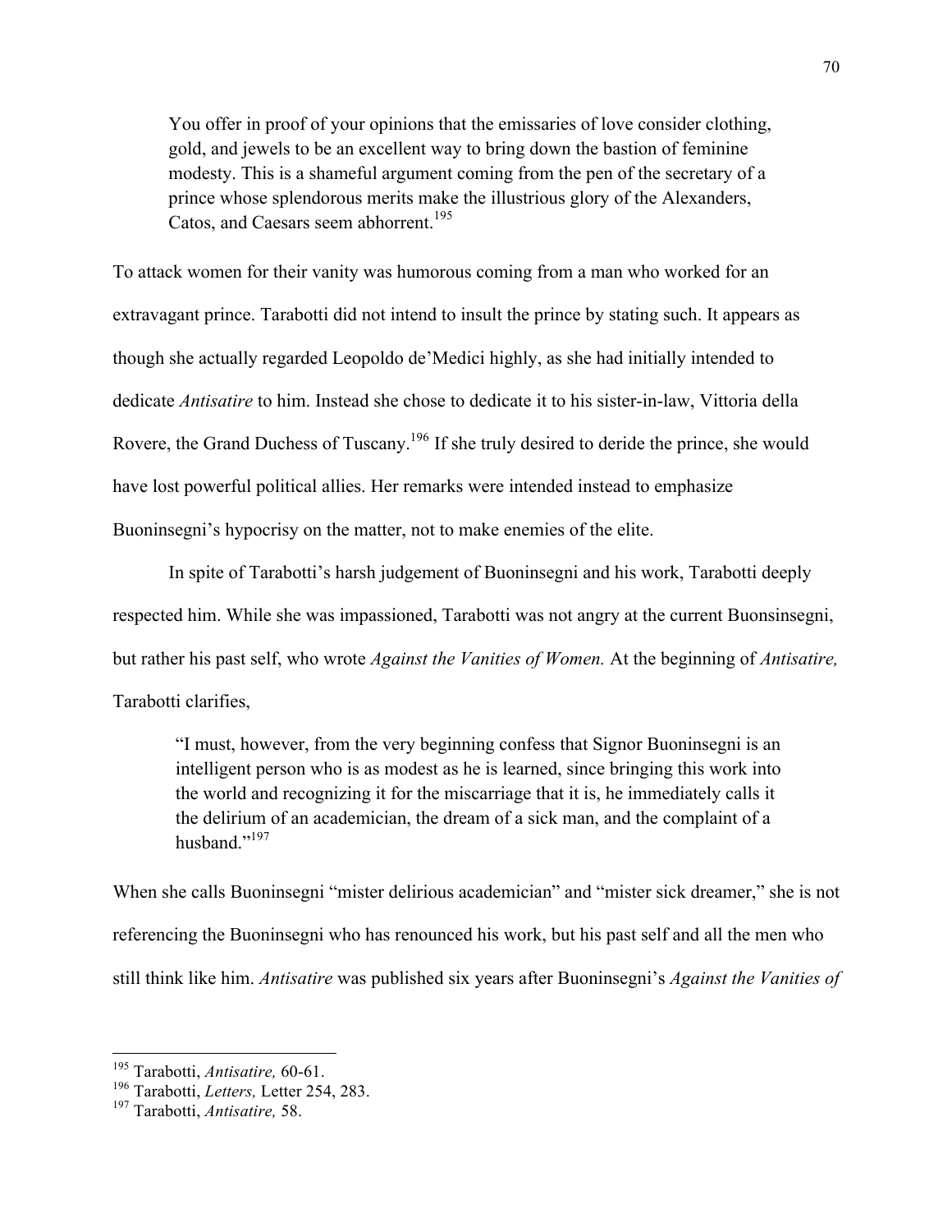> You offer in proof of your opinions that the emissaries of love consider clothing, gold, and jewels to be an excellent way to bring down the bastion of feminine modesty. This is a shameful argument coming from the pen of the secretary of a prince whose splendorous merits make the illustrious glory of the Alexanders, Catos, and Caesars seem abhorrent.[195]

To attack women for their vanity was humorous coming from a man who worked for an extravagant prince. Tarabotti did not intend to insult the prince by stating such. It appears as though she actually regarded Leopoldo de'Medici highly, as she had initially intended to dedicate *Antisatire* to him. Instead she chose to dedicate it to his sister-in-law, Vittoria della Rovere, the Grand Duchess of Tuscany.[196] If she truly desired to deride the prince, she would have lost powerful political allies. Her remarks were intended instead to emphasize Buoninsegni's hypocrisy on the matter, not to make enemies of the elite.

In spite of Tarabotti's harsh judgement of Buoninsegni and his work, Tarabotti deeply respected him. While she was impassioned, Tarabotti was not angry at the current Buonsinsegni, but rather his past self, who wrote *Against the Vanities of Women.* At the beginning of *Antisatire,* Tarabotti clarifies,

> "I must, however, from the very beginning confess that Signor Buoninsegni is an intelligent person who is as modest as he is learned, since bringing this work into the world and recognizing it for the miscarriage that it is, he immediately calls it the delirium of an academician, the dream of a sick man, and the complaint of a husband."[197]

When she calls Buoninsegni "mister delirious academician" and "mister sick dreamer," she is not referencing the Buoninsegni who has renounced his work, but his past self and all the men who still think like him. *Antisatire* was published six years after Buoninsegni's *Against the Vanities of*

---

[195] Tarabotti, *Antisatire,* 60-61.

[196] Tarabotti, *Letters,* Letter 254, 283.

[197] Tarabotti, *Antisatire,* 58.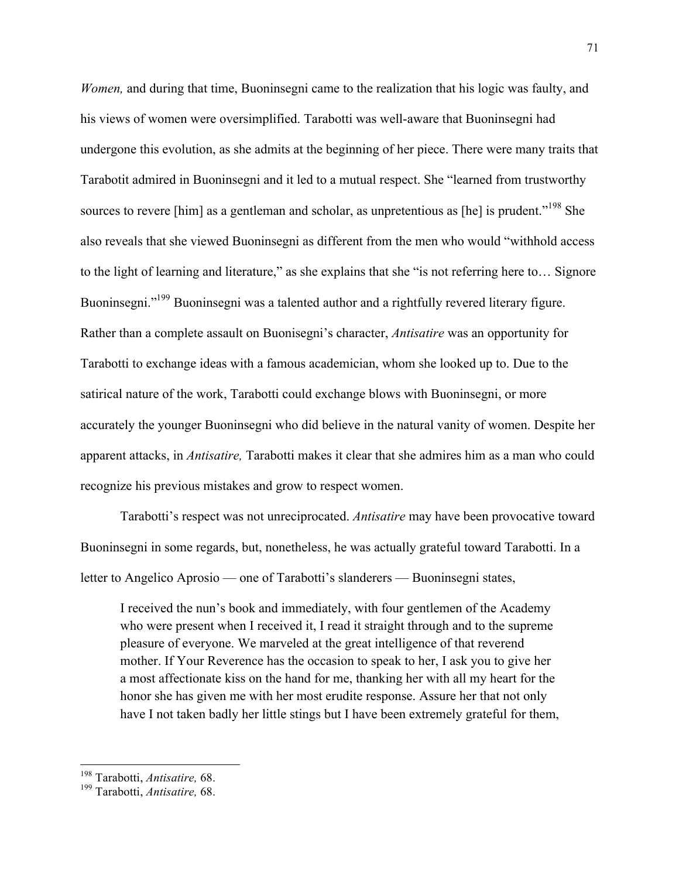*Women,* and during that time, Buoninsegni came to the realization that his logic was faulty, and his views of women were oversimplified. Tarabotti was well-aware that Buoninsegni had undergone this evolution, as she admits at the beginning of her piece. There were many traits that Tarabotit admired in Buoninsegni and it led to a mutual respect. She "learned from trustworthy sources to revere [him] as a gentleman and scholar, as unpretentious as [he] is prudent."[198] She also reveals that she viewed Buoninsegni as different from the men who would "withhold access to the light of learning and literature," as she explains that she "is not referring here to… Signore Buoninsegni."[199] Buoninsegni was a talented author and a rightfully revered literary figure. Rather than a complete assault on Buonisegni's character, *Antisatire* was an opportunity for Tarabotti to exchange ideas with a famous academician, whom she looked up to. Due to the satirical nature of the work, Tarabotti could exchange blows with Buoninsegni, or more accurately the younger Buoninsegni who did believe in the natural vanity of women. Despite her apparent attacks, in *Antisatire,* Tarabotti makes it clear that she admires him as a man who could recognize his previous mistakes and grow to respect women.

Tarabotti's respect was not unreciprocated. *Antisatire* may have been provocative toward Buoninsegni in some regards, but, nonetheless, he was actually grateful toward Tarabotti. In a letter to Angelico Aprosio — one of Tarabotti's slanderers — Buoninsegni states,

> I received the nun's book and immediately, with four gentlemen of the Academy who were present when I received it, I read it straight through and to the supreme pleasure of everyone. We marveled at the great intelligence of that reverend mother. If Your Reverence has the occasion to speak to her, I ask you to give her a most affectionate kiss on the hand for me, thanking her with all my heart for the honor she has given me with her most erudite response. Assure her that not only have I not taken badly her little stings but I have been extremely grateful for them,

[198] Tarabotti, *Antisatire,* 68.
[199] Tarabotti, *Antisatire,* 68.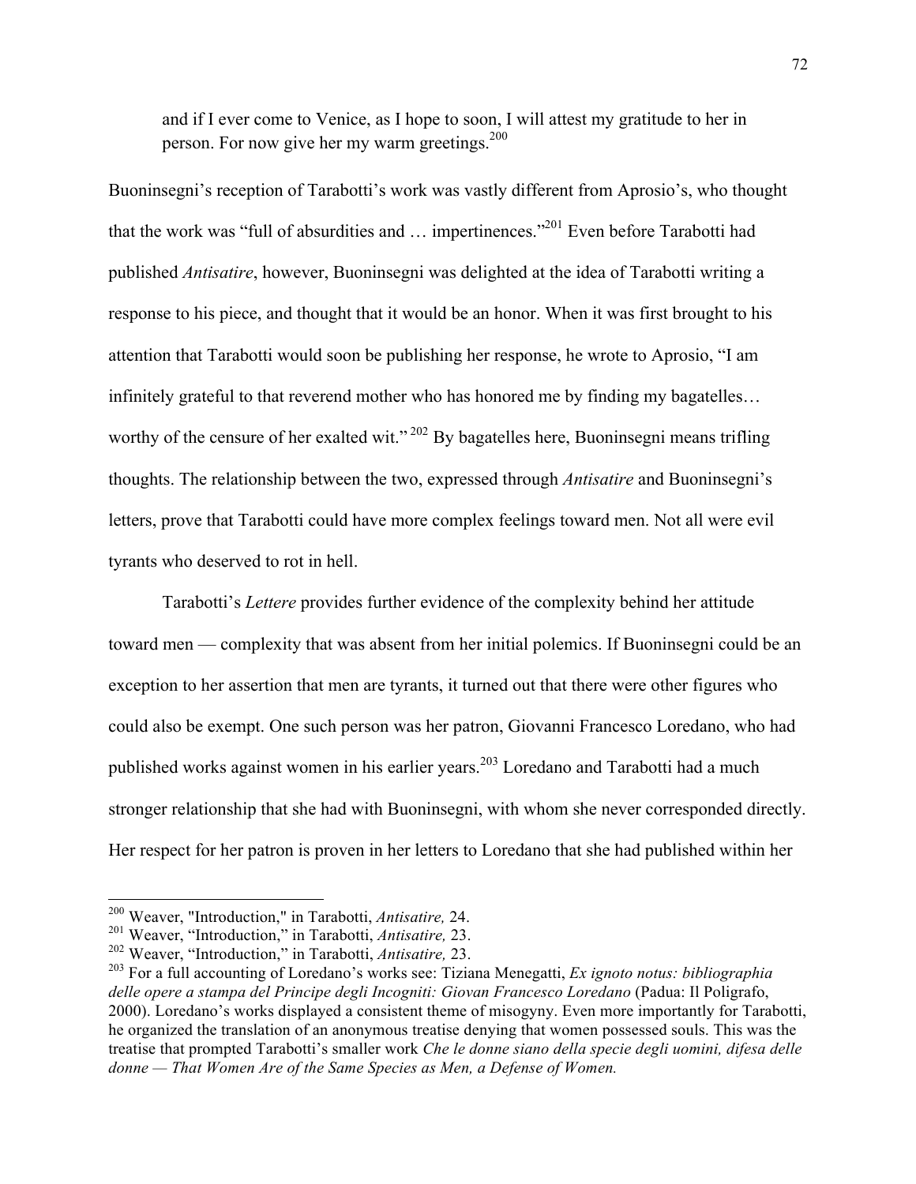> and if I ever come to Venice, as I hope to soon, I will attest my gratitude to her in person. For now give her my warm greetings.[200]

Buoninsegni's reception of Tarabotti's work was vastly different from Aprosio's, who thought that the work was "full of absurdities and … impertinences."[201] Even before Tarabotti had published *Antisatire*, however, Buoninsegni was delighted at the idea of Tarabotti writing a response to his piece, and thought that it would be an honor. When it was first brought to his attention that Tarabotti would soon be publishing her response, he wrote to Aprosio, "I am infinitely grateful to that reverend mother who has honored me by finding my bagatelles… worthy of the censure of her exalted wit." [202] By bagatelles here, Buoninsegni means trifling thoughts. The relationship between the two, expressed through *Antisatire* and Buoninsegni's letters, prove that Tarabotti could have more complex feelings toward men. Not all were evil tyrants who deserved to rot in hell.

Tarabotti's *Lettere* provides further evidence of the complexity behind her attitude toward men — complexity that was absent from her initial polemics. If Buoninsegni could be an exception to her assertion that men are tyrants, it turned out that there were other figures who could also be exempt. One such person was her patron, Giovanni Francesco Loredano, who had published works against women in his earlier years.[203] Loredano and Tarabotti had a much stronger relationship that she had with Buoninsegni, with whom she never corresponded directly. Her respect for her patron is proven in her letters to Loredano that she had published within her

---

[200] Weaver, "Introduction," in Tarabotti, *Antisatire,* 24.

[201] Weaver, "Introduction," in Tarabotti, *Antisatire,* 23.

[202] Weaver, "Introduction," in Tarabotti, *Antisatire,* 23.

[203] For a full accounting of Loredano's works see: Tiziana Menegatti, *Ex ignoto notus: bibliographia delle opere a stampa del Principe degli Incogniti: Giovan Francesco Loredano* (Padua: Il Poligrafo, 2000). Loredano's works displayed a consistent theme of misogyny. Even more importantly for Tarabotti, he organized the translation of an anonymous treatise denying that women possessed souls. This was the treatise that prompted Tarabotti's smaller work *Che le donne siano della specie degli uomini, difesa delle donne — That Women Are of the Same Species as Men, a Defense of Women.*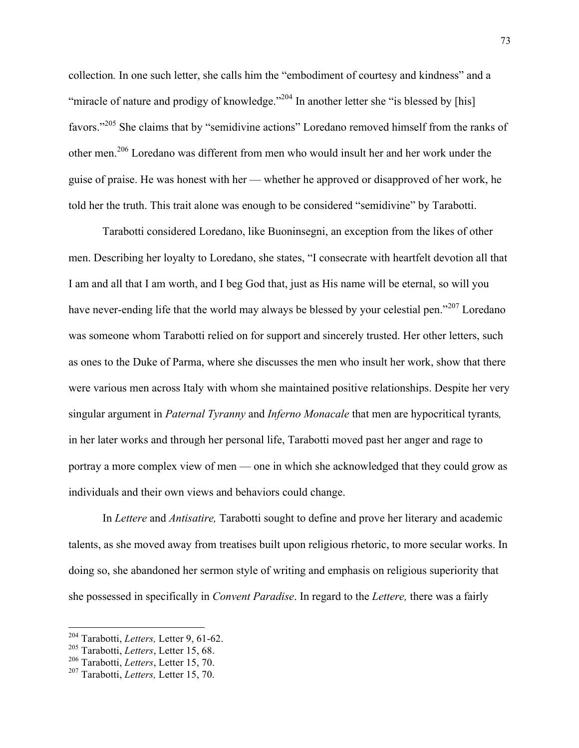collection. In one such letter, she calls him the "embodiment of courtesy and kindness" and a "miracle of nature and prodigy of knowledge."[204] In another letter she "is blessed by [his] favors."[205] She claims that by "semidivine actions" Loredano removed himself from the ranks of other men.[206] Loredano was different from men who would insult her and her work under the guise of praise. He was honest with her — whether he approved or disapproved of her work, he told her the truth. This trait alone was enough to be considered "semidivine" by Tarabotti.

Tarabotti considered Loredano, like Buoninsegni, an exception from the likes of other men. Describing her loyalty to Loredano, she states, "I consecrate with heartfelt devotion all that I am and all that I am worth, and I beg God that, just as His name will be eternal, so will you have never-ending life that the world may always be blessed by your celestial pen."[207] Loredano was someone whom Tarabotti relied on for support and sincerely trusted. Her other letters, such as ones to the Duke of Parma, where she discusses the men who insult her work, show that there were various men across Italy with whom she maintained positive relationships. Despite her very singular argument in *Paternal Tyranny* and *Inferno Monacale* that men are hypocritical tyrants, in her later works and through her personal life, Tarabotti moved past her anger and rage to portray a more complex view of men — one in which she acknowledged that they could grow as individuals and their own views and behaviors could change.

In *Lettere* and *Antisatire,* Tarabotti sought to define and prove her literary and academic talents, as she moved away from treatises built upon religious rhetoric, to more secular works. In doing so, she abandoned her sermon style of writing and emphasis on religious superiority that she possessed in specifically in *Convent Paradise*. In regard to the *Lettere,* there was a fairly

---

[204] Tarabotti, *Letters,* Letter 9, 61-62.

[205] Tarabotti, *Letters*, Letter 15, 68.

[206] Tarabotti, *Letters*, Letter 15, 70.

[207] Tarabotti, *Letters,* Letter 15, 70.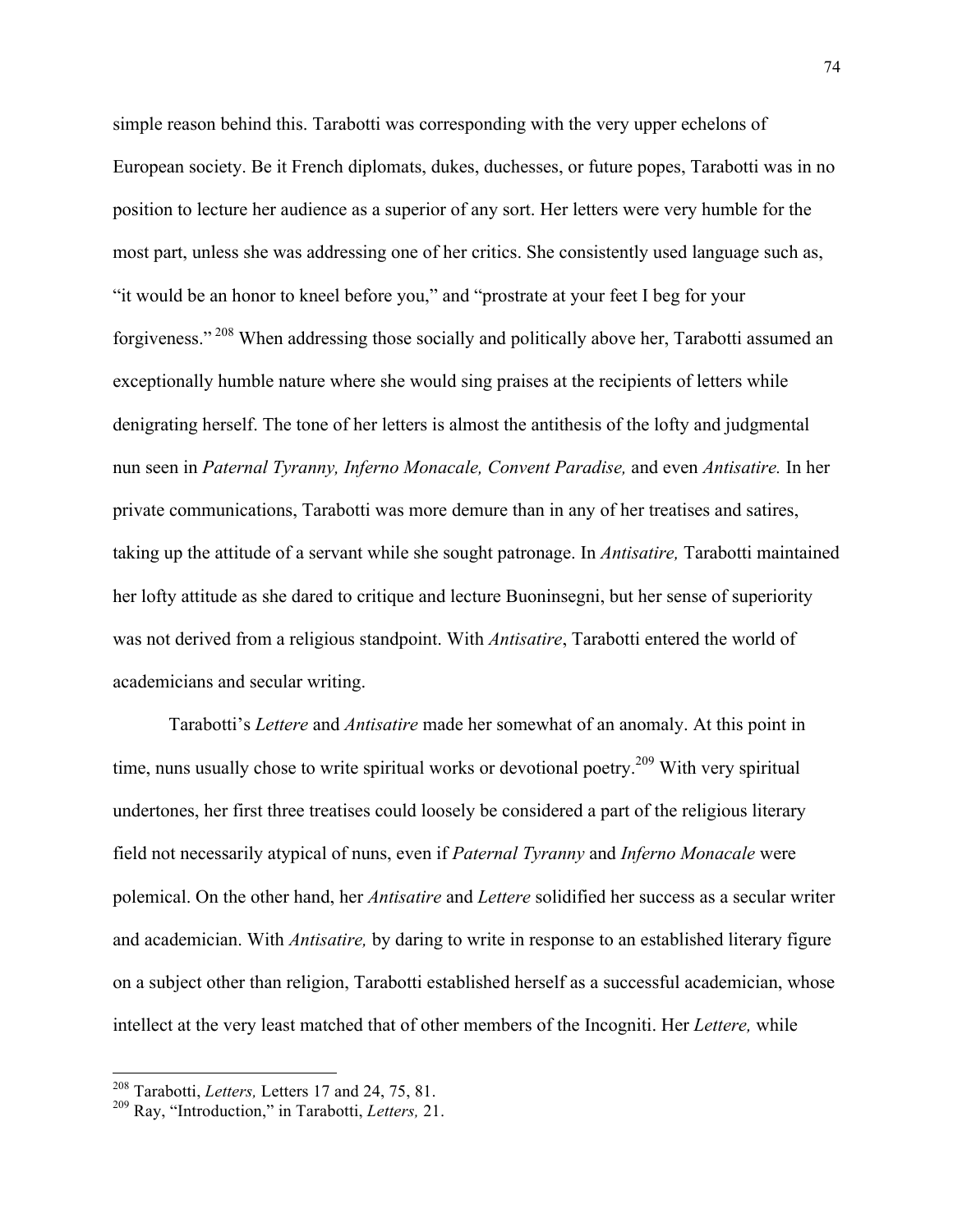simple reason behind this. Tarabotti was corresponding with the very upper echelons of European society. Be it French diplomats, dukes, duchesses, or future popes, Tarabotti was in no position to lecture her audience as a superior of any sort. Her letters were very humble for the most part, unless she was addressing one of her critics. She consistently used language such as, "it would be an honor to kneel before you," and "prostrate at your feet I beg for your forgiveness." [208] When addressing those socially and politically above her, Tarabotti assumed an exceptionally humble nature where she would sing praises at the recipients of letters while denigrating herself. The tone of her letters is almost the antithesis of the lofty and judgmental nun seen in *Paternal Tyranny, Inferno Monacale, Convent Paradise,* and even *Antisatire.* In her private communications, Tarabotti was more demure than in any of her treatises and satires, taking up the attitude of a servant while she sought patronage. In *Antisatire,* Tarabotti maintained her lofty attitude as she dared to critique and lecture Buoninsegni, but her sense of superiority was not derived from a religious standpoint. With *Antisatire*, Tarabotti entered the world of academicians and secular writing.

Tarabotti's *Lettere* and *Antisatire* made her somewhat of an anomaly. At this point in time, nuns usually chose to write spiritual works or devotional poetry.[209] With very spiritual undertones, her first three treatises could loosely be considered a part of the religious literary field not necessarily atypical of nuns, even if *Paternal Tyranny* and *Inferno Monacale* were polemical. On the other hand, her *Antisatire* and *Lettere* solidified her success as a secular writer and academician. With *Antisatire,* by daring to write in response to an established literary figure on a subject other than religion, Tarabotti established herself as a successful academician, whose intellect at the very least matched that of other members of the Incogniti. Her *Lettere,* while

---

[208] Tarabotti, *Letters,* Letters 17 and 24, 75, 81.

[209] Ray, "Introduction," in Tarabotti, *Letters,* 21.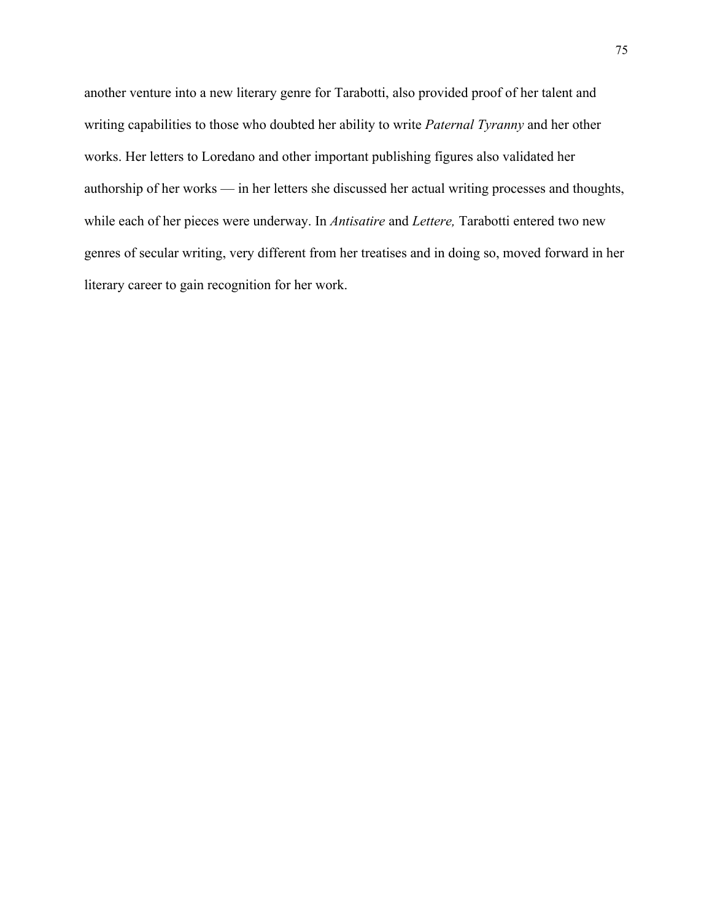another venture into a new literary genre for Tarabotti, also provided proof of her talent and writing capabilities to those who doubted her ability to write *Paternal Tyranny* and her other works. Her letters to Loredano and other important publishing figures also validated her authorship of her works — in her letters she discussed her actual writing processes and thoughts, while each of her pieces were underway. In *Antisatire* and *Lettere,* Tarabotti entered two new genres of secular writing, very different from her treatises and in doing so, moved forward in her literary career to gain recognition for her work.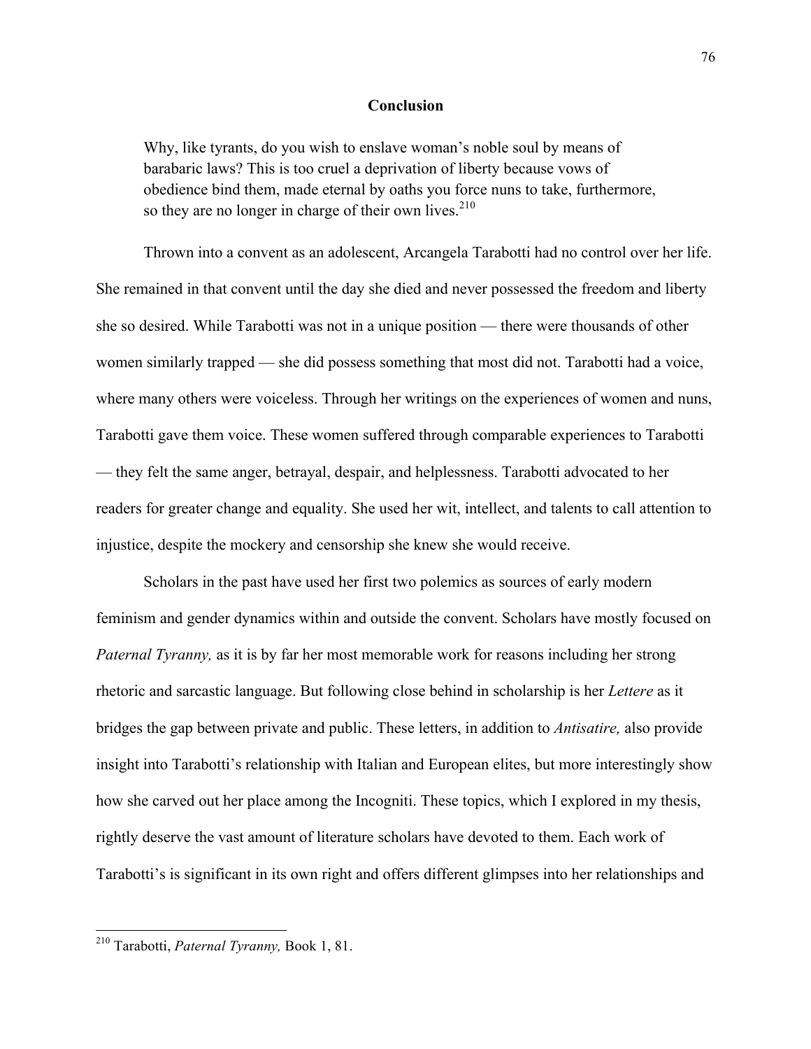## Conclusion

> Why, like tyrants, do you wish to enslave woman's noble soul by means of barabaric laws? This is too cruel a deprivation of liberty because vows of obedience bind them, made eternal by oaths you force nuns to take, furthermore, so they are no longer in charge of their own lives.[210]

Thrown into a convent as an adolescent, Arcangela Tarabotti had no control over her life. She remained in that convent until the day she died and never possessed the freedom and liberty she so desired. While Tarabotti was not in a unique position — there were thousands of other women similarly trapped — she did possess something that most did not. Tarabotti had a voice, where many others were voiceless. Through her writings on the experiences of women and nuns, Tarabotti gave them voice. These women suffered through comparable experiences to Tarabotti — they felt the same anger, betrayal, despair, and helplessness. Tarabotti advocated to her readers for greater change and equality. She used her wit, intellect, and talents to call attention to injustice, despite the mockery and censorship she knew she would receive.

Scholars in the past have used her first two polemics as sources of early modern feminism and gender dynamics within and outside the convent. Scholars have mostly focused on *Paternal Tyranny,* as it is by far her most memorable work for reasons including her strong rhetoric and sarcastic language. But following close behind in scholarship is her *Lettere* as it bridges the gap between private and public. These letters, in addition to *Antisatire,* also provide insight into Tarabotti's relationship with Italian and European elites, but more interestingly show how she carved out her place among the Incogniti. These topics, which I explored in my thesis, rightly deserve the vast amount of literature scholars have devoted to them. Each work of Tarabotti's is significant in its own right and offers different glimpses into her relationships and

---

[210] Tarabotti, *Paternal Tyranny,* Book 1, 81.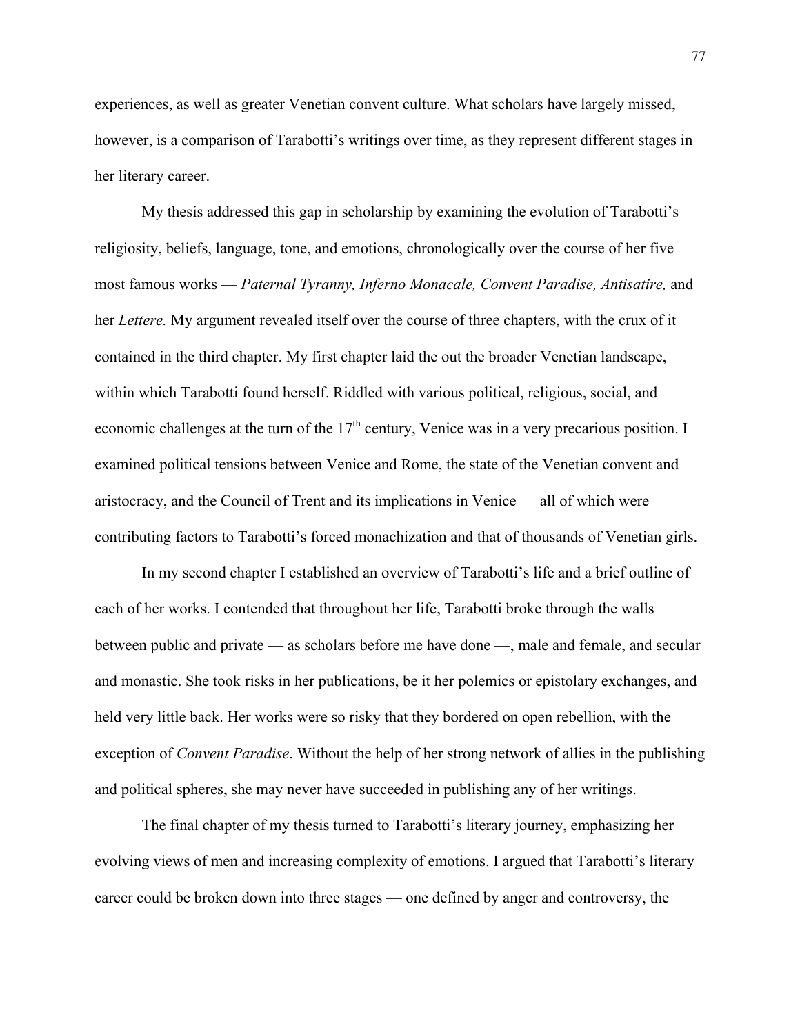experiences, as well as greater Venetian convent culture. What scholars have largely missed, however, is a comparison of Tarabotti's writings over time, as they represent different stages in her literary career.

My thesis addressed this gap in scholarship by examining the evolution of Tarabotti's religiosity, beliefs, language, tone, and emotions, chronologically over the course of her five most famous works — *Paternal Tyranny, Inferno Monacale, Convent Paradise, Antisatire,* and her *Lettere.* My argument revealed itself over the course of three chapters, with the crux of it contained in the third chapter. My first chapter laid the out the broader Venetian landscape, within which Tarabotti found herself. Riddled with various political, religious, social, and economic challenges at the turn of the 17th century, Venice was in a very precarious position. I examined political tensions between Venice and Rome, the state of the Venetian convent and aristocracy, and the Council of Trent and its implications in Venice — all of which were contributing factors to Tarabotti's forced monachization and that of thousands of Venetian girls.

In my second chapter I established an overview of Tarabotti's life and a brief outline of each of her works. I contended that throughout her life, Tarabotti broke through the walls between public and private — as scholars before me have done —, male and female, and secular and monastic. She took risks in her publications, be it her polemics or epistolary exchanges, and held very little back. Her works were so risky that they bordered on open rebellion, with the exception of *Convent Paradise*. Without the help of her strong network of allies in the publishing and political spheres, she may never have succeeded in publishing any of her writings.

The final chapter of my thesis turned to Tarabotti's literary journey, emphasizing her evolving views of men and increasing complexity of emotions. I argued that Tarabotti's literary career could be broken down into three stages — one defined by anger and controversy, the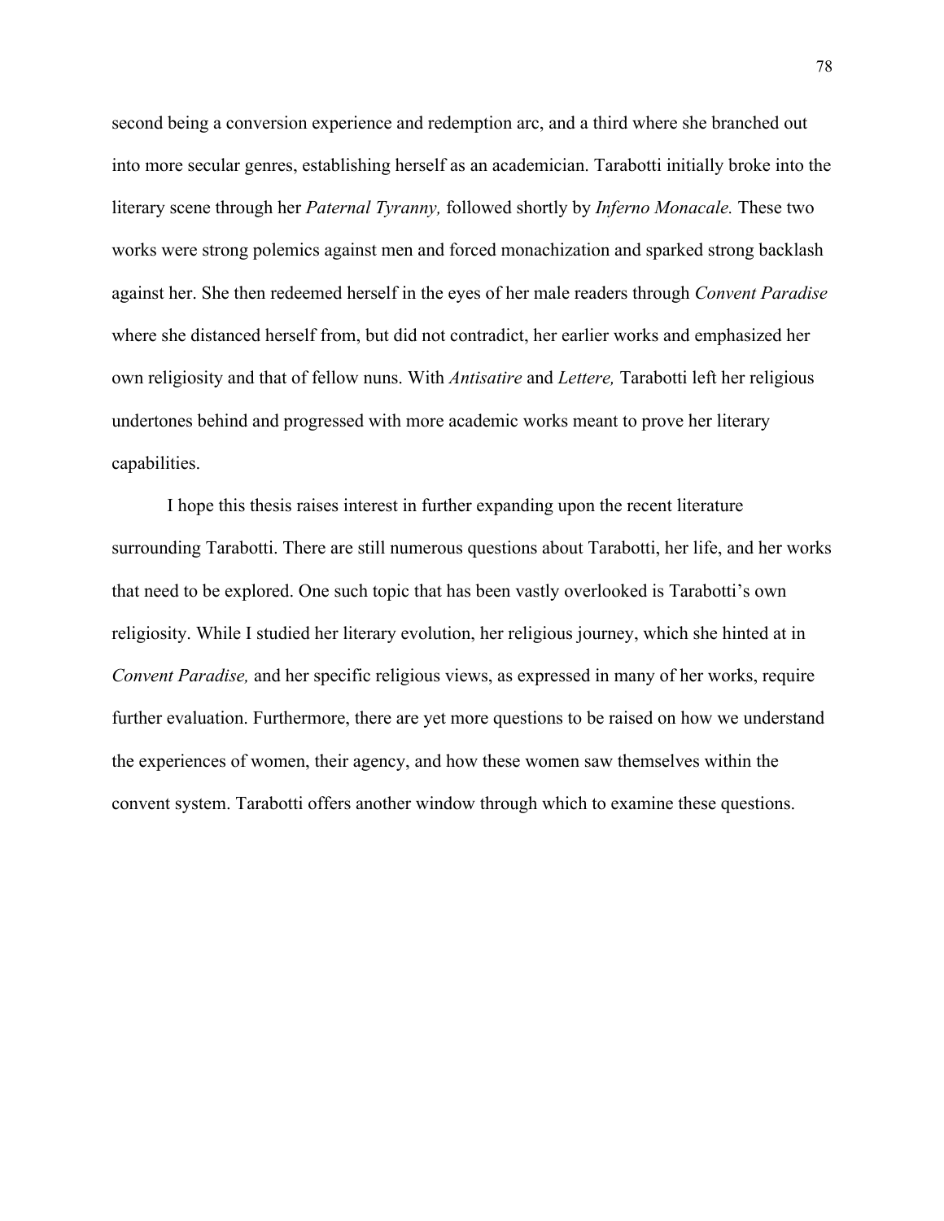second being a conversion experience and redemption arc, and a third where she branched out into more secular genres, establishing herself as an academician. Tarabotti initially broke into the literary scene through her *Paternal Tyranny,* followed shortly by *Inferno Monacale.* These two works were strong polemics against men and forced monachization and sparked strong backlash against her. She then redeemed herself in the eyes of her male readers through *Convent Paradise* where she distanced herself from, but did not contradict, her earlier works and emphasized her own religiosity and that of fellow nuns. With *Antisatire* and *Lettere,* Tarabotti left her religious undertones behind and progressed with more academic works meant to prove her literary capabilities.

I hope this thesis raises interest in further expanding upon the recent literature surrounding Tarabotti. There are still numerous questions about Tarabotti, her life, and her works that need to be explored. One such topic that has been vastly overlooked is Tarabotti's own religiosity. While I studied her literary evolution, her religious journey, which she hinted at in *Convent Paradise,* and her specific religious views, as expressed in many of her works, require further evaluation. Furthermore, there are yet more questions to be raised on how we understand the experiences of women, their agency, and how these women saw themselves within the convent system. Tarabotti offers another window through which to examine these questions.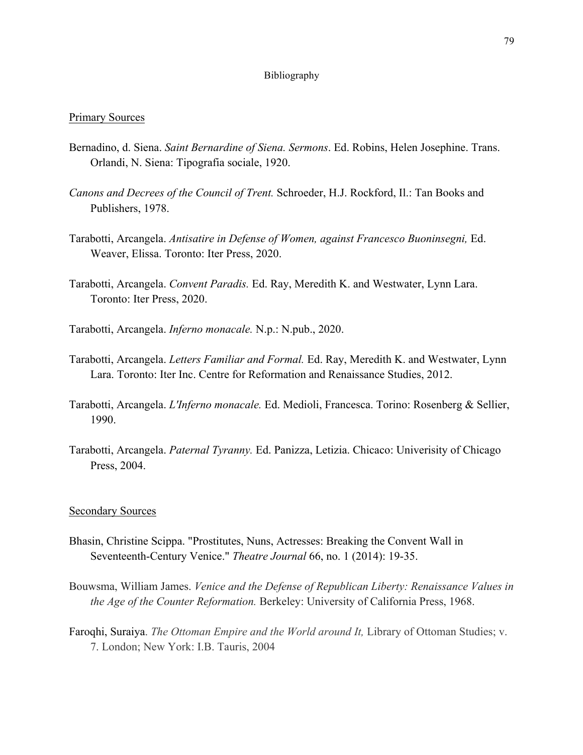# Bibliography

## Primary Sources

Bernadino, d. Siena. *Saint Bernardine of Siena. Sermons*. Ed. Robins, Helen Josephine. Trans. Orlandi, N. Siena: Tipografia sociale, 1920.

*Canons and Decrees of the Council of Trent.* Schroeder, H.J. Rockford, Il.: Tan Books and Publishers, 1978.

Tarabotti, Arcangela. *Antisatire in Defense of Women, against Francesco Buoninsegni,* Ed. Weaver, Elissa. Toronto: Iter Press, 2020.

Tarabotti, Arcangela. *Convent Paradis.* Ed. Ray, Meredith K. and Westwater, Lynn Lara. Toronto: Iter Press, 2020.

Tarabotti, Arcangela. *Inferno monacale.* N.p.: N.pub., 2020.

Tarabotti, Arcangela. *Letters Familiar and Formal.* Ed. Ray, Meredith K. and Westwater, Lynn Lara. Toronto: Iter Inc. Centre for Reformation and Renaissance Studies, 2012.

Tarabotti, Arcangela. *L'Inferno monacale.* Ed. Medioli, Francesca. Torino: Rosenberg & Sellier, 1990.

Tarabotti, Arcangela. *Paternal Tyranny.* Ed. Panizza, Letizia. Chicaco: Univerisity of Chicago Press, 2004.

## Secondary Sources

Bhasin, Christine Scippa. "Prostitutes, Nuns, Actresses: Breaking the Convent Wall in Seventeenth-Century Venice." *Theatre Journal* 66, no. 1 (2014): 19-35.

Bouwsma, William James. *Venice and the Defense of Republican Liberty: Renaissance Values in the Age of the Counter Reformation.* Berkeley: University of California Press, 1968.

Faroqhi, Suraiya. *The Ottoman Empire and the World around It,* Library of Ottoman Studies; v. 7. London; New York: I.B. Tauris, 2004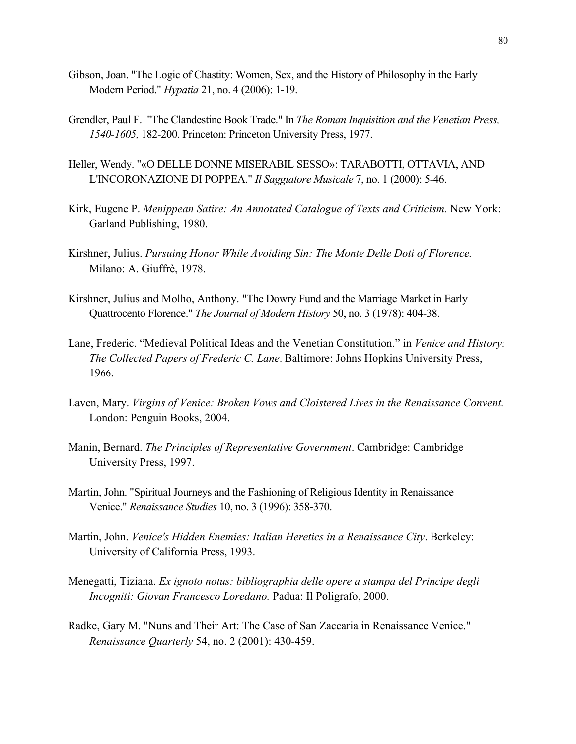Gibson, Joan. "The Logic of Chastity: Women, Sex, and the History of Philosophy in the Early Modern Period." *Hypatia* 21, no. 4 (2006): 1-19.

Grendler, Paul F. "The Clandestine Book Trade." In *The Roman Inquisition and the Venetian Press, 1540-1605,* 182-200. Princeton: Princeton University Press, 1977.

Heller, Wendy. "«O DELLE DONNE MISERABIL SESSO»: TARABOTTI, OTTAVIA, AND L'INCORONAZIONE DI POPPEA." *Il Saggiatore Musicale* 7, no. 1 (2000): 5-46.

Kirk, Eugene P. *Menippean Satire: An Annotated Catalogue of Texts and Criticism.* New York: Garland Publishing, 1980.

Kirshner, Julius. *Pursuing Honor While Avoiding Sin: The Monte Delle Doti of Florence.* Milano: A. Giuffrè, 1978.

Kirshner, Julius and Molho, Anthony. "The Dowry Fund and the Marriage Market in Early Quattrocento Florence." *The Journal of Modern History* 50, no. 3 (1978): 404-38.

Lane, Frederic. "Medieval Political Ideas and the Venetian Constitution." in *Venice and History: The Collected Papers of Frederic C. Lane.* Baltimore: Johns Hopkins University Press, 1966.

Laven, Mary. *Virgins of Venice: Broken Vows and Cloistered Lives in the Renaissance Convent.* London: Penguin Books, 2004.

Manin, Bernard. *The Principles of Representative Government*. Cambridge: Cambridge University Press, 1997.

Martin, John. "Spiritual Journeys and the Fashioning of Religious Identity in Renaissance Venice." *Renaissance Studies* 10, no. 3 (1996): 358-370.

Martin, John. *Venice's Hidden Enemies: Italian Heretics in a Renaissance City*. Berkeley: University of California Press, 1993.

Menegatti, Tiziana. *Ex ignoto notus: bibliographia delle opere a stampa del Principe degli Incogniti: Giovan Francesco Loredano.* Padua: Il Poligrafo, 2000.

Radke, Gary M. "Nuns and Their Art: The Case of San Zaccaria in Renaissance Venice." *Renaissance Quarterly* 54, no. 2 (2001): 430-459.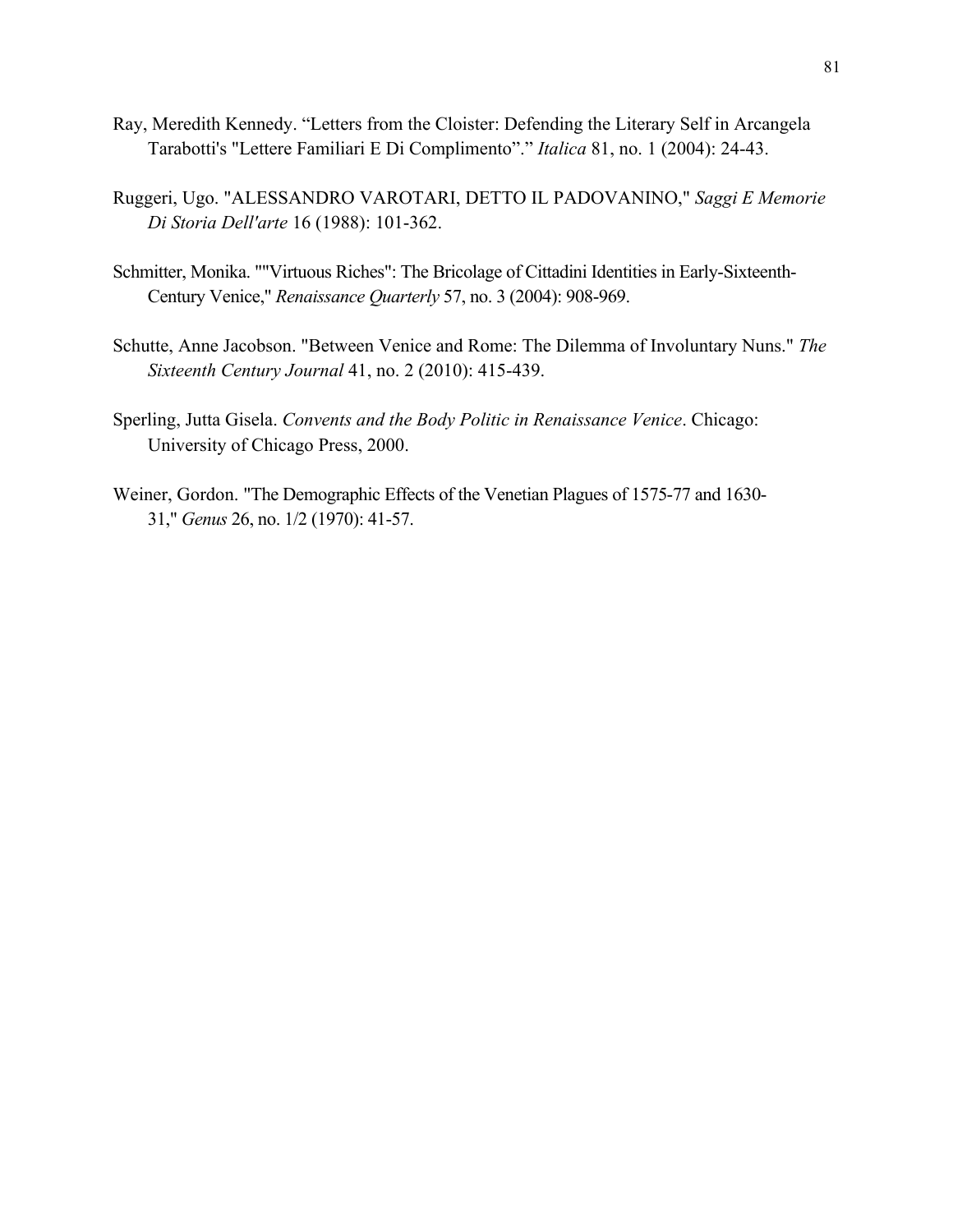Ray, Meredith Kennedy. “Letters from the Cloister: Defending the Literary Self in Arcangela Tarabotti's "Lettere Familiari E Di Complimento”.” *Italica* 81, no. 1 (2004): 24-43.

Ruggeri, Ugo. "ALESSANDRO VAROTARI, DETTO IL PADOVANINO," *Saggi E Memorie Di Storia Dell'arte* 16 (1988): 101-362.

Schmitter, Monika. ""Virtuous Riches": The Bricolage of Cittadini Identities in Early-Sixteenth-Century Venice," *Renaissance Quarterly* 57, no. 3 (2004): 908-969.

Schutte, Anne Jacobson. "Between Venice and Rome: The Dilemma of Involuntary Nuns." *The Sixteenth Century Journal* 41, no. 2 (2010): 415-439.

Sperling, Jutta Gisela. *Convents and the Body Politic in Renaissance Venice*. Chicago: University of Chicago Press, 2000.

Weiner, Gordon. "The Demographic Effects of the Venetian Plagues of 1575-77 and 1630-31," *Genus* 26, no. 1/2 (1970): 41-57.